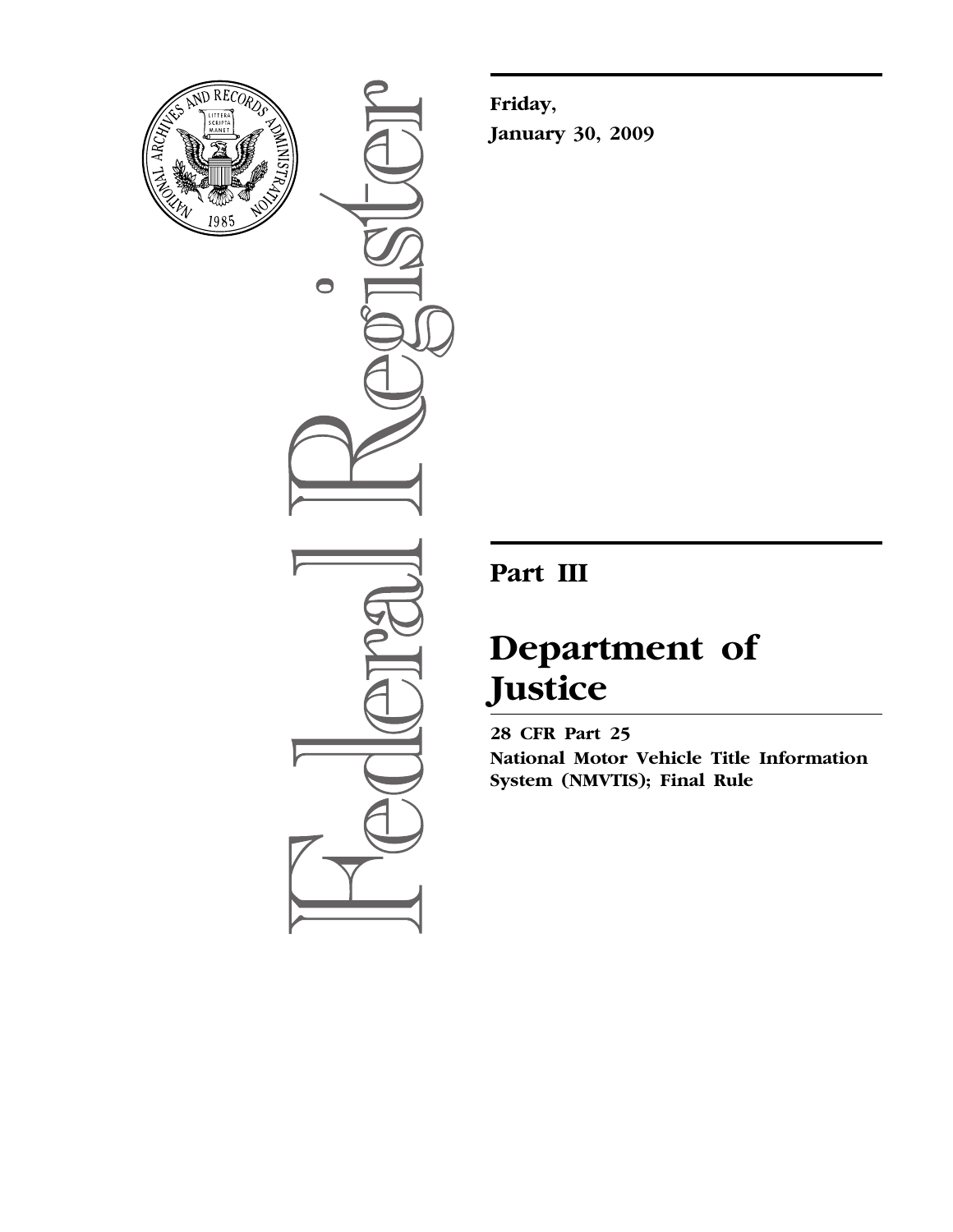**Friday,**

**January 30, 2009**

# Part III

# Department of Justice

**28 CFR Part 25**

**National Motor Vehicle Title Information System (NMVTIS); Final Rule**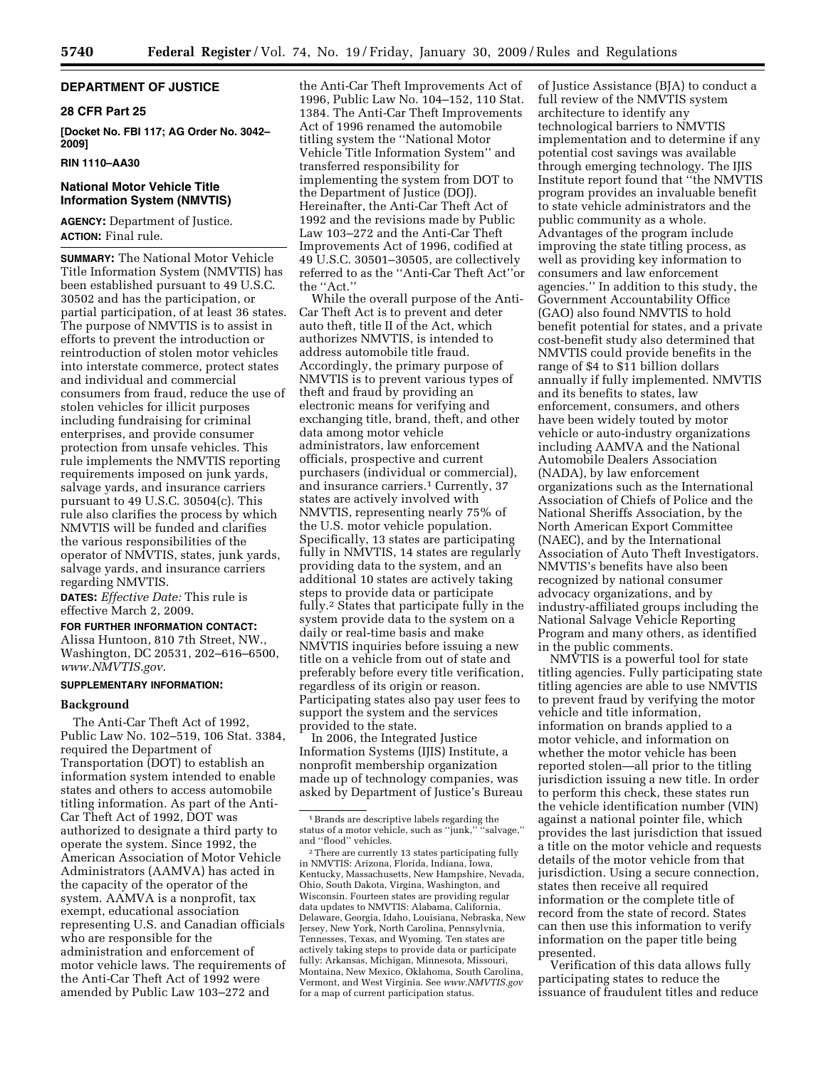## DEPARTMENT OF JUSTICE

### 28 CFR Part 25

**[Docket No. FBI 117; AG Order No. 3042–2009]**

**RIN 1110–AA30**

### National Motor Vehicle Title Information System (NMVTIS)

**AGENCY:** Department of Justice.

**ACTION:** Final rule.

**SUMMARY:** The National Motor Vehicle Title Information System (NMVTIS) has been established pursuant to 49 U.S.C. 30502 and has the participation, or partial participation, of at least 36 states. The purpose of NMVTIS is to assist in efforts to prevent the introduction or reintroduction of stolen motor vehicles into interstate commerce, protect states and individual and commercial consumers from fraud, reduce the use of stolen vehicles for illicit purposes including fundraising for criminal enterprises, and provide consumer protection from unsafe vehicles. This rule implements the NMVTIS reporting requirements imposed on junk yards, salvage yards, and insurance carriers pursuant to 49 U.S.C. 30504(c). This rule also clarifies the process by which NMVTIS will be funded and clarifies the various responsibilities of the operator of NMVTIS, states, junk yards, salvage yards, and insurance carriers regarding NMVTIS.

**DATES:** *Effective Date:* This rule is effective March 2, 2009.

**FOR FURTHER INFORMATION CONTACT:** Alissa Huntoon, 810 7th Street, NW., Washington, DC 20531, 202–616–6500, *www.NMVTIS.gov*.

**SUPPLEMENTARY INFORMATION:**

#### Background

The Anti-Car Theft Act of 1992, Public Law No. 102–519, 106 Stat. 3384, required the Department of Transportation (DOT) to establish an information system intended to enable states and others to access automobile titling information. As part of the Anti-Car Theft Act of 1992, DOT was authorized to designate a third party to operate the system. Since 1992, the American Association of Motor Vehicle Administrators (AAMVA) has acted in the capacity of the operator of the system. AAMVA is a nonprofit, tax exempt, educational association representing U.S. and Canadian officials who are responsible for the administration and enforcement of motor vehicle laws. The requirements of the Anti-Car Theft Act of 1992 were amended by Public Law 103–272 and the Anti-Car Theft Improvements Act of 1996, Public Law No. 104–152, 110 Stat. 1384. The Anti-Car Theft Improvements Act of 1996 renamed the automobile titling system the ''National Motor Vehicle Title Information System'' and transferred responsibility for implementing the system from DOT to the Department of Justice (DOJ). Hereinafter, the Anti-Car Theft Act of 1992 and the revisions made by Public Law 103–272 and the Anti-Car Theft Improvements Act of 1996, codified at 49 U.S.C. 30501–30505, are collectively referred to as the ''Anti-Car Theft Act''or the ''Act.''

While the overall purpose of the Anti-Car Theft Act is to prevent and deter auto theft, title II of the Act, which authorizes NMVTIS, is intended to address automobile title fraud. Accordingly, the primary purpose of NMVTIS is to prevent various types of theft and fraud by providing an electronic means for verifying and exchanging title, brand, theft, and other data among motor vehicle administrators, law enforcement officials, prospective and current purchasers (individual or commercial), and insurance carriers.[1] Currently, 37 states are actively involved with NMVTIS, representing nearly 75% of the U.S. motor vehicle population. Specifically, 13 states are participating fully in NMVTIS, 14 states are regularly providing data to the system, and an additional 10 states are actively taking steps to provide data or participate fully.[2] States that participate fully in the system provide data to the system on a daily or real-time basis and make NMVTIS inquiries before issuing a new title on a vehicle from out of state and preferably before every title verification, regardless of its origin or reason. Participating states also pay user fees to support the system and the services provided to the state.

In 2006, the Integrated Justice Information Systems (IJIS) Institute, a nonprofit membership organization made up of technology companies, was asked by Department of Justice's Bureau of Justice Assistance (BJA) to conduct a full review of the NMVTIS system architecture to identify any technological barriers to NMVTIS implementation and to determine if any potential cost savings was available through emerging technology. The IJIS Institute report found that ''the NMVTIS program provides an invaluable benefit to state vehicle administrators and the public community as a whole. Advantages of the program include improving the state titling process, as well as providing key information to consumers and law enforcement agencies.'' In addition to this study, the Government Accountability Office (GAO) also found NMVTIS to hold benefit potential for states, and a private cost-benefit study also determined that NMVTIS could provide benefits in the range of $4 to $11 billion dollars annually if fully implemented. NMVTIS and its benefits to states, law enforcement, consumers, and others have been widely touted by motor vehicle or auto-industry organizations including AAMVA and the National Automobile Dealers Association (NADA), by law enforcement organizations such as the International Association of Chiefs of Police and the National Sheriffs Association, by the North American Export Committee (NAEC), and by the International Association of Auto Theft Investigators. NMVTIS's benefits have also been recognized by national consumer advocacy organizations, and by industry-affiliated groups including the National Salvage Vehicle Reporting Program and many others, as identified in the public comments.

NMVTIS is a powerful tool for state titling agencies. Fully participating state titling agencies are able to use NMVTIS to prevent fraud by verifying the motor vehicle and title information, information on brands applied to a motor vehicle, and information on whether the motor vehicle has been reported stolen—all prior to the titling jurisdiction issuing a new title. In order to perform this check, these states run the vehicle identification number (VIN) against a national pointer file, which provides the last jurisdiction that issued a title on the motor vehicle and requests details of the motor vehicle from that jurisdiction. Using a secure connection, states then receive all required information or the complete title of record from the state of record. States can then use this information to verify information on the paper title being presented.

Verification of this data allows fully participating states to reduce the issuance of fraudulent titles and reduce

---

[1] Brands are descriptive labels regarding the status of a motor vehicle, such as ''junk,'' ''salvage,'' and ''flood'' vehicles.

[2] There are currently 13 states participating fully in NMVTIS: Arizona, Florida, Indiana, Iowa, Kentucky, Massachusetts, New Hampshire, Nevada, Ohio, South Dakota, Virgina, Washington, and Wisconsin. Fourteen states are providing regular data updates to NMVTIS: Alabama, California, Delaware, Georgia, Idaho, Louisiana, Nebraska, New Jersey, New York, North Carolina, Pennsylvnia, Tennesses, Texas, and Wyoming. Ten states are actively taking steps to provide data or participate fully: Arkansas, Michigan, Minnesota, Missouri, Montaina, New Mexico, Oklahoma, South Carolina, Vermont, and West Virginia. See *www.NMVTIS.gov* for a map of current participation status.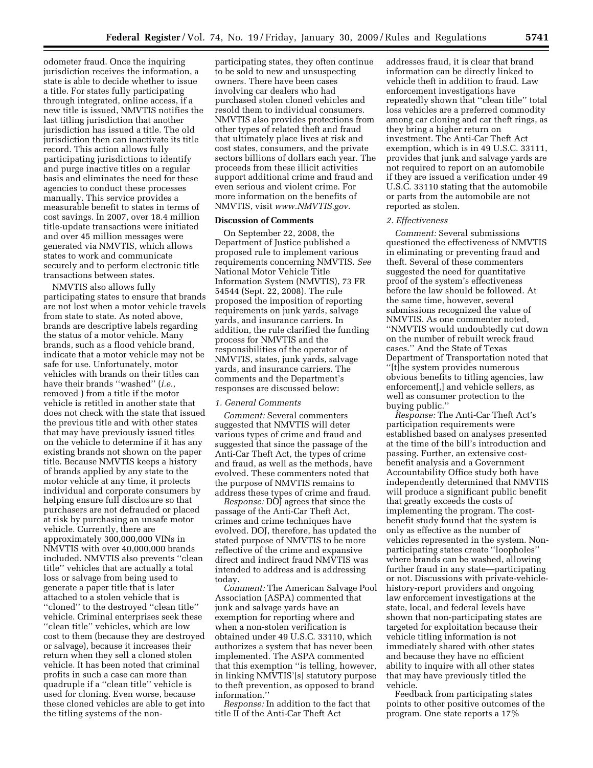odometer fraud. Once the inquiring jurisdiction receives the information, a state is able to decide whether to issue a title. For states fully participating through integrated, online access, if a new title is issued, NMVTIS notifies the last titling jurisdiction that another jurisdiction has issued a title. The old jurisdiction then can inactivate its title record. This action allows fully participating jurisdictions to identify and purge inactive titles on a regular basis and eliminates the need for these agencies to conduct these processes manually. This service provides a measurable benefit to states in terms of cost savings. In 2007, over 18.4 million title-update transactions were initiated and over 45 million messages were generated via NMVTIS, which allows states to work and communicate securely and to perform electronic title transactions between states.

NMVTIS also allows fully participating states to ensure that brands are not lost when a motor vehicle travels from state to state. As noted above, brands are descriptive labels regarding the status of a motor vehicle. Many brands, such as a flood vehicle brand, indicate that a motor vehicle may not be safe for use. Unfortunately, motor vehicles with brands on their titles can have their brands ''washed'' (*i.e.*, removed ) from a title if the motor vehicle is retitled in another state that does not check with the state that issued the previous title and with other states that may have previously issued titles on the vehicle to determine if it has any existing brands not shown on the paper title. Because NMVTIS keeps a history of brands applied by any state to the motor vehicle at any time, it protects individual and corporate consumers by helping ensure full disclosure so that purchasers are not defrauded or placed at risk by purchasing an unsafe motor vehicle. Currently, there are approximately 300,000,000 VINs in NMVTIS with over 40,000,000 brands included. NMVTIS also prevents ''clean title'' vehicles that are actually a total loss or salvage from being used to generate a paper title that is later attached to a stolen vehicle that is ''cloned'' to the destroyed ''clean title'' vehicle. Criminal enterprises seek these ''clean title'' vehicles, which are low cost to them (because they are destroyed or salvage), because it increases their return when they sell a cloned stolen vehicle. It has been noted that criminal profits in such a case can more than quadruple if a ''clean title'' vehicle is used for cloning. Even worse, because these cloned vehicles are able to get into the titling systems of the non-participating states, they often continue to be sold to new and unsuspecting owners. There have been cases involving car dealers who had purchased stolen cloned vehicles and resold them to individual consumers. NMVTIS also provides protections from other types of related theft and fraud that ultimately place lives at risk and cost states, consumers, and the private sectors billions of dollars each year. The proceeds from these illicit activities support additional crime and fraud and even serious and violent crime. For more information on the benefits of NMVTIS, visit *www.NMVTIS.gov*.

## Discussion of Comments

On September 22, 2008, the Department of Justice published a proposed rule to implement various requirements concerning NMVTIS. *See* National Motor Vehicle Title Information System (NMVTIS), 73 FR 54544 (Sept. 22, 2008). The rule proposed the imposition of reporting requirements on junk yards, salvage yards, and insurance carriers. In addition, the rule clarified the funding process for NMVTIS and the responsibilities of the operator of NMVTIS, states, junk yards, salvage yards, and insurance carriers. The comments and the Department's responses are discussed below:

### *1. General Comments*

*Comment:* Several commenters suggested that NMVTIS will deter various types of crime and fraud and suggested that since the passage of the Anti-Car Theft Act, the types of crime and fraud, as well as the methods, have evolved. These commenters noted that the purpose of NMVTIS remains to address these types of crime and fraud.

*Response:* DOJ agrees that since the passage of the Anti-Car Theft Act, crimes and crime techniques have evolved. DOJ, therefore, has updated the stated purpose of NMVTIS to be more reflective of the crime and expansive direct and indirect fraud NMVTIS was intended to address and is addressing today.

*Comment:* The American Salvage Pool Association (ASPA) commented that junk and salvage yards have an exemption for reporting where and when a non-stolen verification is obtained under 49 U.S.C. 33110, which authorizes a system that has never been implemented. The ASPA commented that this exemption ''is telling, however, in linking NMVTIS'[s] statutory purpose to theft prevention, as opposed to brand information.''

*Response:* In addition to the fact that title II of the Anti-Car Theft Act addresses fraud, it is clear that brand information can be directly linked to vehicle theft in addition to fraud. Law enforcement investigations have repeatedly shown that ''clean title'' total loss vehicles are a preferred commodity among car cloning and car theft rings, as they bring a higher return on investment. The Anti-Car Theft Act exemption, which is in 49 U.S.C. 33111, provides that junk and salvage yards are not required to report on an automobile if they are issued a verification under 49 U.S.C. 33110 stating that the automobile or parts from the automobile are not reported as stolen.

### *2. Effectiveness*

*Comment:* Several submissions questioned the effectiveness of NMVTIS in eliminating or preventing fraud and theft. Several of these commenters suggested the need for quantitative proof of the system's effectiveness before the law should be followed. At the same time, however, several submissions recognized the value of NMVTIS. As one commenter noted, ''NMVTIS would undoubtedly cut down on the number of rebuilt wreck fraud cases.'' And the State of Texas Department of Transportation noted that ''[t]he system provides numerous obvious benefits to titling agencies, law enforcement[,] and vehicle sellers, as well as consumer protection to the buying public.''

*Response:* The Anti-Car Theft Act's participation requirements were established based on analyses presented at the time of the bill's introduction and passing. Further, an extensive cost-benefit analysis and a Government Accountability Office study both have independently determined that NMVTIS will produce a significant public benefit that greatly exceeds the costs of implementing the program. The cost-benefit study found that the system is only as effective as the number of vehicles represented in the system. Non-participating states create ''loopholes'' where brands can be washed, allowing further fraud in any state—participating or not. Discussions with private-vehicle-history-report providers and ongoing law enforcement investigations at the state, local, and federal levels have shown that non-participating states are targeted for exploitation because their vehicle titling information is not immediately shared with other states and because they have no efficient ability to inquire with all other states that may have previously titled the vehicle.

Feedback from participating states points to other positive outcomes of the program. One state reports a 17%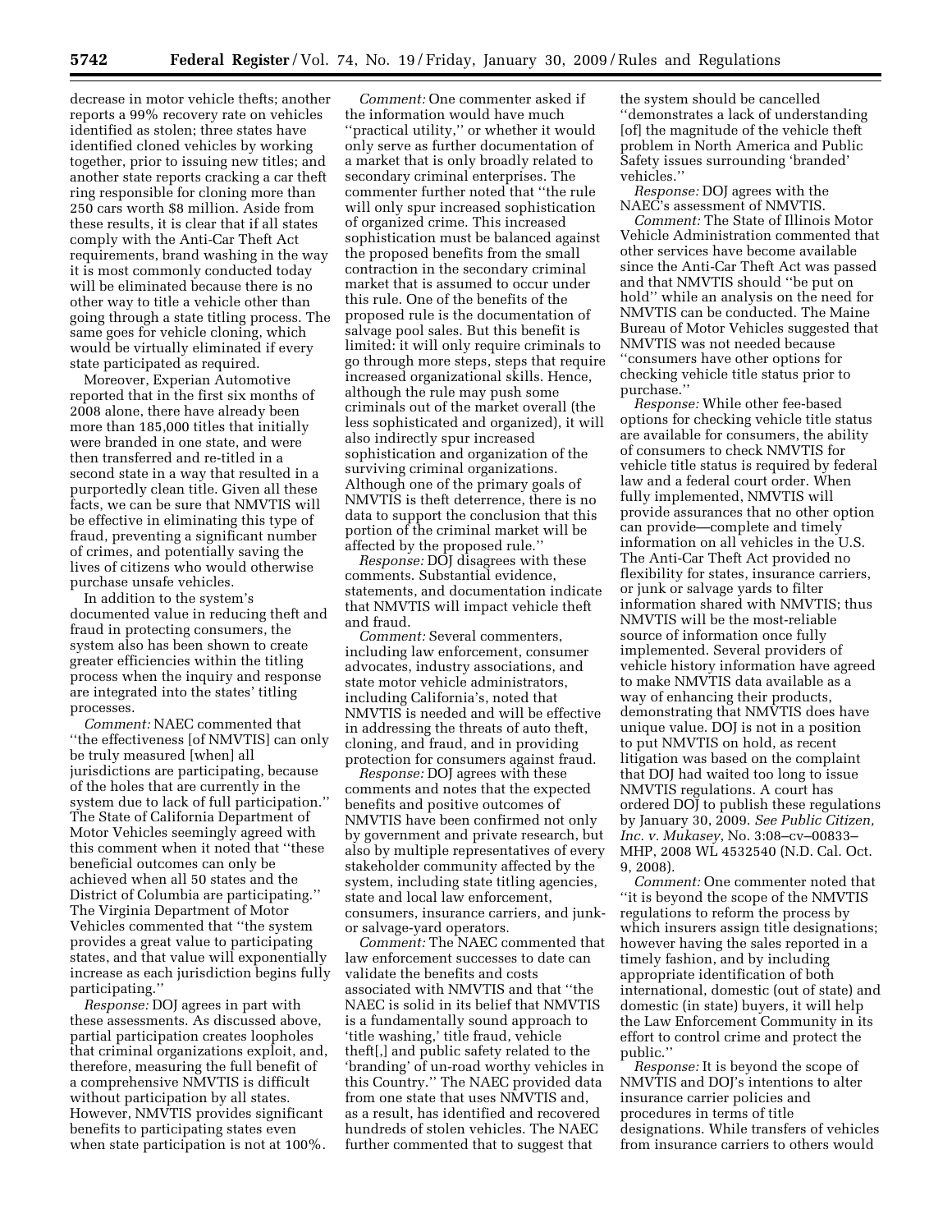decrease in motor vehicle thefts; another reports a 99% recovery rate on vehicles identified as stolen; three states have identified cloned vehicles by working together, prior to issuing new titles; and another state reports cracking a car theft ring responsible for cloning more than 250 cars worth $8 million. Aside from these results, it is clear that if all states comply with the Anti-Car Theft Act requirements, brand washing in the way it is most commonly conducted today will be eliminated because there is no other way to title a vehicle other than going through a state titling process. The same goes for vehicle cloning, which would be virtually eliminated if every state participated as required.

Moreover, Experian Automotive reported that in the first six months of 2008 alone, there have already been more than 185,000 titles that initially were branded in one state, and were then transferred and re-titled in a second state in a way that resulted in a purportedly clean title. Given all these facts, we can be sure that NMVTIS will be effective in eliminating this type of fraud, preventing a significant number of crimes, and potentially saving the lives of citizens who would otherwise purchase unsafe vehicles.

In addition to the system's documented value in reducing theft and fraud in protecting consumers, the system also has been shown to create greater efficiencies within the titling process when the inquiry and response are integrated into the states' titling processes.

*Comment:* NAEC commented that "the effectiveness [of NMVTIS] can only be truly measured [when] all jurisdictions are participating, because of the holes that are currently in the system due to lack of full participation." The State of California Department of Motor Vehicles seemingly agreed with this comment when it noted that "these beneficial outcomes can only be achieved when all 50 states and the District of Columbia are participating." The Virginia Department of Motor Vehicles commented that "the system provides a great value to participating states, and that value will exponentially increase as each jurisdiction begins fully participating."

*Response:* DOJ agrees in part with these assessments. As discussed above, partial participation creates loopholes that criminal organizations exploit, and, therefore, measuring the full benefit of a comprehensive NMVTIS is difficult without participation by all states. However, NMVTIS provides significant benefits to participating states even when state participation is not at 100%.

*Comment:* One commenter asked if the information would have much "practical utility," or whether it would only serve as further documentation of a market that is only broadly related to secondary criminal enterprises. The commenter further noted that "the rule will only spur increased sophistication of organized crime. This increased sophistication must be balanced against the proposed benefits from the small contraction in the secondary criminal market that is assumed to occur under this rule. One of the benefits of the proposed rule is the documentation of salvage pool sales. But this benefit is limited: it will only require criminals to go through more steps, steps that require increased organizational skills. Hence, although the rule may push some criminals out of the market overall (the less sophisticated and organized), it will also indirectly spur increased sophistication and organization of the surviving criminal organizations. Although one of the primary goals of NMVTIS is theft deterrence, there is no data to support the conclusion that this portion of the criminal market will be affected by the proposed rule."

*Response:* DOJ disagrees with these comments. Substantial evidence, statements, and documentation indicate that NMVTIS will impact vehicle theft and fraud.

*Comment:* Several commenters, including law enforcement, consumer advocates, industry associations, and state motor vehicle administrators, including California's, noted that NMVTIS is needed and will be effective in addressing the threats of auto theft, cloning, and fraud, and in providing protection for consumers against fraud.

*Response:* DOJ agrees with these comments and notes that the expected benefits and positive outcomes of NMVTIS have been confirmed not only by government and private research, but also by multiple representatives of every stakeholder community affected by the system, including state titling agencies, state and local law enforcement, consumers, insurance carriers, and junk- or salvage-yard operators.

*Comment:* The NAEC commented that law enforcement successes to date can validate the benefits and costs associated with NMVTIS and that "the NAEC is solid in its belief that NMVTIS is a fundamentally sound approach to 'title washing,' title fraud, vehicle theft[,] and public safety related to the 'branding' of un-road worthy vehicles in this Country." The NAEC provided data from one state that uses NMVTIS and, as a result, has identified and recovered hundreds of stolen vehicles. The NAEC further commented that to suggest that the system should be cancelled "demonstrates a lack of understanding [of] the magnitude of the vehicle theft problem in North America and Public Safety issues surrounding 'branded' vehicles."

*Response:* DOJ agrees with the NAEC's assessment of NMVTIS.

*Comment:* The State of Illinois Motor Vehicle Administration commented that other services have become available since the Anti-Car Theft Act was passed and that NMVTIS should "be put on hold" while an analysis on the need for NMVTIS can be conducted. The Maine Bureau of Motor Vehicles suggested that NMVTIS was not needed because "consumers have other options for checking vehicle title status prior to purchase."

*Response:* While other fee-based options for checking vehicle title status are available for consumers, the ability of consumers to check NMVTIS for vehicle title status is required by federal law and a federal court order. When fully implemented, NMVTIS will provide assurances that no other option can provide—complete and timely information on all vehicles in the U.S. The Anti-Car Theft Act provided no flexibility for states, insurance carriers, or junk or salvage yards to filter information shared with NMVTIS; thus NMVTIS will be the most-reliable source of information once fully implemented. Several providers of vehicle history information have agreed to make NMVTIS data available as a way of enhancing their products, demonstrating that NMVTIS does have unique value. DOJ is not in a position to put NMVTIS on hold, as recent litigation was based on the complaint that DOJ had waited too long to issue NMVTIS regulations. A court has ordered DOJ to publish these regulations by January 30, 2009. *See Public Citizen, Inc. v. Mukasey*, No. 3:08–cv–00833–MHP, 2008 WL 4532540 (N.D. Cal. Oct. 9, 2008).

*Comment:* One commenter noted that "it is beyond the scope of the NMVTIS regulations to reform the process by which insurers assign title designations; however having the sales reported in a timely fashion, and by including appropriate identification of both international, domestic (out of state) and domestic (in state) buyers, it will help the Law Enforcement Community in its effort to control crime and protect the public."

*Response:* It is beyond the scope of NMVTIS and DOJ's intentions to alter insurance carrier policies and procedures in terms of title designations. While transfers of vehicles from insurance carriers to others would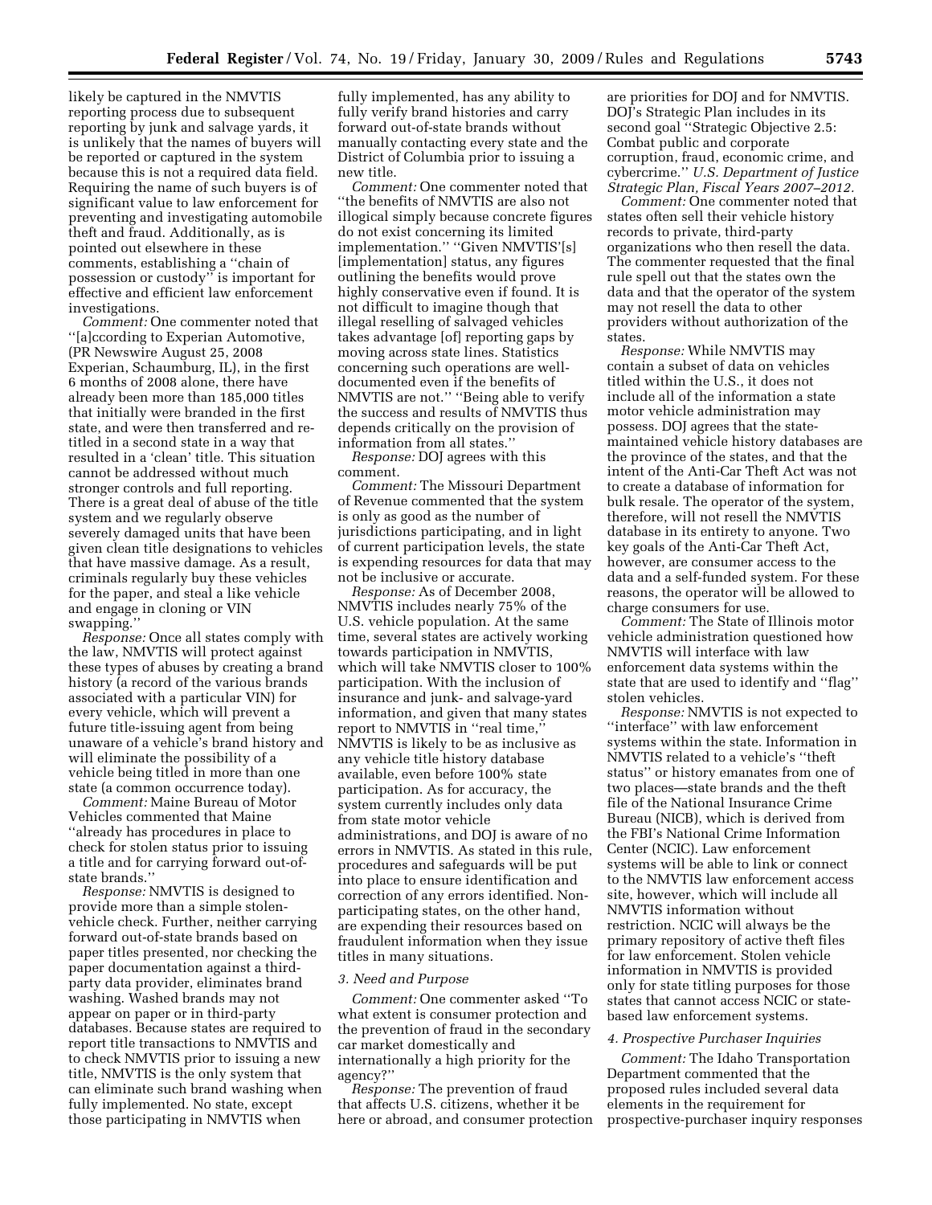likely be captured in the NMVTIS reporting process due to subsequent reporting by junk and salvage yards, it is unlikely that the names of buyers will be reported or captured in the system because this is not a required data field. Requiring the name of such buyers is of significant value to law enforcement for preventing and investigating automobile theft and fraud. Additionally, as is pointed out elsewhere in these comments, establishing a ''chain of possession or custody'' is important for effective and efficient law enforcement investigations.

*Comment:* One commenter noted that ''[a]ccording to Experian Automotive, (PR Newswire August 25, 2008 Experian, Schaumburg, IL), in the first 6 months of 2008 alone, there have already been more than 185,000 titles that initially were branded in the first state, and were then transferred and re-titled in a second state in a way that resulted in a 'clean' title. This situation cannot be addressed without much stronger controls and full reporting. There is a great deal of abuse of the title system and we regularly observe severely damaged units that have been given clean title designations to vehicles that have massive damage. As a result, criminals regularly buy these vehicles for the paper, and steal a like vehicle and engage in cloning or VIN swapping.''

*Response:* Once all states comply with the law, NMVTIS will protect against these types of abuses by creating a brand history (a record of the various brands associated with a particular VIN) for every vehicle, which will prevent a future title-issuing agent from being unaware of a vehicle's brand history and will eliminate the possibility of a vehicle being titled in more than one state (a common occurrence today).

*Comment:* Maine Bureau of Motor Vehicles commented that Maine ''already has procedures in place to check for stolen status prior to issuing a title and for carrying forward out-of-state brands.''

*Response:* NMVTIS is designed to provide more than a simple stolen-vehicle check. Further, neither carrying forward out-of-state brands based on paper titles presented, nor checking the paper documentation against a third-party data provider, eliminates brand washing. Washed brands may not appear on paper or in third-party databases. Because states are required to report title transactions to NMVTIS and to check NMVTIS prior to issuing a new title, NMVTIS is the only system that can eliminate such brand washing when fully implemented. No state, except those participating in NMVTIS when fully implemented, has any ability to fully verify brand histories and carry forward out-of-state brands without manually contacting every state and the District of Columbia prior to issuing a new title.

*Comment:* One commenter noted that ''the benefits of NMVTIS are also not illogical simply because concrete figures do not exist concerning its limited implementation.'' ''Given NMVTIS'[s] [implementation] status, any figures outlining the benefits would prove highly conservative even if found. It is not difficult to imagine though that illegal reselling of salvaged vehicles takes advantage [of] reporting gaps by moving across state lines. Statistics concerning such operations are well-documented even if the benefits of NMVTIS are not.'' ''Being able to verify the success and results of NMVTIS thus depends critically on the provision of information from all states.''

*Response:* DOJ agrees with this comment.

*Comment:* The Missouri Department of Revenue commented that the system is only as good as the number of jurisdictions participating, and in light of current participation levels, the state is expending resources for data that may not be inclusive or accurate.

*Response:* As of December 2008, NMVTIS includes nearly 75% of the U.S. vehicle population. At the same time, several states are actively working towards participation in NMVTIS, which will take NMVTIS closer to 100% participation. With the inclusion of insurance and junk- and salvage-yard information, and given that many states report to NMVTIS in ''real time,'' NMVTIS is likely to be as inclusive as any vehicle title history database available, even before 100% state participation. As for accuracy, the system currently includes only data from state motor vehicle administrations, and DOJ is aware of no errors in NMVTIS. As stated in this rule, procedures and safeguards will be put into place to ensure identification and correction of any errors identified. Non-participating states, on the other hand, are expending their resources based on fraudulent information when they issue titles in many situations.

### *3. Need and Purpose*

*Comment:* One commenter asked ''To what extent is consumer protection and the prevention of fraud in the secondary car market domestically and internationally a high priority for the agency?''

*Response:* The prevention of fraud that affects U.S. citizens, whether it be here or abroad, and consumer protection are priorities for DOJ and for NMVTIS. DOJ's Strategic Plan includes in its second goal ''Strategic Objective 2.5: Combat public and corporate corruption, fraud, economic crime, and cybercrime.'' *U.S. Department of Justice Strategic Plan, Fiscal Years 2007–2012.*

*Comment:* One commenter noted that states often sell their vehicle history records to private, third-party organizations who then resell the data. The commenter requested that the final rule spell out that the states own the data and that the operator of the system may not resell the data to other providers without authorization of the states.

*Response:* While NMVTIS may contain a subset of data on vehicles titled within the U.S., it does not include all of the information a state motor vehicle administration may possess. DOJ agrees that the state-maintained vehicle history databases are the province of the states, and that the intent of the Anti-Car Theft Act was not to create a database of information for bulk resale. The operator of the system, therefore, will not resell the NMVTIS database in its entirety to anyone. Two key goals of the Anti-Car Theft Act, however, are consumer access to the data and a self-funded system. For these reasons, the operator will be allowed to charge consumers for use.

*Comment:* The State of Illinois motor vehicle administration questioned how NMVTIS will interface with law enforcement data systems within the state that are used to identify and ''flag'' stolen vehicles.

*Response:* NMVTIS is not expected to ''interface'' with law enforcement systems within the state. Information in NMVTIS related to a vehicle's ''theft status'' or history emanates from one of two places—state brands and the theft file of the National Insurance Crime Bureau (NICB), which is derived from the FBI's National Crime Information Center (NCIC). Law enforcement systems will be able to link or connect to the NMVTIS law enforcement access site, however, which will include all NMVTIS information without restriction. NCIC will always be the primary repository of active theft files for law enforcement. Stolen vehicle information in NMVTIS is provided only for state titling purposes for those states that cannot access NCIC or state-based law enforcement systems.

### *4. Prospective Purchaser Inquiries*

*Comment:* The Idaho Transportation Department commented that the proposed rules included several data elements in the requirement for prospective-purchaser inquiry responses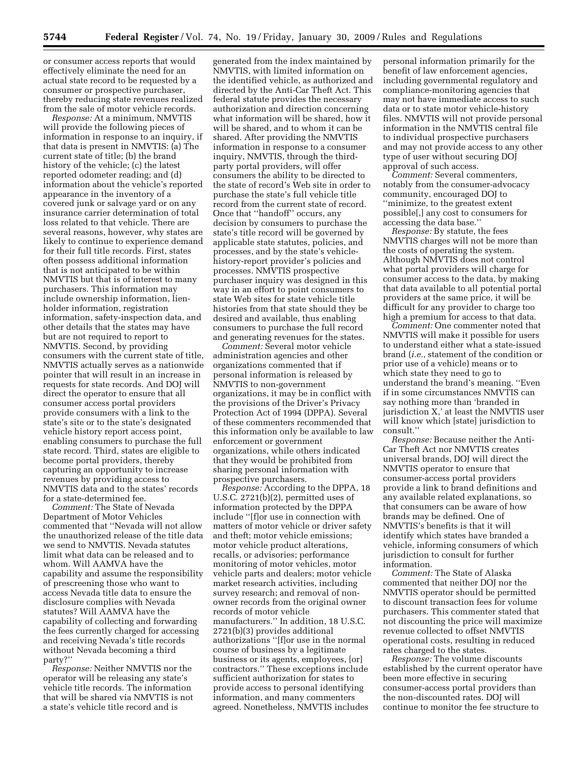or consumer access reports that would effectively eliminate the need for an actual state record to be requested by a consumer or prospective purchaser, thereby reducing state revenues realized from the sale of motor vehicle records.

*Response:* At a minimum, NMVTIS will provide the following pieces of information in response to an inquiry, if that data is present in NMVTIS: (a) The current state of title; (b) the brand history of the vehicle; (c) the latest reported odometer reading; and (d) information about the vehicle's reported appearance in the inventory of a covered junk or salvage yard or on any insurance carrier determination of total loss related to that vehicle. There are several reasons, however, why states are likely to continue to experience demand for their full title records. First, states often possess additional information that is not anticipated to be within NMVTIS but that is of interest to many purchasers. This information may include ownership information, lien-holder information, registration information, safety-inspection data, and other details that the states may have but are not required to report to NMVTIS. Second, by providing consumers with the current state of title, NMVTIS actually serves as a nationwide pointer that will result in an increase in requests for state records. And DOJ will direct the operator to ensure that all consumer access portal providers provide consumers with a link to the state's site or to the state's designated vehicle history report access point, enabling consumers to purchase the full state record. Third, states are eligible to become portal providers, thereby capturing an opportunity to increase revenues by providing access to NMVTIS data and to the states' records for a state-determined fee.

*Comment:* The State of Nevada Department of Motor Vehicles commented that "Nevada will not allow the unauthorized release of the title data we send to NMVTIS. Nevada statutes limit what data can be released and to whom. Will AAMVA have the capability and assume the responsibility of prescreening those who want to access Nevada title data to ensure the disclosure complies with Nevada statutes? Will AAMVA have the capability of collecting and forwarding the fees currently charged for accessing and receiving Nevada's title records without Nevada becoming a third party?"

*Response:* Neither NMVTIS nor the operator will be releasing any state's vehicle title records. The information that will be shared via NMVTIS is not a state's vehicle title record and is generated from the index maintained by NMVTIS, with limited information on the identified vehicle, as authorized and directed by the Anti-Car Theft Act. This federal statute provides the necessary authorization and direction concerning what information will be shared, how it will be shared, and to whom it can be shared. After providing the NMVTIS information in response to a consumer inquiry, NMVTIS, through the third-party portal providers, will offer consumers the ability to be directed to the state of record's Web site in order to purchase the state's full vehicle title record from the current state of record. Once that "handoff" occurs, any decision by consumers to purchase the state's title record will be governed by applicable state statutes, policies, and processes, and by the state's vehicle-history-report provider's policies and processes. NMVTIS prospective purchaser inquiry was designed in this way in an effort to point consumers to state Web sites for state vehicle title histories from that state should they be desired and available, thus enabling consumers to purchase the full record and generating revenues for the states.

*Comment:* Several motor vehicle administration agencies and other organizations commented that if personal information is released by NMVTIS to non-government organizations, it may be in conflict with the provisions of the Driver's Privacy Protection Act of 1994 (DPPA). Several of these commenters recommended that this information only be available to law enforcement or government organizations, while others indicated that they would be prohibited from sharing personal information with prospective purchasers.

*Response:* According to the DPPA, 18 U.S.C. 2721(b)(2), permitted uses of information protected by the DPPA include "[f]or use in connection with matters of motor vehicle or driver safety and theft; motor vehicle emissions; motor vehicle product alterations, recalls, or advisories; performance monitoring of motor vehicles, motor vehicle parts and dealers; motor vehicle market research activities, including survey research; and removal of non-owner records from the original owner records of motor vehicle manufacturers." In addition, 18 U.S.C. 2721(b)(3) provides additional authorizations "[f]or use in the normal course of business by a legitimate business or its agents, employees, [or] contractors." These exceptions include sufficient authorization for states to provide access to personal identifying information, and many commenters agreed. Nonetheless, NMVTIS includes personal information primarily for the benefit of law enforcement agencies, including governmental regulatory and compliance-monitoring agencies that may not have immediate access to such data or to state motor vehicle-history files. NMVTIS will not provide personal information in the NMVTIS central file to individual prospective purchasers and may not provide access to any other type of user without securing DOJ approval of such access.

*Comment:* Several commenters, notably from the consumer-advocacy community, encouraged DOJ to "minimize, to the greatest extent possible[,] any cost to consumers for accessing the data base."

*Response:* By statute, the fees NMVTIS charges will not be more than the costs of operating the system. Although NMVTIS does not control what portal providers will charge for consumer access to the data, by making that data available to all potential portal providers at the same price, it will be difficult for any provider to charge too high a premium for access to that data.

*Comment:* One commenter noted that NMVTIS will make it possible for users to understand either what a state-issued brand (*i.e.*, statement of the condition or prior use of a vehicle) means or to which state they need to go to understand the brand's meaning. "Even if in some circumstances NMVTIS can say nothing more than 'branded in jurisdiction X,' at least the NMVTIS user will know which [state] jurisdiction to consult."

*Response:* Because neither the Anti-Car Theft Act nor NMVTIS creates universal brands, DOJ will direct the NMVTIS operator to ensure that consumer-access portal providers provide a link to brand definitions and any available related explanations, so that consumers can be aware of how brands may be defined. One of NMVTIS's benefits is that it will identify which states have branded a vehicle, informing consumers of which jurisdiction to consult for further information.

*Comment:* The State of Alaska commented that neither DOJ nor the NMVTIS operator should be permitted to discount transaction fees for volume purchasers. This commenter stated that not discounting the price will maximize revenue collected to offset NMVTIS operational costs, resulting in reduced rates charged to the states.

*Response:* The volume discounts established by the current operator have been more effective in securing consumer-access portal providers than the non-discounted rates. DOJ will continue to monitor the fee structure to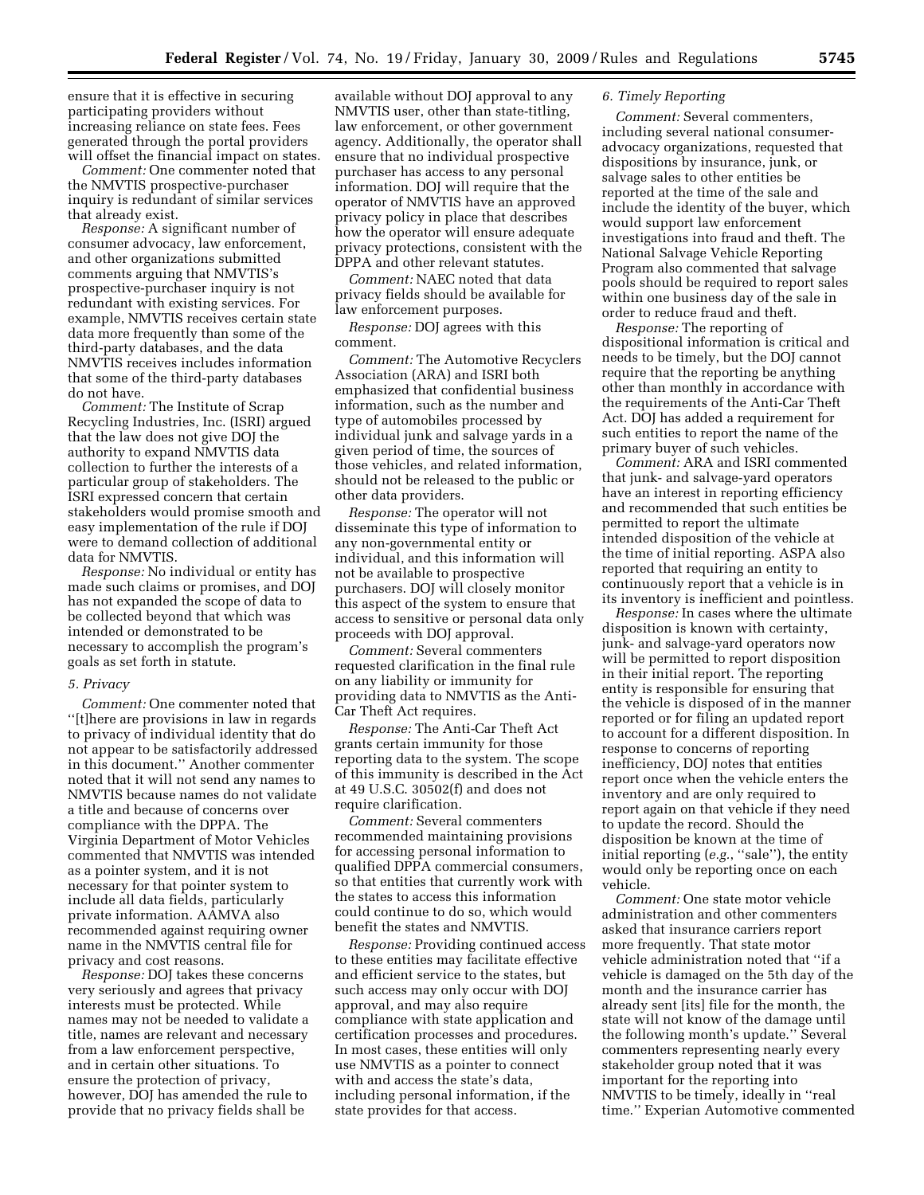ensure that it is effective in securing participating providers without increasing reliance on state fees. Fees generated through the portal providers will offset the financial impact on states.

*Comment:* One commenter noted that the NMVTIS prospective-purchaser inquiry is redundant of similar services that already exist.

*Response:* A significant number of consumer advocacy, law enforcement, and other organizations submitted comments arguing that NMVTIS's prospective-purchaser inquiry is not redundant with existing services. For example, NMVTIS receives certain state data more frequently than some of the third-party databases, and the data NMVTIS receives includes information that some of the third-party databases do not have.

*Comment:* The Institute of Scrap Recycling Industries, Inc. (ISRI) argued that the law does not give DOJ the authority to expand NMVTIS data collection to further the interests of a particular group of stakeholders. The ISRI expressed concern that certain stakeholders would promise smooth and easy implementation of the rule if DOJ were to demand collection of additional data for NMVTIS.

*Response:* No individual or entity has made such claims or promises, and DOJ has not expanded the scope of data to be collected beyond that which was intended or demonstrated to be necessary to accomplish the program's goals as set forth in statute.

*5. Privacy*

*Comment:* One commenter noted that "[t]here are provisions in law in regards to privacy of individual identity that do not appear to be satisfactorily addressed in this document." Another commenter noted that it will not send any names to NMVTIS because names do not validate a title and because of concerns over compliance with the DPPA. The Virginia Department of Motor Vehicles commented that NMVTIS was intended as a pointer system, and it is not necessary for that pointer system to include all data fields, particularly private information. AAMVA also recommended against requiring owner name in the NMVTIS central file for privacy and cost reasons.

*Response:* DOJ takes these concerns very seriously and agrees that privacy interests must be protected. While names may not be needed to validate a title, names are relevant and necessary from a law enforcement perspective, and in certain other situations. To ensure the protection of privacy, however, DOJ has amended the rule to provide that no privacy fields shall be available without DOJ approval to any NMVTIS user, other than state-titling, law enforcement, or other government agency. Additionally, the operator shall ensure that no individual prospective purchaser has access to any personal information. DOJ will require that the operator of NMVTIS have an approved privacy policy in place that describes how the operator will ensure adequate privacy protections, consistent with the DPPA and other relevant statutes.

*Comment:* NAEC noted that data privacy fields should be available for law enforcement purposes.

*Response:* DOJ agrees with this comment.

*Comment:* The Automotive Recyclers Association (ARA) and ISRI both emphasized that confidential business information, such as the number and type of automobiles processed by individual junk and salvage yards in a given period of time, the sources of those vehicles, and related information, should not be released to the public or other data providers.

*Response:* The operator will not disseminate this type of information to any non-governmental entity or individual, and this information will not be available to prospective purchasers. DOJ will closely monitor this aspect of the system to ensure that access to sensitive or personal data only proceeds with DOJ approval.

*Comment:* Several commenters requested clarification in the final rule on any liability or immunity for providing data to NMVTIS as the Anti-Car Theft Act requires.

*Response:* The Anti-Car Theft Act grants certain immunity for those reporting data to the system. The scope of this immunity is described in the Act at 49 U.S.C. 30502(f) and does not require clarification.

*Comment:* Several commenters recommended maintaining provisions for accessing personal information to qualified DPPA commercial consumers, so that entities that currently work with the states to access this information could continue to do so, which would benefit the states and NMVTIS.

*Response:* Providing continued access to these entities may facilitate effective and efficient service to the states, but such access may only occur with DOJ approval, and may also require compliance with state application and certification processes and procedures. In most cases, these entities will only use NMVTIS as a pointer to connect with and access the state's data, including personal information, if the state provides for that access.

*6. Timely Reporting*

*Comment:* Several commenters, including several national consumer-advocacy organizations, requested that dispositions by insurance, junk, or salvage sales to other entities be reported at the time of the sale and include the identity of the buyer, which would support law enforcement investigations into fraud and theft. The National Salvage Vehicle Reporting Program also commented that salvage pools should be required to report sales within one business day of the sale in order to reduce fraud and theft.

*Response:* The reporting of dispositional information is critical and needs to be timely, but the DOJ cannot require that the reporting be anything other than monthly in accordance with the requirements of the Anti-Car Theft Act. DOJ has added a requirement for such entities to report the name of the primary buyer of such vehicles.

*Comment:* ARA and ISRI commented that junk- and salvage-yard operators have an interest in reporting efficiency and recommended that such entities be permitted to report the ultimate intended disposition of the vehicle at the time of initial reporting. ASPA also reported that requiring an entity to continuously report that a vehicle is in its inventory is inefficient and pointless.

*Response:* In cases where the ultimate disposition is known with certainty, junk- and salvage-yard operators now will be permitted to report disposition in their initial report. The reporting entity is responsible for ensuring that the vehicle is disposed of in the manner reported or for filing an updated report to account for a different disposition. In response to concerns of reporting inefficiency, DOJ notes that entities report once when the vehicle enters the inventory and are only required to report again on that vehicle if they need to update the record. Should the disposition be known at the time of initial reporting (*e.g.*, "sale"), the entity would only be reporting once on each vehicle.

*Comment:* One state motor vehicle administration and other commenters asked that insurance carriers report more frequently. That state motor vehicle administration noted that "if a vehicle is damaged on the 5th day of the month and the insurance carrier has already sent [its] file for the month, the state will not know of the damage until the following month's update." Several commenters representing nearly every stakeholder group noted that it was important for the reporting into NMVTIS to be timely, ideally in "real time." Experian Automotive commented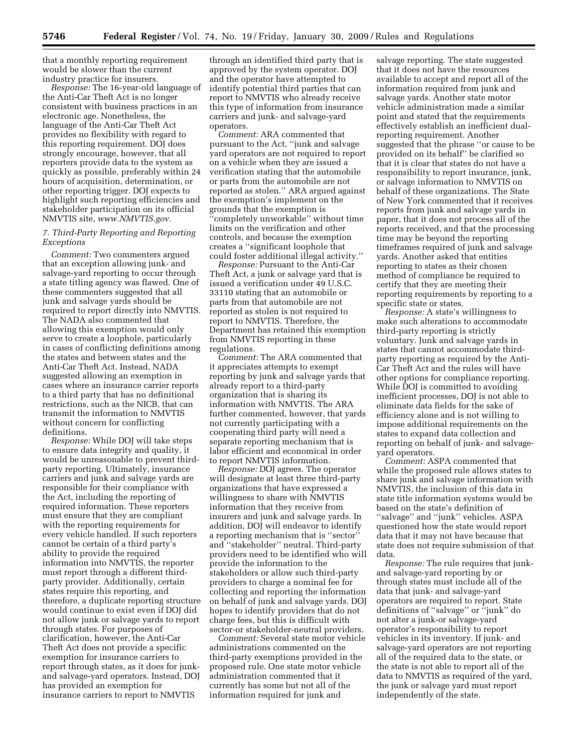that a monthly reporting requirement would be slower than the current industry practice for insurers.

*Response:* The 16-year-old language of the Anti-Car Theft Act is no longer consistent with business practices in an electronic age. Nonetheless, the language of the Anti-Car Theft Act provides no flexibility with regard to this reporting requirement. DOJ does strongly encourage, however, that all reporters provide data to the system as quickly as possible, preferably within 24 hours of acquisition, determination, or other reporting trigger. DOJ expects to highlight such reporting efficiencies and stakeholder participation on its official NMVTIS site, *www.NMVTIS.gov.*

### *7. Third-Party Reporting and Reporting Exceptions*

*Comment:* Two commenters argued that an exception allowing junk- and salvage-yard reporting to occur through a state titling agency was flawed. One of these commenters suggested that all junk and salvage yards should be required to report directly into NMVTIS. The NADA also commented that allowing this exemption would only serve to create a loophole, particularly in cases of conflicting definitions among the states and between states and the Anti-Car Theft Act. Instead, NADA suggested allowing an exemption in cases where an insurance carrier reports to a third party that has no definitional restrictions, such as the NICB, that can transmit the information to NMVTIS without concern for conflicting definitions.

*Response:* While DOJ will take steps to ensure data integrity and quality, it would be unreasonable to prevent third-party reporting. Ultimately, insurance carriers and junk and salvage yards are responsible for their compliance with the Act, including the reporting of required information. These reporters must ensure that they are compliant with the reporting requirements for every vehicle handled. If such reporters cannot be certain of a third party's ability to provide the required information into NMVTIS, the reporter must report through a different third-party provider. Additionally, certain states require this reporting, and therefore, a duplicate reporting structure would continue to exist even if DOJ did not allow junk or salvage yards to report through states. For purposes of clarification, however, the Anti-Car Theft Act does not provide a specific exemption for insurance carriers to report through states, as it does for junk- and salvage-yard operators. Instead, DOJ has provided an exemption for insurance carriers to report to NMVTIS through an identified third party that is approved by the system operator. DOJ and the operator have attempted to identify potential third parties that can report to NMVTIS who already receive this type of information from insurance carriers and junk- and salvage-yard operators.

*Comment:* ARA commented that pursuant to the Act, "junk and salvage yard operators are not required to report on a vehicle when they are issued a verification stating that the automobile or parts from the automobile are not reported as stolen." ARA argued against the exemption's implement on the grounds that the exemption is "completely unworkable" without time limits on the verification and other controls, and because the exemption creates a "significant loophole that could foster additional illegal activity."

*Response:* Pursuant to the Anti-Car Theft Act, a junk or salvage yard that is issued a verification under 49 U.S.C. 33110 stating that an automobile or parts from that automobile are not reported as stolen is not required to report to NMVTIS. Therefore, the Department has retained this exemption from NMVTIS reporting in these regulations.

*Comment:* The ARA commented that it appreciates attempts to exempt reporting by junk and salvage yards that already report to a third-party organization that is sharing its information with NMVTIS. The ARA further commented, however, that yards not currently participating with a cooperating third party will need a separate reporting mechanism that is labor efficient and economical in order to report NMVTIS information.

*Response:* DOJ agrees. The operator will designate at least three third-party organizations that have expressed a willingness to share with NMVTIS information that they receive from insurers and junk and salvage yards. In addition, DOJ will endeavor to identify a reporting mechanism that is "sector" and "stakeholder" neutral. Third-party providers need to be identified who will provide the information to the stakeholders or allow such third-party providers to charge a nominal fee for collecting and reporting the information on behalf of junk and salvage yards. DOJ hopes to identify providers that do not charge fees, but this is difficult with sector-or stakeholder-neutral providers.

*Comment:* Several state motor vehicle administrations commented on the third-party exemptions provided in the proposed rule. One state motor vehicle administration commented that it currently has some but not all of the information required for junk and salvage reporting. The state suggested that it does not have the resources available to accept and report all of the information required from junk and salvage yards. Another state motor vehicle administration made a similar point and stated that the requirements effectively establish an inefficient dual-reporting requirement. Another suggested that the phrase "or cause to be provided on its behalf" be clarified so that it is clear that states do not have a responsibility to report insurance, junk, or salvage information to NMVTIS on behalf of these organizations. The State of New York commented that it receives reports from junk and salvage yards in paper, that it does not process all of the reports received, and that the processing time may be beyond the reporting timeframes required of junk and salvage yards. Another asked that entities reporting to states as their chosen method of compliance be required to certify that they are meeting their reporting requirements by reporting to a specific state or states.

*Response:* A state's willingness to make such alterations to accommodate third-party reporting is strictly voluntary. Junk and salvage yards in states that cannot accommodate third-party reporting as required by the Anti-Car Theft Act and the rules will have other options for compliance reporting. While DOJ is committed to avoiding inefficient processes, DOJ is not able to eliminate data fields for the sake of efficiency alone and is not willing to impose additional requirements on the states to expand data collection and reporting on behalf of junk- and salvage-yard operators.

*Comment:* ASPA commented that while the proposed rule allows states to share junk and salvage information with NMVTIS, the inclusion of this data in state title information systems would be based on the state's definition of "salvage" and "junk" vehicles. ASPA questioned how the state would report data that it may not have because that state does not require submission of that data.

*Response:* The rule requires that junk- and salvage-yard reporting by or through states must include all of the data that junk- and salvage-yard operators are required to report. State definitions of "salvage" or "junk" do not alter a junk-or salvage-yard operator's responsibility to report vehicles in its inventory. If junk- and salvage-yard operators are not reporting all of the required data to the state, or the state is not able to report all of the data to NMVTIS as required of the yard, the junk or salvage yard must report independently of the state.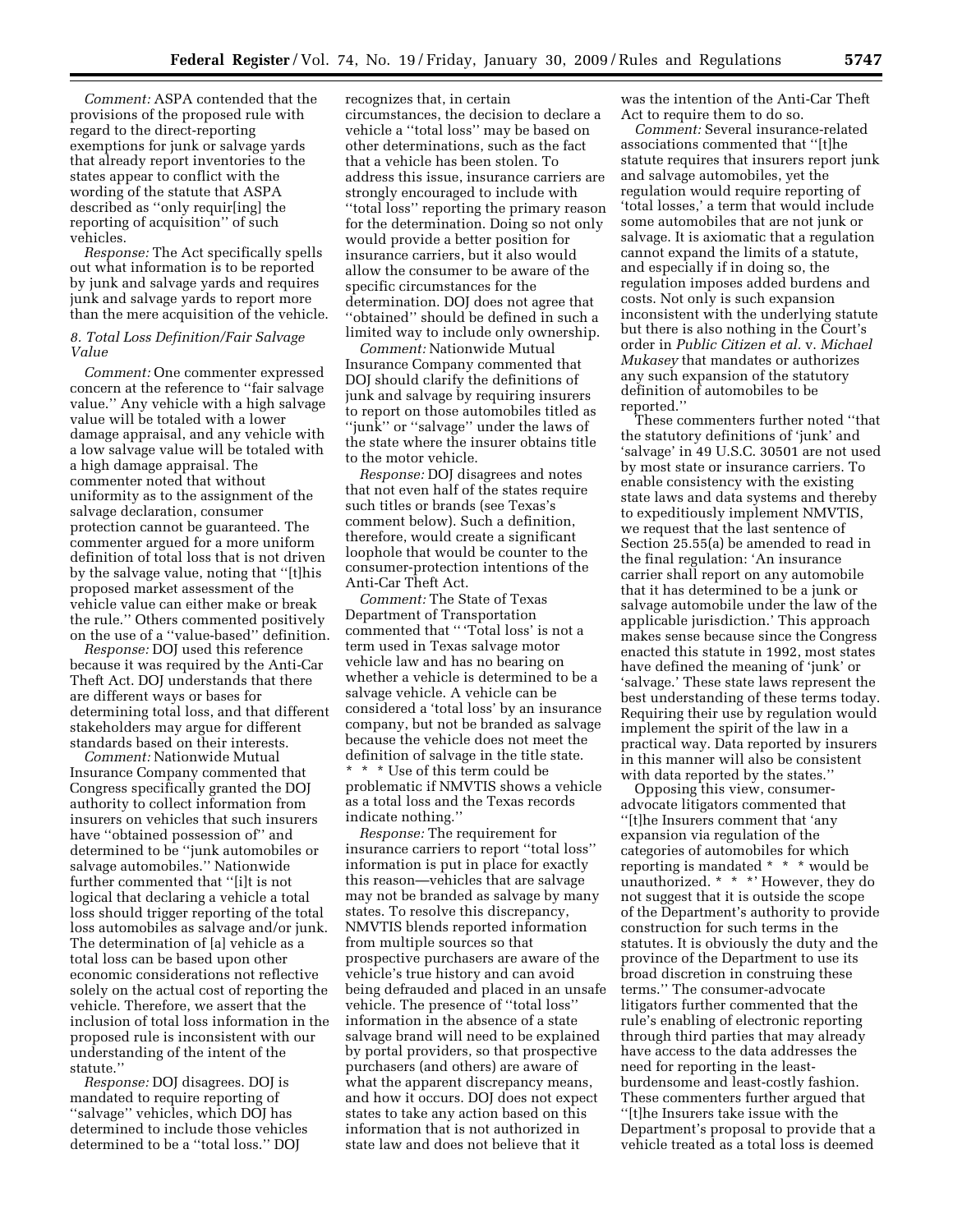*Comment:* ASPA contended that the provisions of the proposed rule with regard to the direct-reporting exemptions for junk or salvage yards that already report inventories to the states appear to conflict with the wording of the statute that ASPA described as ''only requir[ing] the reporting of acquisition'' of such vehicles.

*Response:* The Act specifically spells out what information is to be reported by junk and salvage yards and requires junk and salvage yards to report more than the mere acquisition of the vehicle.

### *8. Total Loss Definition/Fair Salvage Value*

*Comment:* One commenter expressed concern at the reference to ''fair salvage value.'' Any vehicle with a high salvage value will be totaled with a lower damage appraisal, and any vehicle with a low salvage value will be totaled with a high damage appraisal. The commenter noted that without uniformity as to the assignment of the salvage declaration, consumer protection cannot be guaranteed. The commenter argued for a more uniform definition of total loss that is not driven by the salvage value, noting that ''[t]his proposed market assessment of the vehicle value can either make or break the rule.'' Others commented positively on the use of a ''value-based'' definition.

*Response:* DOJ used this reference because it was required by the Anti-Car Theft Act. DOJ understands that there are different ways or bases for determining total loss, and that different stakeholders may argue for different standards based on their interests.

*Comment:* Nationwide Mutual Insurance Company commented that Congress specifically granted the DOJ authority to collect information from insurers on vehicles that such insurers have ''obtained possession of'' and determined to be ''junk automobiles or salvage automobiles.'' Nationwide further commented that ''[i]t is not logical that declaring a vehicle a total loss should trigger reporting of the total loss automobiles as salvage and/or junk. The determination of [a] vehicle as a total loss can be based upon other economic considerations not reflective solely on the actual cost of reporting the vehicle. Therefore, we assert that the inclusion of total loss information in the proposed rule is inconsistent with our understanding of the intent of the statute.''

*Response:* DOJ disagrees. DOJ is mandated to require reporting of ''salvage'' vehicles, which DOJ has determined to include those vehicles determined to be a ''total loss.'' DOJ recognizes that, in certain circumstances, the decision to declare a vehicle a ''total loss'' may be based on other determinations, such as the fact that a vehicle has been stolen. To address this issue, insurance carriers are strongly encouraged to include with ''total loss'' reporting the primary reason for the determination. Doing so not only would provide a better position for insurance carriers, but it also would allow the consumer to be aware of the specific circumstances for the determination. DOJ does not agree that ''obtained'' should be defined in such a limited way to include only ownership.

*Comment:* Nationwide Mutual Insurance Company commented that DOJ should clarify the definitions of junk and salvage by requiring insurers to report on those automobiles titled as ''junk'' or ''salvage'' under the laws of the state where the insurer obtains title to the motor vehicle.

*Response:* DOJ disagrees and notes that not even half of the states require such titles or brands (see Texas's comment below). Such a definition, therefore, would create a significant loophole that would be counter to the consumer-protection intentions of the Anti-Car Theft Act.

*Comment:* The State of Texas Department of Transportation commented that '' 'Total loss' is not a term used in Texas salvage motor vehicle law and has no bearing on whether a vehicle is determined to be a salvage vehicle. A vehicle can be considered a 'total loss' by an insurance company, but not be branded as salvage because the vehicle does not meet the definition of salvage in the title state. * * * Use of this term could be problematic if NMVTIS shows a vehicle as a total loss and the Texas records indicate nothing.''

*Response:* The requirement for insurance carriers to report ''total loss'' information is put in place for exactly this reason—vehicles that are salvage may not be branded as salvage by many states. To resolve this discrepancy, NMVTIS blends reported information from multiple sources so that prospective purchasers are aware of the vehicle's true history and can avoid being defrauded and placed in an unsafe vehicle. The presence of ''total loss'' information in the absence of a state salvage brand will need to be explained by portal providers, so that prospective purchasers (and others) are aware of what the apparent discrepancy means, and how it occurs. DOJ does not expect states to take any action based on this information that is not authorized in state law and does not believe that it was the intention of the Anti-Car Theft Act to require them to do so.

*Comment:* Several insurance-related associations commented that ''[t]he statute requires that insurers report junk and salvage automobiles, yet the regulation would require reporting of 'total losses,' a term that would include some automobiles that are not junk or salvage. It is axiomatic that a regulation cannot expand the limits of a statute, and especially if in doing so, the regulation imposes added burdens and costs. Not only is such expansion inconsistent with the underlying statute but there is also nothing in the Court's order in *Public Citizen et al.* v. *Michael Mukasey* that mandates or authorizes any such expansion of the statutory definition of automobiles to be reported.''

These commenters further noted ''that the statutory definitions of 'junk' and 'salvage' in 49 U.S.C. 30501 are not used by most state or insurance carriers. To enable consistency with the existing state laws and data systems and thereby to expeditiously implement NMVTIS, we request that the last sentence of Section 25.55(a) be amended to read in the final regulation: 'An insurance carrier shall report on any automobile that it has determined to be a junk or salvage automobile under the law of the applicable jurisdiction.' This approach makes sense because since the Congress enacted this statute in 1992, most states have defined the meaning of 'junk' or 'salvage.' These state laws represent the best understanding of these terms today. Requiring their use by regulation would implement the spirit of the law in a practical way. Data reported by insurers in this manner will also be consistent with data reported by the states.''

Opposing this view, consumer-advocate litigators commented that ''[t]he Insurers comment that 'any expansion via regulation of the categories of automobiles for which reporting is mandated * * * would be unauthorized. * * *' However, they do not suggest that it is outside the scope of the Department's authority to provide construction for such terms in the statutes. It is obviously the duty and the province of the Department to use its broad discretion in construing these terms.'' The consumer-advocate litigators further commented that the rule's enabling of electronic reporting through third parties that may already have access to the data addresses the need for reporting in the least-burdensome and least-costly fashion. These commenters further argued that ''[t]he Insurers take issue with the Department's proposal to provide that a vehicle treated as a total loss is deemed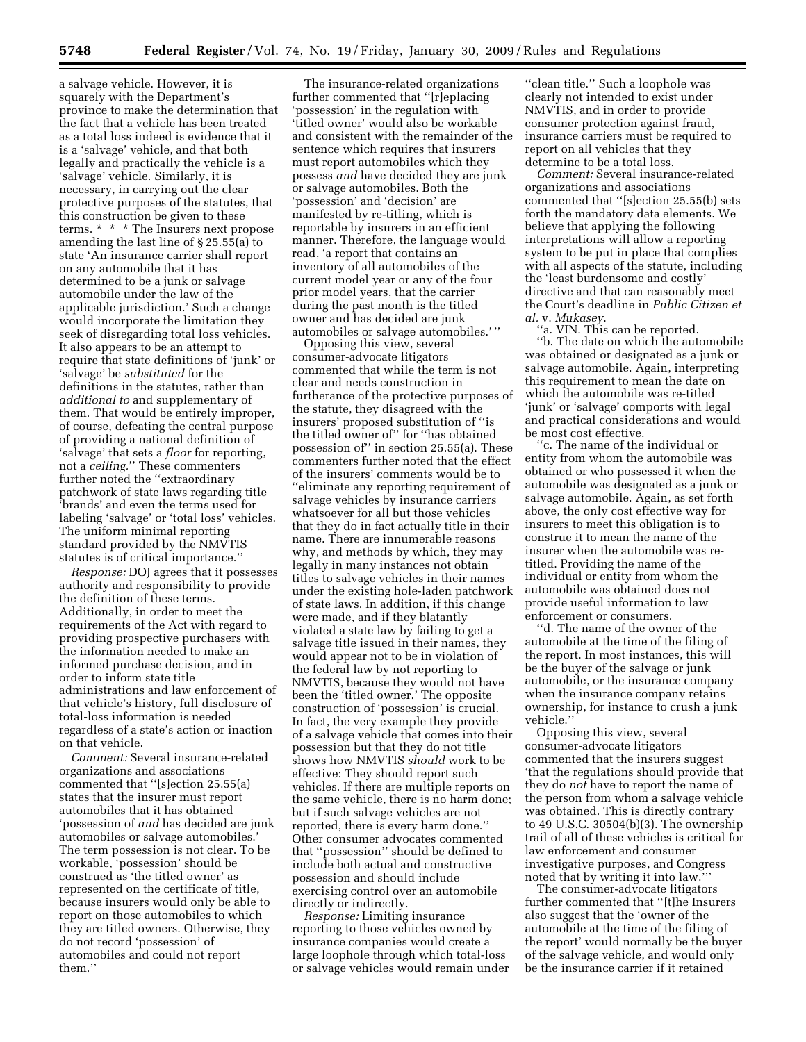a salvage vehicle. However, it is squarely with the Department's province to make the determination that the fact that a vehicle has been treated as a total loss indeed is evidence that it is a 'salvage' vehicle, and that both legally and practically the vehicle is a 'salvage' vehicle. Similarly, it is necessary, in carrying out the clear protective purposes of the statutes, that this construction be given to these terms. * * * The Insurers next propose amending the last line of § 25.55(a) to state 'An insurance carrier shall report on any automobile that it has determined to be a junk or salvage automobile under the law of the applicable jurisdiction.' Such a change would incorporate the limitation they seek of disregarding total loss vehicles. It also appears to be an attempt to require that state definitions of 'junk' or 'salvage' be *substituted* for the definitions in the statutes, rather than *additional to* and supplementary of them. That would be entirely improper, of course, defeating the central purpose of providing a national definition of 'salvage' that sets a *floor* for reporting, not a *ceiling*.'' These commenters further noted the ''extraordinary patchwork of state laws regarding title 'brands' and even the terms used for labeling 'salvage' or 'total loss' vehicles. The uniform minimal reporting standard provided by the NMVTIS statutes is of critical importance.''

*Response:* DOJ agrees that it possesses authority and responsibility to provide the definition of these terms. Additionally, in order to meet the requirements of the Act with regard to providing prospective purchasers with the information needed to make an informed purchase decision, and in order to inform state title administrations and law enforcement of that vehicle's history, full disclosure of total-loss information is needed regardless of a state's action or inaction on that vehicle.

*Comment:* Several insurance-related organizations and associations commented that ''[s]ection 25.55(a) states that the insurer must report automobiles that it has obtained 'possession of *and* has decided are junk automobiles or salvage automobiles.' The term possession is not clear. To be workable, 'possession' should be construed as 'the titled owner' as represented on the certificate of title, because insurers would only be able to report on those automobiles to which they are titled owners. Otherwise, they do not record 'possession' of automobiles and could not report them.''

The insurance-related organizations further commented that ''[r]eplacing 'possession' in the regulation with 'titled owner' would also be workable and consistent with the remainder of the sentence which requires that insurers must report automobiles which they possess *and* have decided they are junk or salvage automobiles. Both the 'possession' and 'decision' are manifested by re-titling, which is reportable by insurers in an efficient manner. Therefore, the language would read, 'a report that contains an inventory of all automobiles of the current model year or any of the four prior model years, that the carrier during the past month is the titled owner and has decided are junk automobiles or salvage automobiles.' ''

Opposing this view, several consumer-advocate litigators commented that while the term is not clear and needs construction in furtherance of the protective purposes of the statute, they disagreed with the insurers' proposed substitution of ''is the titled owner of'' for ''has obtained possession of'' in section 25.55(a). These commenters further noted that the effect of the insurers' comments would be to ''eliminate any reporting requirement of salvage vehicles by insurance carriers whatsoever for all but those vehicles that they do in fact actually title in their name. There are innumerable reasons why, and methods by which, they may legally in many instances not obtain titles to salvage vehicles in their names under the existing hole-laden patchwork of state laws. In addition, if this change were made, and if they blatantly violated a state law by failing to get a salvage title issued in their names, they would appear not to be in violation of the federal law by not reporting to NMVTIS, because they would not have been the 'titled owner.' The opposite construction of 'possession' is crucial. In fact, the very example they provide of a salvage vehicle that comes into their possession but that they do not title shows how NMVTIS *should* work to be effective: They should report such vehicles. If there are multiple reports on the same vehicle, there is no harm done; but if such salvage vehicles are not reported, there is every harm done.'' Other consumer advocates commented that ''possession'' should be defined to include both actual and constructive possession and should include exercising control over an automobile directly or indirectly.

*Response:* Limiting insurance reporting to those vehicles owned by insurance companies would create a large loophole through which total-loss or salvage vehicles would remain under ''clean title.'' Such a loophole was clearly not intended to exist under NMVTIS, and in order to provide consumer protection against fraud, insurance carriers must be required to report on all vehicles that they determine to be a total loss.

*Comment:* Several insurance-related organizations and associations commented that ''[s]ection 25.55(b) sets forth the mandatory data elements. We believe that applying the following interpretations will allow a reporting system to be put in place that complies with all aspects of the statute, including the 'least burdensome and costly' directive and that can reasonably meet the Court's deadline in *Public Citizen et al.* v. *Mukasey*.

''a. VIN. This can be reported.

''b. The date on which the automobile was obtained or designated as a junk or salvage automobile. Again, interpreting this requirement to mean the date on which the automobile was re-titled 'junk' or 'salvage' comports with legal and practical considerations and would be most cost effective.

''c. The name of the individual or entity from whom the automobile was obtained or who possessed it when the automobile was designated as a junk or salvage automobile. Again, as set forth above, the only cost effective way for insurers to meet this obligation is to construe it to mean the name of the insurer when the automobile was re-titled. Providing the name of the individual or entity from whom the automobile was obtained does not provide useful information to law enforcement or consumers.

''d. The name of the owner of the automobile at the time of the filing of the report. In most instances, this will be the buyer of the salvage or junk automobile, or the insurance company when the insurance company retains ownership, for instance to crush a junk vehicle.''

Opposing this view, several consumer-advocate litigators commented that the insurers suggest 'that the regulations should provide that they do *not* have to report the name of the person from whom a salvage vehicle was obtained. This is directly contrary to 49 U.S.C. 30504(b)(3). The ownership trail of all of these vehicles is critical for law enforcement and consumer investigative purposes, and Congress noted that by writing it into law.'''

The consumer-advocate litigators further commented that ''[t]he Insurers also suggest that the 'owner of the automobile at the time of the filing of the report' would normally be the buyer of the salvage vehicle, and would only be the insurance carrier if it retained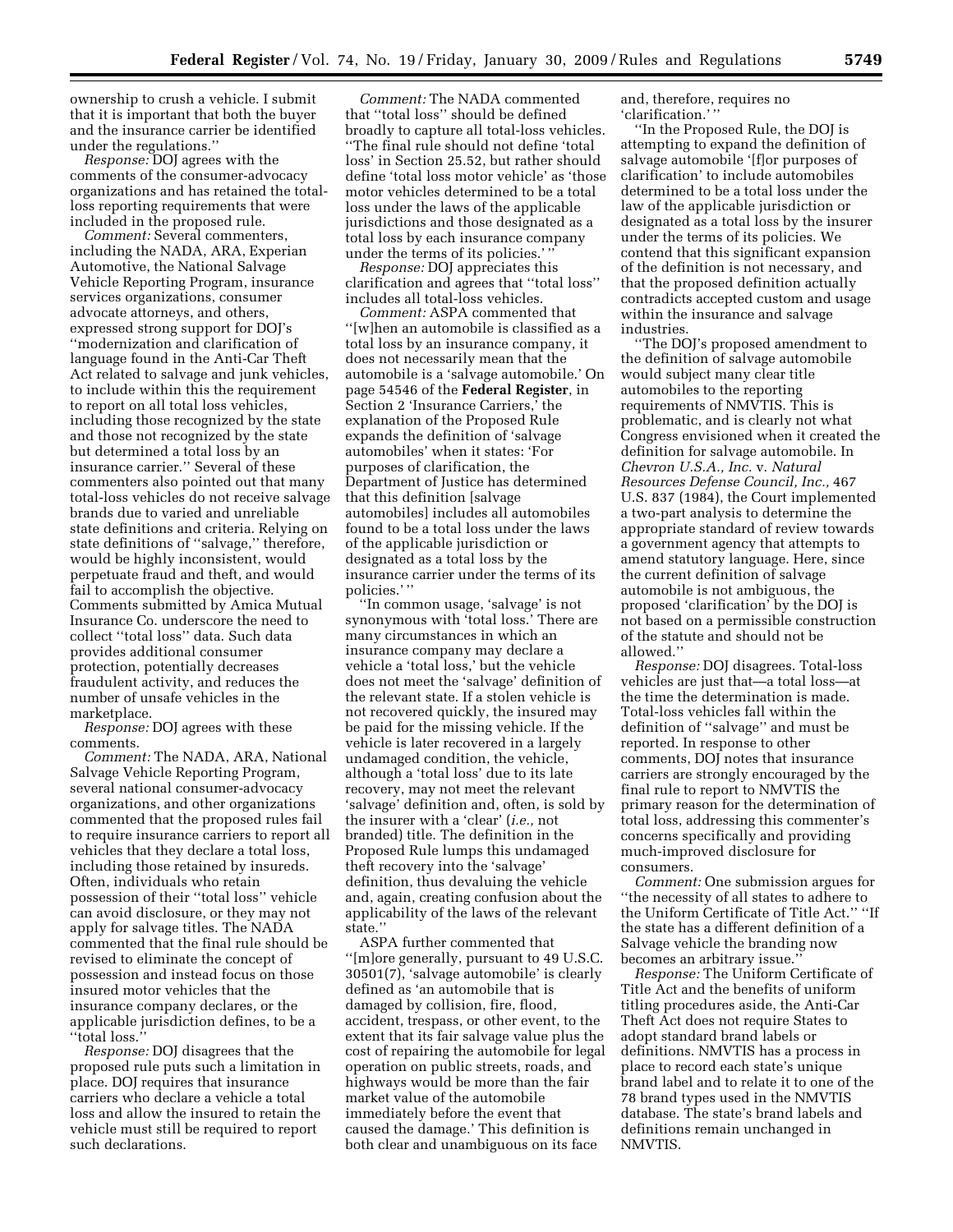ownership to crush a vehicle. I submit that it is important that both the buyer and the insurance carrier be identified under the regulations.''

*Response:* DOJ agrees with the comments of the consumer-advocacy organizations and has retained the total-loss reporting requirements that were included in the proposed rule.

*Comment:* Several commenters, including the NADA, ARA, Experian Automotive, the National Salvage Vehicle Reporting Program, insurance services organizations, consumer advocate attorneys, and others, expressed strong support for DOJ's ''modernization and clarification of language found in the Anti-Car Theft Act related to salvage and junk vehicles, to include within this the requirement to report on all total loss vehicles, including those recognized by the state and those not recognized by the state but determined a total loss by an insurance carrier.'' Several of these commenters also pointed out that many total-loss vehicles do not receive salvage brands due to varied and unreliable state definitions and criteria. Relying on state definitions of ''salvage,'' therefore, would be highly inconsistent, would perpetuate fraud and theft, and would fail to accomplish the objective. Comments submitted by Amica Mutual Insurance Co. underscore the need to collect ''total loss'' data. Such data provides additional consumer protection, potentially decreases fraudulent activity, and reduces the number of unsafe vehicles in the marketplace.

*Response:* DOJ agrees with these comments.

*Comment:* The NADA, ARA, National Salvage Vehicle Reporting Program, several national consumer-advocacy organizations, and other organizations commented that the proposed rules fail to require insurance carriers to report all vehicles that they declare a total loss, including those retained by insureds. Often, individuals who retain possession of their ''total loss'' vehicle can avoid disclosure, or they may not apply for salvage titles. The NADA commented that the final rule should be revised to eliminate the concept of possession and instead focus on those insured motor vehicles that the insurance company declares, or the applicable jurisdiction defines, to be a ''total loss.''

*Response:* DOJ disagrees that the proposed rule puts such a limitation in place. DOJ requires that insurance carriers who declare a vehicle a total loss and allow the insured to retain the vehicle must still be required to report such declarations.

*Comment:* The NADA commented that ''total loss'' should be defined broadly to capture all total-loss vehicles. ''The final rule should not define 'total loss' in Section 25.52, but rather should define 'total loss motor vehicle' as 'those motor vehicles determined to be a total loss under the laws of the applicable jurisdictions and those designated as a total loss by each insurance company under the terms of its policies.' ''

*Response:* DOJ appreciates this clarification and agrees that ''total loss'' includes all total-loss vehicles.

*Comment:* ASPA commented that ''[w]hen an automobile is classified as a total loss by an insurance company, it does not necessarily mean that the automobile is a 'salvage automobile.' On page 54546 of the **Federal Register**, in Section 2 'Insurance Carriers,' the explanation of the Proposed Rule expands the definition of 'salvage automobiles' when it states: 'For purposes of clarification, the Department of Justice has determined that this definition [salvage automobiles] includes all automobiles found to be a total loss under the laws of the applicable jurisdiction or designated as a total loss by the insurance carrier under the terms of its policies.' ''

''In common usage, 'salvage' is not synonymous with 'total loss.' There are many circumstances in which an insurance company may declare a vehicle a 'total loss,' but the vehicle does not meet the 'salvage' definition of the relevant state. If a stolen vehicle is not recovered quickly, the insured may be paid for the missing vehicle. If the vehicle is later recovered in a largely undamaged condition, the vehicle, although a 'total loss' due to its late recovery, may not meet the relevant 'salvage' definition and, often, is sold by the insurer with a 'clear' (*i.e.,* not branded) title. The definition in the Proposed Rule lumps this undamaged theft recovery into the 'salvage' definition, thus devaluing the vehicle and, again, creating confusion about the applicability of the laws of the relevant state.''

ASPA further commented that ''[m]ore generally, pursuant to 49 U.S.C. 30501(7), 'salvage automobile' is clearly defined as 'an automobile that is damaged by collision, fire, flood, accident, trespass, or other event, to the extent that its fair salvage value plus the cost of repairing the automobile for legal operation on public streets, roads, and highways would be more than the fair market value of the automobile immediately before the event that caused the damage.' This definition is both clear and unambiguous on its face and, therefore, requires no 'clarification.' ''

''In the Proposed Rule, the DOJ is attempting to expand the definition of salvage automobile '[f]or purposes of clarification' to include automobiles determined to be a total loss under the law of the applicable jurisdiction or designated as a total loss by the insurer under the terms of its policies. We contend that this significant expansion of the definition is not necessary, and that the proposed definition actually contradicts accepted custom and usage within the insurance and salvage industries.

''The DOJ's proposed amendment to the definition of salvage automobile would subject many clear title automobiles to the reporting requirements of NMVTIS. This is problematic, and is clearly not what Congress envisioned when it created the definition for salvage automobile. In *Chevron U.S.A., Inc.* v. *Natural Resources Defense Council, Inc.,* 467 U.S. 837 (1984), the Court implemented a two-part analysis to determine the appropriate standard of review towards a government agency that attempts to amend statutory language. Here, since the current definition of salvage automobile is not ambiguous, the proposed 'clarification' by the DOJ is not based on a permissible construction of the statute and should not be allowed.''

*Response:* DOJ disagrees. Total-loss vehicles are just that—a total loss—at the time the determination is made. Total-loss vehicles fall within the definition of ''salvage'' and must be reported. In response to other comments, DOJ notes that insurance carriers are strongly encouraged by the final rule to report to NMVTIS the primary reason for the determination of total loss, addressing this commenter's concerns specifically and providing much-improved disclosure for consumers.

*Comment:* One submission argues for ''the necessity of all states to adhere to the Uniform Certificate of Title Act.'' ''If the state has a different definition of a Salvage vehicle the branding now becomes an arbitrary issue.''

*Response:* The Uniform Certificate of Title Act and the benefits of uniform titling procedures aside, the Anti-Car Theft Act does not require States to adopt standard brand labels or definitions. NMVTIS has a process in place to record each state's unique brand label and to relate it to one of the 78 brand types used in the NMVTIS database. The state's brand labels and definitions remain unchanged in NMVTIS.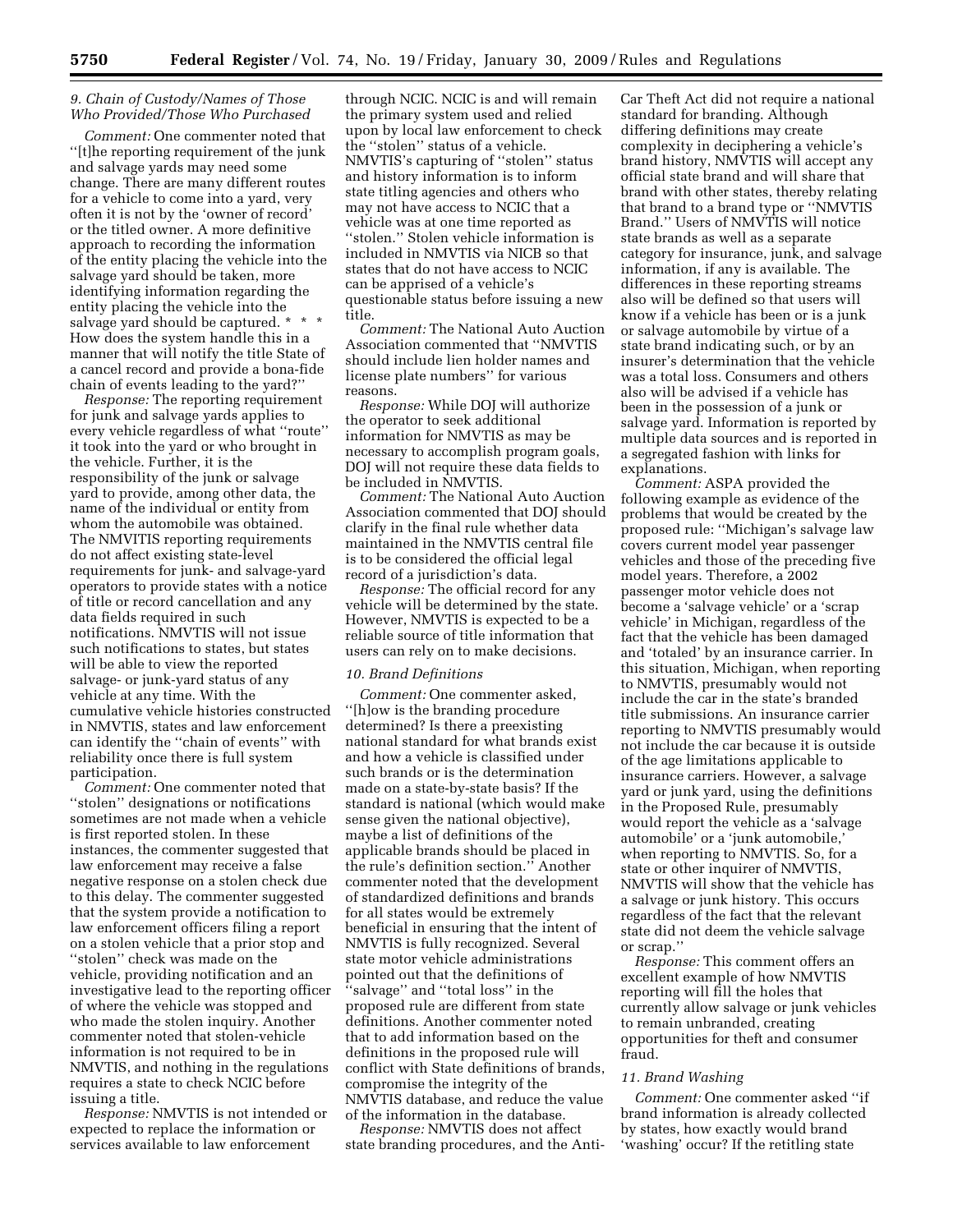### *9. Chain of Custody/Names of Those Who Provided/Those Who Purchased*

*Comment:* One commenter noted that ''[t]he reporting requirement of the junk and salvage yards may need some change. There are many different routes for a vehicle to come into a yard, very often it is not by the 'owner of record' or the titled owner. A more definitive approach to recording the information of the entity placing the vehicle into the salvage yard should be taken, more identifying information regarding the entity placing the vehicle into the salvage yard should be captured. * * * How does the system handle this in a manner that will notify the title State of a cancel record and provide a bona-fide chain of events leading to the yard?''

*Response:* The reporting requirement for junk and salvage yards applies to every vehicle regardless of what ''route'' it took into the yard or who brought in the vehicle. Further, it is the responsibility of the junk or salvage yard to provide, among other data, the name of the individual or entity from whom the automobile was obtained. The NMVTIS reporting requirements do not affect existing state-level requirements for junk- and salvage-yard operators to provide states with a notice of title or record cancellation and any data fields required in such notifications. NMVTIS will not issue such notifications to states, but states will be able to view the reported salvage- or junk-yard status of any vehicle at any time. With the cumulative vehicle histories constructed in NMVTIS, states and law enforcement can identify the ''chain of events'' with reliability once there is full system participation.

*Comment:* One commenter noted that ''stolen'' designations or notifications sometimes are not made when a vehicle is first reported stolen. In these instances, the commenter suggested that law enforcement may receive a false negative response on a stolen check due to this delay. The commenter suggested that the system provide a notification to law enforcement officers filing a report on a stolen vehicle that a prior stop and ''stolen'' check was made on the vehicle, providing notification and an investigative lead to the reporting officer of where the vehicle was stopped and who made the stolen inquiry. Another commenter noted that stolen-vehicle information is not required to be in NMVTIS, and nothing in the regulations requires a state to check NCIC before issuing a title.

*Response:* NMVTIS is not intended or expected to replace the information or services available to law enforcement through NCIC. NCIC is and will remain the primary system used and relied upon by local law enforcement to check the ''stolen'' status of a vehicle. NMVTIS's capturing of ''stolen'' status and history information is to inform state titling agencies and others who may not have access to NCIC that a vehicle was at one time reported as ''stolen.'' Stolen vehicle information is included in NMVTIS via NICB so that states that do not have access to NCIC can be apprised of a vehicle's questionable status before issuing a new title.

*Comment:* The National Auto Auction Association commented that ''NMVTIS should include lien holder names and license plate numbers'' for various reasons.

*Response:* While DOJ will authorize the operator to seek additional information for NMVTIS as may be necessary to accomplish program goals, DOJ will not require these data fields to be included in NMVTIS.

*Comment:* The National Auto Auction Association commented that DOJ should clarify in the final rule whether data maintained in the NMVTIS central file is to be considered the official legal record of a jurisdiction's data.

*Response:* The official record for any vehicle will be determined by the state. However, NMVTIS is expected to be a reliable source of title information that users can rely on to make decisions.

### *10. Brand Definitions*

*Comment:* One commenter asked, ''[h]ow is the branding procedure determined? Is there a preexisting national standard for what brands exist and how a vehicle is classified under such brands or is the determination made on a state-by-state basis? If the standard is national (which would make sense given the national objective), maybe a list of definitions of the applicable brands should be placed in the rule's definition section.'' Another commenter noted that the development of standardized definitions and brands for all states would be extremely beneficial in ensuring that the intent of NMVTIS is fully recognized. Several state motor vehicle administrations pointed out that the definitions of ''salvage'' and ''total loss'' in the proposed rule are different from state definitions. Another commenter noted that to add information based on the definitions in the proposed rule will conflict with State definitions of brands, compromise the integrity of the NMVTIS database, and reduce the value of the information in the database.

*Response:* NMVTIS does not affect state branding procedures, and the Anti-Car Theft Act did not require a national standard for branding. Although differing definitions may create complexity in deciphering a vehicle's brand history, NMVTIS will accept any official state brand and will share that brand with other states, thereby relating that brand to a brand type or ''NMVTIS Brand.'' Users of NMVTIS will notice state brands as well as a separate category for insurance, junk, and salvage information, if any is available. The differences in these reporting streams also will be defined so that users will know if a vehicle has been or is a junk or salvage automobile by virtue of a state brand indicating such, or by an insurer's determination that the vehicle was a total loss. Consumers and others also will be advised if a vehicle has been in the possession of a junk or salvage yard. Information is reported by multiple data sources and is reported in a segregated fashion with links for explanations.

*Comment:* ASPA provided the following example as evidence of the problems that would be created by the proposed rule: ''Michigan's salvage law covers current model year passenger vehicles and those of the preceding five model years. Therefore, a 2002 passenger motor vehicle does not become a 'salvage vehicle' or a 'scrap vehicle' in Michigan, regardless of the fact that the vehicle has been damaged and 'totaled' by an insurance carrier. In this situation, Michigan, when reporting to NMVTIS, presumably would not include the car in the state's branded title submissions. An insurance carrier reporting to NMVTIS presumably would not include the car because it is outside of the age limitations applicable to insurance carriers. However, a salvage yard or junk yard, using the definitions in the Proposed Rule, presumably would report the vehicle as a 'salvage automobile' or a 'junk automobile,' when reporting to NMVTIS. So, for a state or other inquirer of NMVTIS, NMVTIS will show that the vehicle has a salvage or junk history. This occurs regardless of the fact that the relevant state did not deem the vehicle salvage or scrap.''

*Response:* This comment offers an excellent example of how NMVTIS reporting will fill the holes that currently allow salvage or junk vehicles to remain unbranded, creating opportunities for theft and consumer fraud.

### *11. Brand Washing*

*Comment:* One commenter asked ''if brand information is already collected by states, how exactly would brand 'washing' occur? If the retitling state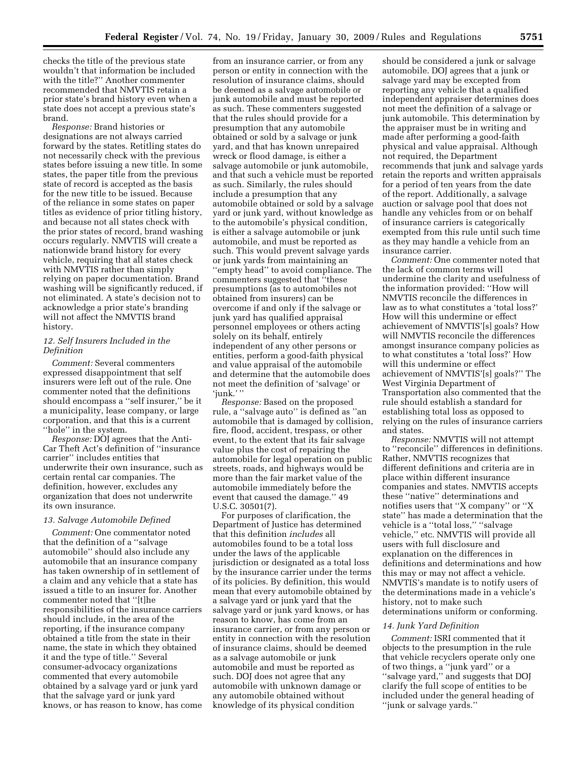checks the title of the previous state wouldn't that information be included with the title?'' Another commenter recommended that NMVTIS retain a prior state's brand history even when a state does not accept a previous state's brand.

*Response:* Brand histories or designations are not always carried forward by the states. Retitling states do not necessarily check with the previous states before issuing a new title. In some states, the paper title from the previous state of record is accepted as the basis for the new title to be issued. Because of the reliance in some states on paper titles as evidence of prior titling history, and because not all states check with the prior states of record, brand washing occurs regularly. NMVTIS will create a nationwide brand history for every vehicle, requiring that all states check with NMVTIS rather than simply relying on paper documentation. Brand washing will be significantly reduced, if not eliminated. A state's decision not to acknowledge a prior state's branding will not affect the NMVTIS brand history.

### *12. Self Insurers Included in the Definition*

*Comment:* Several commenters expressed disappointment that self insurers were left out of the rule. One commenter noted that the definitions should encompass a ''self insurer,'' be it a municipality, lease company, or large corporation, and that this is a current ''hole'' in the system.

*Response:* DOJ agrees that the Anti-Car Theft Act's definition of ''insurance carrier'' includes entities that underwrite their own insurance, such as certain rental car companies. The definition, however, excludes any organization that does not underwrite its own insurance.

### *13. Salvage Automobile Defined*

*Comment:* One commentator noted that the definition of a ''salvage automobile'' should also include any automobile that an insurance company has taken ownership of in settlement of a claim and any vehicle that a state has issued a title to an insurer for. Another commenter noted that ''[t]he responsibilities of the insurance carriers should include, in the area of the reporting, if the insurance company obtained a title from the state in their name, the state in which they obtained it and the type of title.'' Several consumer-advocacy organizations commented that every automobile obtained by a salvage yard or junk yard that the salvage yard or junk yard knows, or has reason to know, has come from an insurance carrier, or from any person or entity in connection with the resolution of insurance claims, should be deemed as a salvage automobile or junk automobile and must be reported as such. These commenters suggested that the rules should provide for a presumption that any automobile obtained or sold by a salvage or junk yard, and that has known unrepaired wreck or flood damage, is either a salvage automobile or junk automobile, and that such a vehicle must be reported as such. Similarly, the rules should include a presumption that any automobile obtained or sold by a salvage yard or junk yard, without knowledge as to the automobile's physical condition, is either a salvage automobile or junk automobile, and must be reported as such. This would prevent salvage yards or junk yards from maintaining an ''empty head'' to avoid compliance. The commenters suggested that ''these presumptions (as to automobiles not obtained from insurers) can be overcome if and only if the salvage or junk yard has qualified appraisal personnel employees or others acting solely on its behalf, entirely independent of any other persons or entities, perform a good-faith physical and value appraisal of the automobile and determine that the automobile does not meet the definition of 'salvage' or 'junk.' ''

*Response:* Based on the proposed rule, a ''salvage auto'' is defined as ''an automobile that is damaged by collision, fire, flood, accident, trespass, or other event, to the extent that its fair salvage value plus the cost of repairing the automobile for legal operation on public streets, roads, and highways would be more than the fair market value of the automobile immediately before the event that caused the damage.'' 49 U.S.C. 30501(7).

For purposes of clarification, the Department of Justice has determined that this definition *includes* all automobiles found to be a total loss under the laws of the applicable jurisdiction or designated as a total loss by the insurance carrier under the terms of its policies. By definition, this would mean that every automobile obtained by a salvage yard or junk yard that the salvage yard or junk yard knows, or has reason to know, has come from an insurance carrier, or from any person or entity in connection with the resolution of insurance claims, should be deemed as a salvage automobile or junk automobile and must be reported as such. DOJ does not agree that any automobile with unknown damage or any automobile obtained without knowledge of its physical condition should be considered a junk or salvage automobile. DOJ agrees that a junk or salvage yard may be excepted from reporting any vehicle that a qualified independent appraiser determines does not meet the definition of a salvage or junk automobile. This determination by the appraiser must be in writing and made after performing a good-faith physical and value appraisal. Although not required, the Department recommends that junk and salvage yards retain the reports and written appraisals for a period of ten years from the date of the report. Additionally, a salvage auction or salvage pool that does not handle any vehicles from or on behalf of insurance carriers is categorically exempted from this rule until such time as they may handle a vehicle from an insurance carrier.

*Comment:* One commenter noted that the lack of common terms will undermine the clarity and usefulness of the information provided: ''How will NMVTIS reconcile the differences in law as to what constitutes a 'total loss?' How will this undermine or effect achievement of NMVTIS'[s] goals? How will NMVTIS reconcile the differences amongst insurance company policies as to what constitutes a 'total loss?' How will this undermine or effect achievement of NMVTIS'[s] goals?'' The West Virginia Department of Transportation also commented that the rule should establish a standard for establishing total loss as opposed to relying on the rules of insurance carriers and states.

*Response:* NMVTIS will not attempt to ''reconcile'' differences in definitions. Rather, NMVTIS recognizes that different definitions and criteria are in place within different insurance companies and states. NMVTIS accepts these ''native'' determinations and notifies users that ''X company'' or ''X state'' has made a determination that the vehicle is a ''total loss,'' ''salvage vehicle,'' etc. NMVTIS will provide all users with full disclosure and explanation on the differences in definitions and determinations and how this may or may not affect a vehicle. NMVTIS's mandate is to notify users of the determinations made in a vehicle's history, not to make such determinations uniform or conforming.

### *14. Junk Yard Definition*

*Comment:* ISRI commented that it objects to the presumption in the rule that vehicle recyclers operate only one of two things, a ''junk yard'' or a ''salvage yard,'' and suggests that DOJ clarify the full scope of entities to be included under the general heading of ''junk or salvage yards.''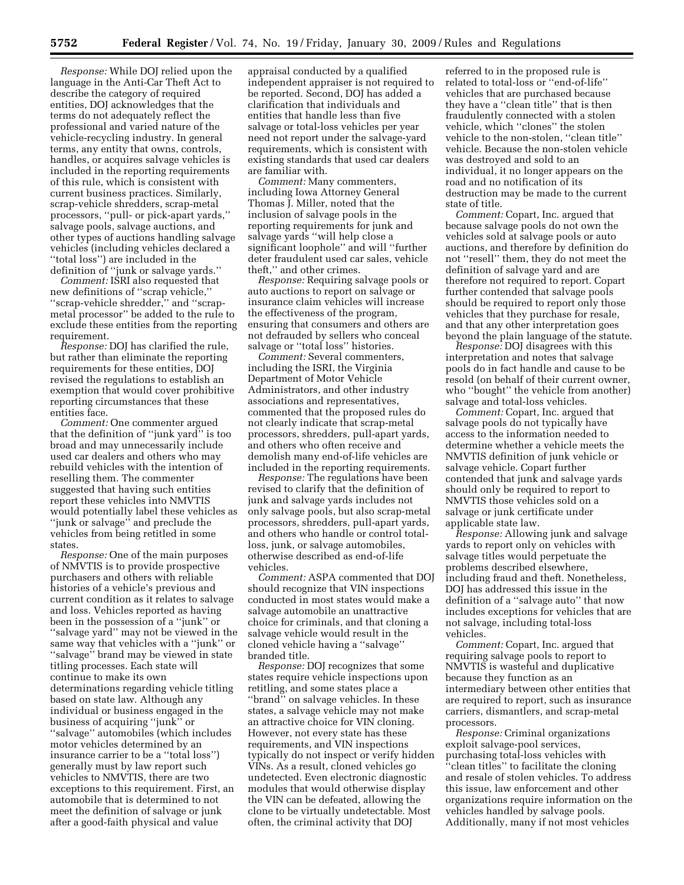*Response:* While DOJ relied upon the language in the Anti-Car Theft Act to describe the category of required entities, DOJ acknowledges that the terms do not adequately reflect the professional and varied nature of the vehicle-recycling industry. In general terms, any entity that owns, controls, handles, or acquires salvage vehicles is included in the reporting requirements of this rule, which is consistent with current business practices. Similarly, scrap-vehicle shredders, scrap-metal processors, ''pull- or pick-apart yards,'' salvage pools, salvage auctions, and other types of auctions handling salvage vehicles (including vehicles declared a ''total loss'') are included in the definition of ''junk or salvage yards.''

*Comment:* ISRI also requested that new definitions of ''scrap vehicle,'' ''scrap-vehicle shredder,'' and ''scrap-metal processor'' be added to the rule to exclude these entities from the reporting requirement.

*Response:* DOJ has clarified the rule, but rather than eliminate the reporting requirements for these entities, DOJ revised the regulations to establish an exemption that would cover prohibitive reporting circumstances that these entities face.

*Comment:* One commenter argued that the definition of ''junk yard'' is too broad and may unnecessarily include used car dealers and others who may rebuild vehicles with the intention of reselling them. The commenter suggested that having such entities report these vehicles into NMVTIS would potentially label these vehicles as ''junk or salvage'' and preclude the vehicles from being retitled in some states.

*Response:* One of the main purposes of NMVTIS is to provide prospective purchasers and others with reliable histories of a vehicle's previous and current condition as it relates to salvage and loss. Vehicles reported as having been in the possession of a ''junk'' or ''salvage yard'' may not be viewed in the same way that vehicles with a ''junk'' or ''salvage'' brand may be viewed in state titling processes. Each state will continue to make its own determinations regarding vehicle titling based on state law. Although any individual or business engaged in the business of acquiring ''junk'' or ''salvage'' automobiles (which includes motor vehicles determined by an insurance carrier to be a ''total loss'') generally must by law report such vehicles to NMVTIS, there are two exceptions to this requirement. First, an automobile that is determined to not meet the definition of salvage or junk after a good-faith physical and value appraisal conducted by a qualified independent appraiser is not required to be reported. Second, DOJ has added a clarification that individuals and entities that handle less than five salvage or total-loss vehicles per year need not report under the salvage-yard requirements, which is consistent with existing standards that used car dealers are familiar with.

*Comment:* Many commenters, including Iowa Attorney General Thomas J. Miller, noted that the inclusion of salvage pools in the reporting requirements for junk and salvage yards ''will help close a significant loophole'' and will ''further deter fraudulent used car sales, vehicle theft,'' and other crimes.

*Response:* Requiring salvage pools or auto auctions to report on salvage or insurance claim vehicles will increase the effectiveness of the program, ensuring that consumers and others are not defrauded by sellers who conceal salvage or ''total loss'' histories.

*Comment:* Several commenters, including the ISRI, the Virginia Department of Motor Vehicle Administrators, and other industry associations and representatives, commented that the proposed rules do not clearly indicate that scrap-metal processors, shredders, pull-apart yards, and others who often receive and demolish many end-of-life vehicles are included in the reporting requirements.

*Response:* The regulations have been revised to clarify that the definition of junk and salvage yards includes not only salvage pools, but also scrap-metal processors, shredders, pull-apart yards, and others who handle or control total-loss, junk, or salvage automobiles, otherwise described as end-of-life vehicles.

*Comment:* ASPA commented that DOJ should recognize that VIN inspections conducted in most states would make a salvage automobile an unattractive choice for criminals, and that cloning a salvage vehicle would result in the cloned vehicle having a ''salvage'' branded title.

*Response:* DOJ recognizes that some states require vehicle inspections upon retitling, and some states place a ''brand'' on salvage vehicles. In these states, a salvage vehicle may not make an attractive choice for VIN cloning. However, not every state has these requirements, and VIN inspections typically do not inspect or verify hidden VINs. As a result, cloned vehicles go undetected. Even electronic diagnostic modules that would otherwise display the VIN can be defeated, allowing the clone to be virtually undetectable. Most often, the criminal activity that DOJ referred to in the proposed rule is related to total-loss or ''end-of-life'' vehicles that are purchased because they have a ''clean title'' that is then fraudulently connected with a stolen vehicle, which ''clones'' the stolen vehicle to the non-stolen, ''clean title'' vehicle. Because the non-stolen vehicle was destroyed and sold to an individual, it no longer appears on the road and no notification of its destruction may be made to the current state of title.

*Comment:* Copart, Inc. argued that because salvage pools do not own the vehicles sold at salvage pools or auto auctions, and therefore by definition do not ''resell'' them, they do not meet the definition of salvage yard and are therefore not required to report. Copart further contended that salvage pools should be required to report only those vehicles that they purchase for resale, and that any other interpretation goes beyond the plain language of the statute.

*Response:* DOJ disagrees with this interpretation and notes that salvage pools do in fact handle and cause to be resold (on behalf of their current owner, who ''bought'' the vehicle from another) salvage and total-loss vehicles.

*Comment:* Copart, Inc. argued that salvage pools do not typically have access to the information needed to determine whether a vehicle meets the NMVTIS definition of junk vehicle or salvage vehicle. Copart further contended that junk and salvage yards should only be required to report to NMVTIS those vehicles sold on a salvage or junk certificate under applicable state law.

*Response:* Allowing junk and salvage yards to report only on vehicles with salvage titles would perpetuate the problems described elsewhere, including fraud and theft. Nonetheless, DOJ has addressed this issue in the definition of a ''salvage auto'' that now includes exceptions for vehicles that are not salvage, including total-loss vehicles.

*Comment:* Copart, Inc. argued that requiring salvage pools to report to NMVTIS is wasteful and duplicative because they function as an intermediary between other entities that are required to report, such as insurance carriers, dismantlers, and scrap-metal processors.

*Response:* Criminal organizations exploit salvage-pool services, purchasing total-loss vehicles with ''clean titles'' to facilitate the cloning and resale of stolen vehicles. To address this issue, law enforcement and other organizations require information on the vehicles handled by salvage pools. Additionally, many if not most vehicles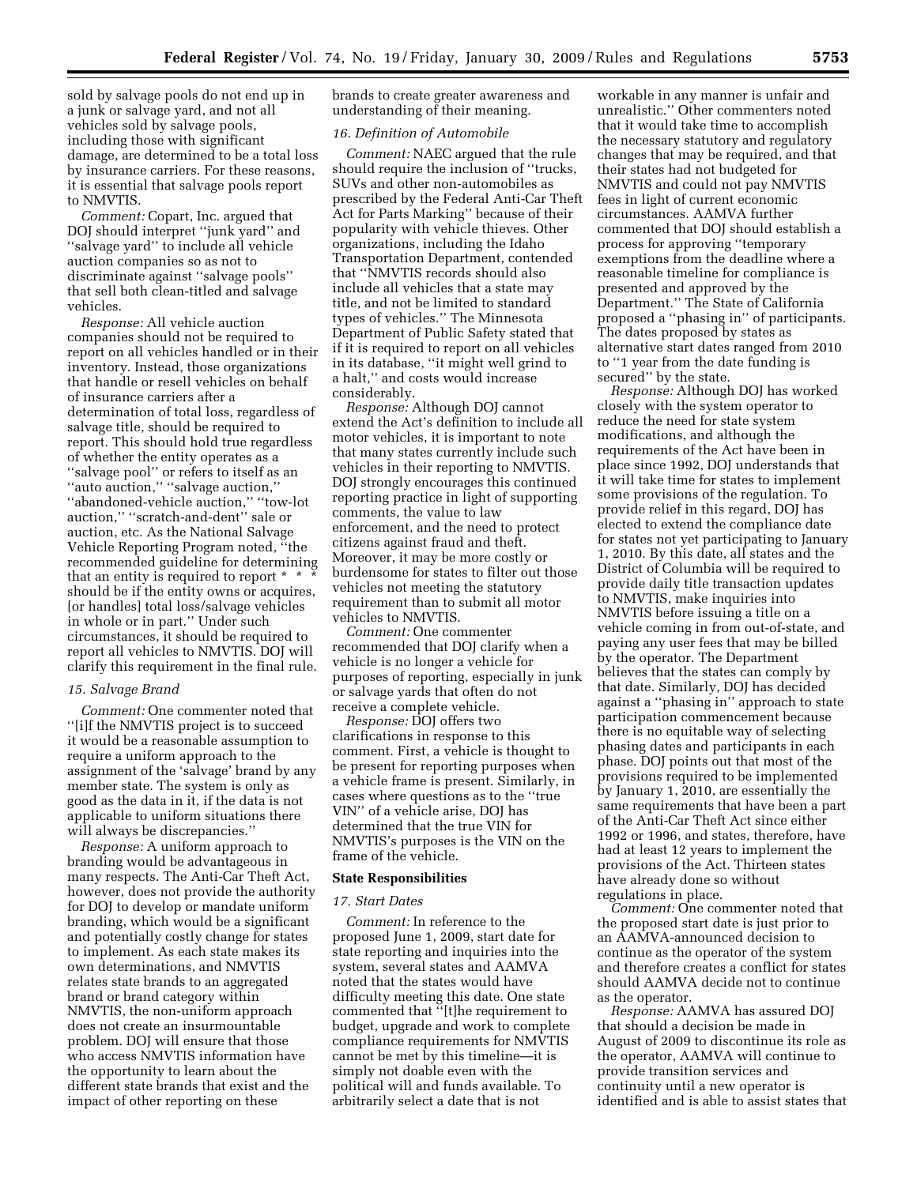sold by salvage pools do not end up in a junk or salvage yard, and not all vehicles sold by salvage pools, including those with significant damage, are determined to be a total loss by insurance carriers. For these reasons, it is essential that salvage pools report to NMVTIS.

*Comment:* Copart, Inc. argued that DOJ should interpret ''junk yard'' and ''salvage yard'' to include all vehicle auction companies so as not to discriminate against ''salvage pools'' that sell both clean-titled and salvage vehicles.

*Response:* All vehicle auction companies should not be required to report on all vehicles handled or in their inventory. Instead, those organizations that handle or resell vehicles on behalf of insurance carriers after a determination of total loss, regardless of salvage title, should be required to report. This should hold true regardless of whether the entity operates as a ''salvage pool'' or refers to itself as an ''auto auction,'' ''salvage auction,'' ''abandoned-vehicle auction,'' ''tow-lot auction,'' ''scratch-and-dent'' sale or auction, etc. As the National Salvage Vehicle Reporting Program noted, ''the recommended guideline for determining that an entity is required to report * * * should be if the entity owns or acquires, [or handles] total loss/salvage vehicles in whole or in part.'' Under such circumstances, it should be required to report all vehicles to NMVTIS. DOJ will clarify this requirement in the final rule.

### 15. Salvage Brand

*Comment:* One commenter noted that ''[i]f the NMVTIS project is to succeed it would be a reasonable assumption to require a uniform approach to the assignment of the 'salvage' brand by any member state. The system is only as good as the data in it, if the data is not applicable to uniform situations there will always be discrepancies.''

*Response:* A uniform approach to branding would be advantageous in many respects. The Anti-Car Theft Act, however, does not provide the authority for DOJ to develop or mandate uniform branding, which would be a significant and potentially costly change for states to implement. As each state makes its own determinations, and NMVTIS relates state brands to an aggregated brand or brand category within NMVTIS, the non-uniform approach does not create an insurmountable problem. DOJ will ensure that those who access NMVTIS information have the opportunity to learn about the different state brands that exist and the impact of other reporting on these brands to create greater awareness and understanding of their meaning.

### 16. Definition of Automobile

*Comment:* NAEC argued that the rule should require the inclusion of ''trucks, SUVs and other non-automobiles as prescribed by the Federal Anti-Car Theft Act for Parts Marking'' because of their popularity with vehicle thieves. Other organizations, including the Idaho Transportation Department, contended that ''NMVTIS records should also include all vehicles that a state may title, and not be limited to standard types of vehicles.'' The Minnesota Department of Public Safety stated that if it is required to report on all vehicles in its database, ''it might well grind to a halt,'' and costs would increase considerably.

*Response:* Although DOJ cannot extend the Act's definition to include all motor vehicles, it is important to note that many states currently include such vehicles in their reporting to NMVTIS. DOJ strongly encourages this continued reporting practice in light of supporting comments, the value to law enforcement, and the need to protect citizens against fraud and theft. Moreover, it may be more costly or burdensome for states to filter out those vehicles not meeting the statutory requirement than to submit all motor vehicles to NMVTIS.

*Comment:* One commenter recommended that DOJ clarify when a vehicle is no longer a vehicle for purposes of reporting, especially in junk or salvage yards that often do not receive a complete vehicle.

*Response:* DOJ offers two clarifications in response to this comment. First, a vehicle is thought to be present for reporting purposes when a vehicle frame is present. Similarly, in cases where questions as to the ''true VIN'' of a vehicle arise, DOJ has determined that the true VIN for NMVTIS's purposes is the VIN on the frame of the vehicle.

## State Responsibilities

### 17. Start Dates

*Comment:* In reference to the proposed June 1, 2009, start date for state reporting and inquiries into the system, several states and AAMVA noted that the states would have difficulty meeting this date. One state commented that ''[t]he requirement to budget, upgrade and work to complete compliance requirements for NMVTIS cannot be met by this timeline—it is simply not doable even with the political will and funds available. To arbitrarily select a date that is not workable in any manner is unfair and unrealistic.'' Other commenters noted that it would take time to accomplish the necessary statutory and regulatory changes that may be required, and that their states had not budgeted for NMVTIS and could not pay NMVTIS fees in light of current economic circumstances. AAMVA further commented that DOJ should establish a process for approving ''temporary exemptions from the deadline where a reasonable timeline for compliance is presented and approved by the Department.'' The State of California proposed a ''phasing in'' of participants. The dates proposed by states as alternative start dates ranged from 2010 to ''1 year from the date funding is secured'' by the state.

*Response:* Although DOJ has worked closely with the system operator to reduce the need for state system modifications, and although the requirements of the Act have been in place since 1992, DOJ understands that it will take time for states to implement some provisions of the regulation. To provide relief in this regard, DOJ has elected to extend the compliance date for states not yet participating to January 1, 2010. By this date, all states and the District of Columbia will be required to provide daily title transaction updates to NMVTIS, make inquiries into NMVTIS before issuing a title on a vehicle coming in from out-of-state, and paying any user fees that may be billed by the operator. The Department believes that the states can comply by that date. Similarly, DOJ has decided against a ''phasing in'' approach to state participation commencement because there is no equitable way of selecting phasing dates and participants in each phase. DOJ points out that most of the provisions required to be implemented by January 1, 2010, are essentially the same requirements that have been a part of the Anti-Car Theft Act since either 1992 or 1996, and states, therefore, have had at least 12 years to implement the provisions of the Act. Thirteen states have already done so without regulations in place.

*Comment:* One commenter noted that the proposed start date is just prior to an AAMVA-announced decision to continue as the operator of the system and therefore creates a conflict for states should AAMVA decide not to continue as the operator.

*Response:* AAMVA has assured DOJ that should a decision be made in August of 2009 to discontinue its role as the operator, AAMVA will continue to provide transition services and continuity until a new operator is identified and is able to assist states that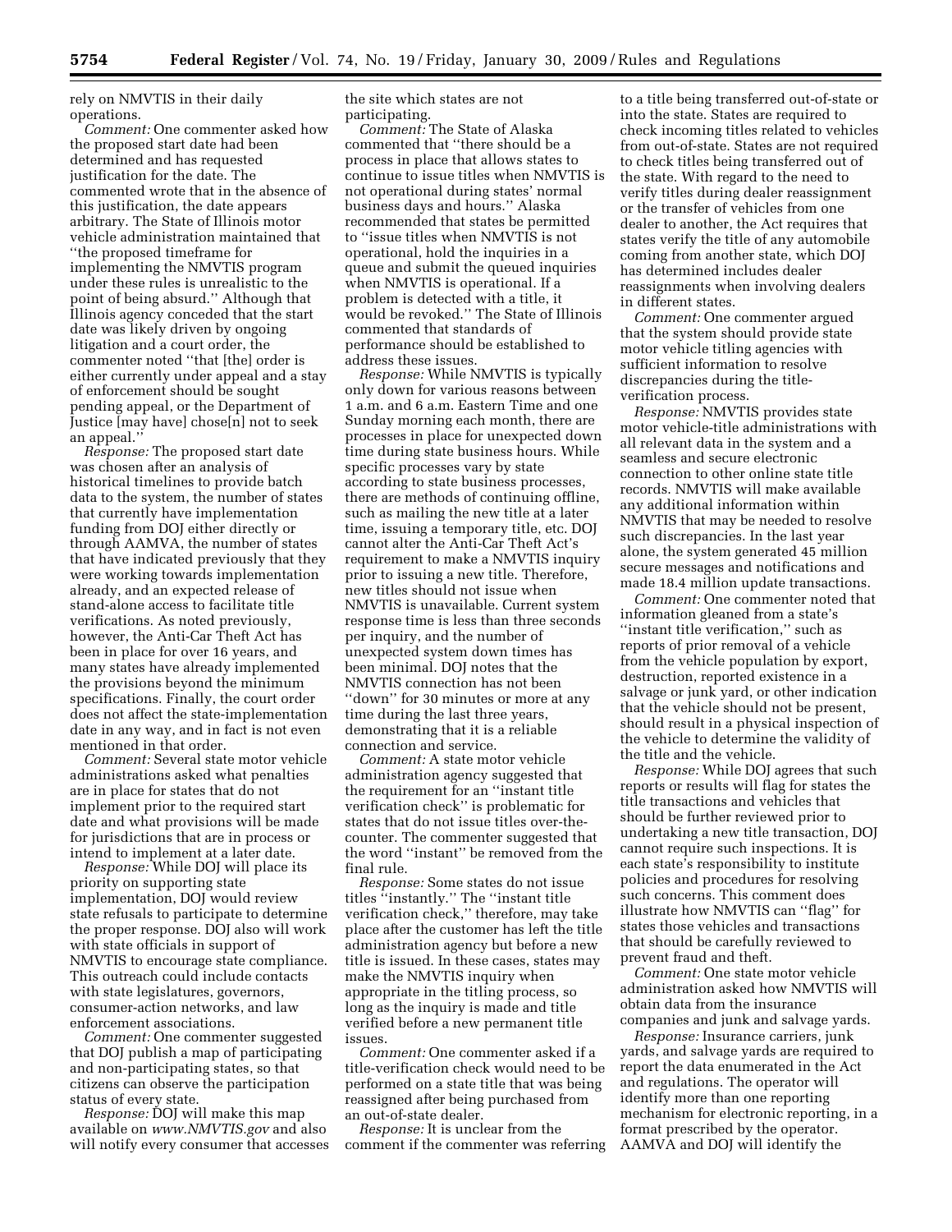rely on NMVTIS in their daily operations.

*Comment:* One commenter asked how the proposed start date had been determined and has requested justification for the date. The commented wrote that in the absence of this justification, the date appears arbitrary. The State of Illinois motor vehicle administration maintained that ''the proposed timeframe for implementing the NMVTIS program under these rules is unrealistic to the point of being absurd.'' Although that Illinois agency conceded that the start date was likely driven by ongoing litigation and a court order, the commenter noted ''that [the] order is either currently under appeal and a stay of enforcement should be sought pending appeal, or the Department of Justice [may have] chose[n] not to seek an appeal.''

*Response:* The proposed start date was chosen after an analysis of historical timelines to provide batch data to the system, the number of states that currently have implementation funding from DOJ either directly or through AAMVA, the number of states that have indicated previously that they were working towards implementation already, and an expected release of stand-alone access to facilitate title verifications. As noted previously, however, the Anti-Car Theft Act has been in place for over 16 years, and many states have already implemented the provisions beyond the minimum specifications. Finally, the court order does not affect the state-implementation date in any way, and in fact is not even mentioned in that order.

*Comment:* Several state motor vehicle administrations asked what penalties are in place for states that do not implement prior to the required start date and what provisions will be made for jurisdictions that are in process or intend to implement at a later date.

*Response:* While DOJ will place its priority on supporting state implementation, DOJ would review state refusals to participate to determine the proper response. DOJ also will work with state officials in support of NMVTIS to encourage state compliance. This outreach could include contacts with state legislatures, governors, consumer-action networks, and law enforcement associations.

*Comment:* One commenter suggested that DOJ publish a map of participating and non-participating states, so that citizens can observe the participation status of every state.

*Response:* DOJ will make this map available on *www.NMVTIS.gov* and also will notify every consumer that accesses the site which states are not participating.

*Comment:* The State of Alaska commented that ''there should be a process in place that allows states to continue to issue titles when NMVTIS is not operational during states' normal business days and hours.'' Alaska recommended that states be permitted to ''issue titles when NMVTIS is not operational, hold the inquiries in a queue and submit the queued inquiries when NMVTIS is operational. If a problem is detected with a title, it would be revoked.'' The State of Illinois commented that standards of performance should be established to address these issues.

*Response:* While NMVTIS is typically only down for various reasons between 1 a.m. and 6 a.m. Eastern Time and one Sunday morning each month, there are processes in place for unexpected down time during state business hours. While specific processes vary by state according to state business processes, there are methods of continuing offline, such as mailing the new title at a later time, issuing a temporary title, etc. DOJ cannot alter the Anti-Car Theft Act's requirement to make a NMVTIS inquiry prior to issuing a new title. Therefore, new titles should not issue when NMVTIS is unavailable. Current system response time is less than three seconds per inquiry, and the number of unexpected system down times has been minimal. DOJ notes that the NMVTIS connection has not been ''down'' for 30 minutes or more at any time during the last three years, demonstrating that it is a reliable connection and service.

*Comment:* A state motor vehicle administration agency suggested that the requirement for an ''instant title verification check'' is problematic for states that do not issue titles over-the-counter. The commenter suggested that the word ''instant'' be removed from the final rule.

*Response:* Some states do not issue titles ''instantly.'' The ''instant title verification check,'' therefore, may take place after the customer has left the title administration agency but before a new title is issued. In these cases, states may make the NMVTIS inquiry when appropriate in the titling process, so long as the inquiry is made and title verified before a new permanent title issues.

*Comment:* One commenter asked if a title-verification check would need to be performed on a state title that was being reassigned after being purchased from an out-of-state dealer.

*Response:* It is unclear from the comment if the commenter was referring to a title being transferred out-of-state or into the state. States are required to check incoming titles related to vehicles from out-of-state. States are not required to check titles being transferred out of the state. With regard to the need to verify titles during dealer reassignment or the transfer of vehicles from one dealer to another, the Act requires that states verify the title of any automobile coming from another state, which DOJ has determined includes dealer reassignments when involving dealers in different states.

*Comment:* One commenter argued that the system should provide state motor vehicle titling agencies with sufficient information to resolve discrepancies during the title-verification process.

*Response:* NMVTIS provides state motor vehicle-title administrations with all relevant data in the system and a seamless and secure electronic connection to other online state title records. NMVTIS will make available any additional information within NMVTIS that may be needed to resolve such discrepancies. In the last year alone, the system generated 45 million secure messages and notifications and made 18.4 million update transactions.

*Comment:* One commenter noted that information gleaned from a state's ''instant title verification,'' such as reports of prior removal of a vehicle from the vehicle population by export, destruction, reported existence in a salvage or junk yard, or other indication that the vehicle should not be present, should result in a physical inspection of the vehicle to determine the validity of the title and the vehicle.

*Response:* While DOJ agrees that such reports or results will flag for states the title transactions and vehicles that should be further reviewed prior to undertaking a new title transaction, DOJ cannot require such inspections. It is each state's responsibility to institute policies and procedures for resolving such concerns. This comment does illustrate how NMVTIS can ''flag'' for states those vehicles and transactions that should be carefully reviewed to prevent fraud and theft.

*Comment:* One state motor vehicle administration asked how NMVTIS will obtain data from the insurance companies and junk and salvage yards.

*Response:* Insurance carriers, junk yards, and salvage yards are required to report the data enumerated in the Act and regulations. The operator will identify more than one reporting mechanism for electronic reporting, in a format prescribed by the operator. AAMVA and DOJ will identify the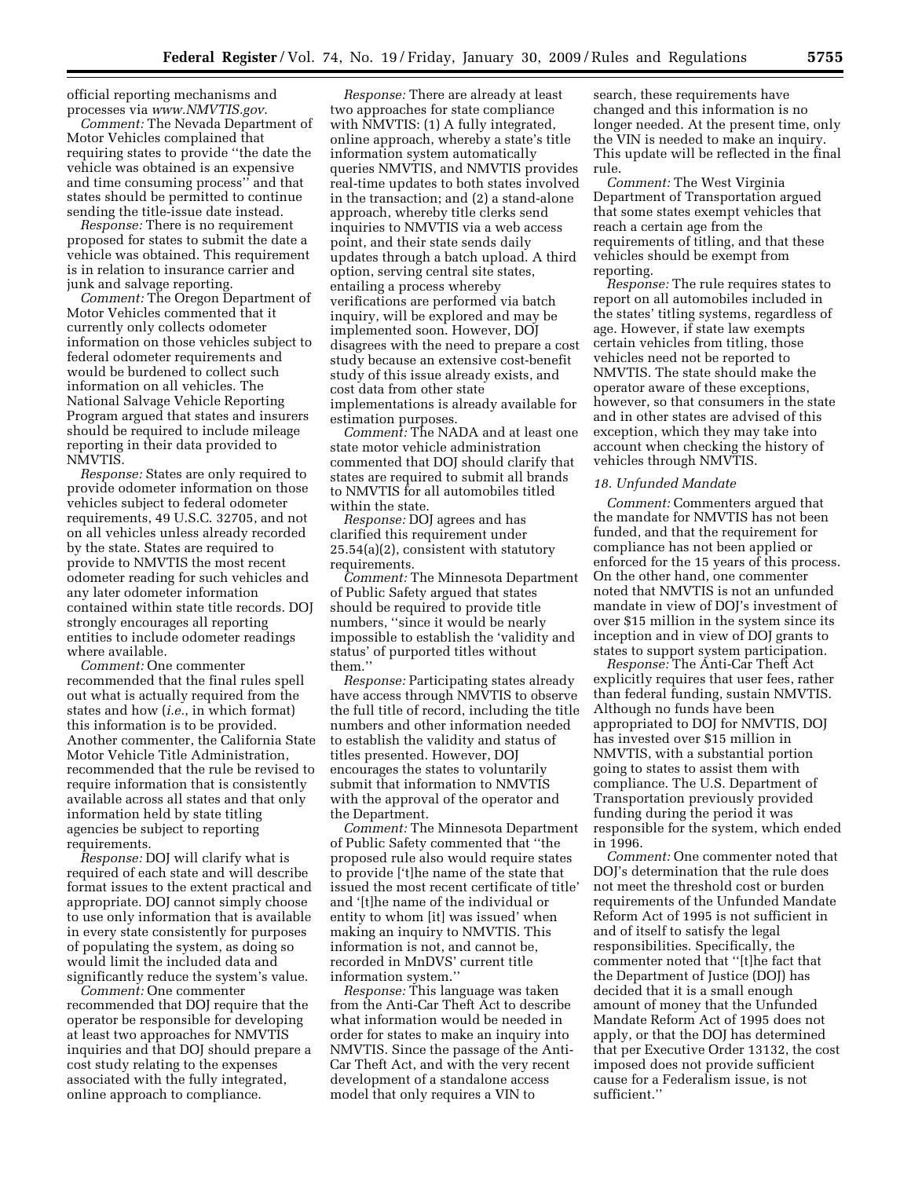official reporting mechanisms and processes via *www.NMVTIS.gov.*

*Comment:* The Nevada Department of Motor Vehicles complained that requiring states to provide ''the date the vehicle was obtained is an expensive and time consuming process'' and that states should be permitted to continue sending the title-issue date instead.

*Response:* There is no requirement proposed for states to submit the date a vehicle was obtained. This requirement is in relation to insurance carrier and junk and salvage reporting.

*Comment:* The Oregon Department of Motor Vehicles commented that it currently only collects odometer information on those vehicles subject to federal odometer requirements and would be burdened to collect such information on all vehicles. The National Salvage Vehicle Reporting Program argued that states and insurers should be required to include mileage reporting in their data provided to NMVTIS.

*Response:* States are only required to provide odometer information on those vehicles subject to federal odometer requirements, 49 U.S.C. 32705, and not on all vehicles unless already recorded by the state. States are required to provide to NMVTIS the most recent odometer reading for such vehicles and any later odometer information contained within state title records. DOJ strongly encourages all reporting entities to include odometer readings where available.

*Comment:* One commenter recommended that the final rules spell out what is actually required from the states and how (*i.e.,* in which format) this information is to be provided. Another commenter, the California State Motor Vehicle Title Administration, recommended that the rule be revised to require information that is consistently available across all states and that only information held by state titling agencies be subject to reporting requirements.

*Response:* DOJ will clarify what is required of each state and will describe format issues to the extent practical and appropriate. DOJ cannot simply choose to use only information that is available in every state consistently for purposes of populating the system, as doing so would limit the included data and significantly reduce the system's value.

*Comment:* One commenter recommended that DOJ require that the operator be responsible for developing at least two approaches for NMVTIS inquiries and that DOJ should prepare a cost study relating to the expenses associated with the fully integrated, online approach to compliance.

*Response:* There are already at least two approaches for state compliance with NMVTIS: (1) A fully integrated, online approach, whereby a state's title information system automatically queries NMVTIS, and NMVTIS provides real-time updates to both states involved in the transaction; and (2) a stand-alone approach, whereby title clerks send inquiries to NMVTIS via a web access point, and their state sends daily updates through a batch upload. A third option, serving central site states, entailing a process whereby verifications are performed via batch inquiry, will be explored and may be implemented soon. However, DOJ disagrees with the need to prepare a cost study because an extensive cost-benefit study of this issue already exists, and cost data from other state implementations is already available for estimation purposes.

*Comment:* The NADA and at least one state motor vehicle administration commented that DOJ should clarify that states are required to submit all brands to NMVTIS for all automobiles titled within the state.

*Response:* DOJ agrees and has clarified this requirement under 25.54(a)(2), consistent with statutory requirements.

*Comment:* The Minnesota Department of Public Safety argued that states should be required to provide title numbers, ''since it would be nearly impossible to establish the 'validity and status' of purported titles without them.''

*Response:* Participating states already have access through NMVTIS to observe the full title of record, including the title numbers and other information needed to establish the validity and status of titles presented. However, DOJ encourages the states to voluntarily submit that information to NMVTIS with the approval of the operator and the Department.

*Comment:* The Minnesota Department of Public Safety commented that ''the proposed rule also would require states to provide ['t]he name of the state that issued the most recent certificate of title' and '[t]he name of the individual or entity to whom [it] was issued' when making an inquiry to NMVTIS. This information is not, and cannot be, recorded in MnDVS' current title information system.''

*Response:* This language was taken from the Anti-Car Theft Act to describe what information would be needed in order for states to make an inquiry into NMVTIS. Since the passage of the Anti-Car Theft Act, and with the very recent development of a standalone access model that only requires a VIN to search, these requirements have changed and this information is no longer needed. At the present time, only the VIN is needed to make an inquiry. This update will be reflected in the final rule.

*Comment:* The West Virginia Department of Transportation argued that some states exempt vehicles that reach a certain age from the requirements of titling, and that these vehicles should be exempt from reporting.

*Response:* The rule requires states to report on all automobiles included in the states' titling systems, regardless of age. However, if state law exempts certain vehicles from titling, those vehicles need not be reported to NMVTIS. The state should make the operator aware of these exceptions, however, so that consumers in the state and in other states are advised of this exception, which they may take into account when checking the history of vehicles through NMVTIS.

### *18. Unfunded Mandate*

*Comment:* Commenters argued that the mandate for NMVTIS has not been funded, and that the requirement for compliance has not been applied or enforced for the 15 years of this process. On the other hand, one commenter noted that NMVTIS is not an unfunded mandate in view of DOJ's investment of over $15 million in the system since its inception and in view of DOJ grants to states to support system participation.

*Response:* The Anti-Car Theft Act explicitly requires that user fees, rather than federal funding, sustain NMVTIS. Although no funds have been appropriated to DOJ for NMVTIS, DOJ has invested over $15 million in NMVTIS, with a substantial portion going to states to assist them with compliance. The U.S. Department of Transportation previously provided funding during the period it was responsible for the system, which ended in 1996.

*Comment:* One commenter noted that DOJ's determination that the rule does not meet the threshold cost or burden requirements of the Unfunded Mandate Reform Act of 1995 is not sufficient in and of itself to satisfy the legal responsibilities. Specifically, the commenter noted that ''[t]he fact that the Department of Justice (DOJ) has decided that it is a small enough amount of money that the Unfunded Mandate Reform Act of 1995 does not apply, or that the DOJ has determined that per Executive Order 13132, the cost imposed does not provide sufficient cause for a Federalism issue, is not sufficient.''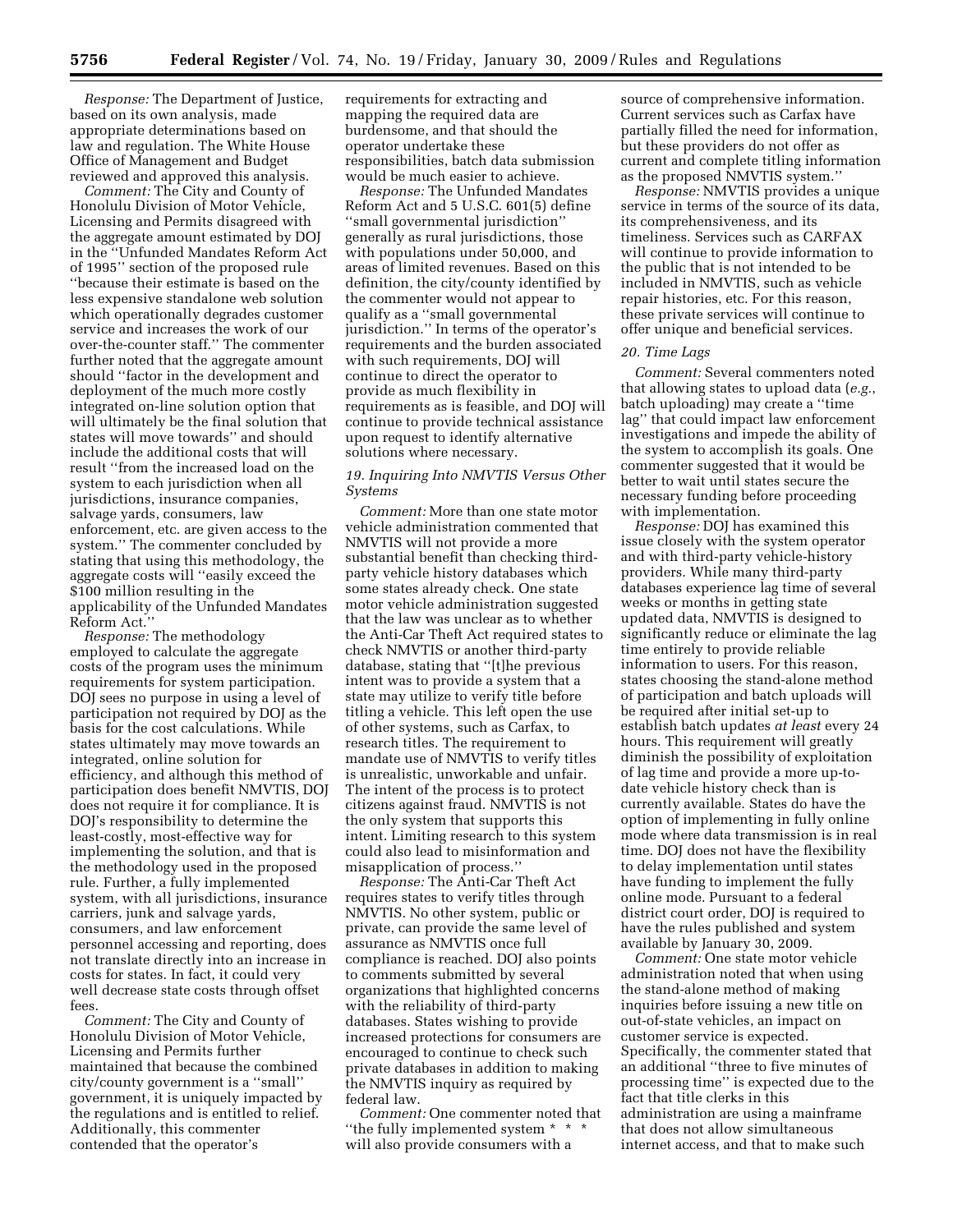*Response:* The Department of Justice, based on its own analysis, made appropriate determinations based on law and regulation. The White House Office of Management and Budget reviewed and approved this analysis.

*Comment:* The City and County of Honolulu Division of Motor Vehicle, Licensing and Permits disagreed with the aggregate amount estimated by DOJ in the ''Unfunded Mandates Reform Act of 1995'' section of the proposed rule ''because their estimate is based on the less expensive standalone web solution which operationally degrades customer service and increases the work of our over-the-counter staff.'' The commenter further noted that the aggregate amount should ''factor in the development and deployment of the much more costly integrated on-line solution option that will ultimately be the final solution that states will move towards'' and should include the additional costs that will result ''from the increased load on the system to each jurisdiction when all jurisdictions, insurance companies, salvage yards, consumers, law enforcement, etc. are given access to the system.'' The commenter concluded by stating that using this methodology, the aggregate costs will ''easily exceed the $100 million resulting in the applicability of the Unfunded Mandates Reform Act.''

*Response:* The methodology employed to calculate the aggregate costs of the program uses the minimum requirements for system participation. DOJ sees no purpose in using a level of participation not required by DOJ as the basis for the cost calculations. While states ultimately may move towards an integrated, online solution for efficiency, and although this method of participation does benefit NMVTIS, DOJ does not require it for compliance. It is DOJ's responsibility to determine the least-costly, most-effective way for implementing the solution, and that is the methodology used in the proposed rule. Further, a fully implemented system, with all jurisdictions, insurance carriers, junk and salvage yards, consumers, and law enforcement personnel accessing and reporting, does not translate directly into an increase in costs for states. In fact, it could very well decrease state costs through offset fees.

*Comment:* The City and County of Honolulu Division of Motor Vehicle, Licensing and Permits further maintained that because the combined city/county government is a ''small'' government, it is uniquely impacted by the regulations and is entitled to relief. Additionally, this commenter contended that the operator's requirements for extracting and mapping the required data are burdensome, and that should the operator undertake these responsibilities, batch data submission would be much easier to achieve.

*Response:* The Unfunded Mandates Reform Act and 5 U.S.C. 601(5) define ''small governmental jurisdiction'' generally as rural jurisdictions, those with populations under 50,000, and areas of limited revenues. Based on this definition, the city/county identified by the commenter would not appear to qualify as a ''small governmental jurisdiction.'' In terms of the operator's requirements and the burden associated with such requirements, DOJ will continue to direct the operator to provide as much flexibility in requirements as is feasible, and DOJ will continue to provide technical assistance upon request to identify alternative solutions where necessary.

### *19. Inquiring Into NMVTIS Versus Other Systems*

*Comment:* More than one state motor vehicle administration commented that NMVTIS will not provide a more substantial benefit than checking third-party vehicle history databases which some states already check. One state motor vehicle administration suggested that the law was unclear as to whether the Anti-Car Theft Act required states to check NMVTIS or another third-party database, stating that ''[t]he previous intent was to provide a system that a state may utilize to verify title before titling a vehicle. This left open the use of other systems, such as Carfax, to research titles. The requirement to mandate use of NMVTIS to verify titles is unrealistic, unworkable and unfair. The intent of the process is to protect citizens against fraud. NMVTIS is not the only system that supports this intent. Limiting research to this system could also lead to misinformation and misapplication of process.''

*Response:* The Anti-Car Theft Act requires states to verify titles through NMVTIS. No other system, public or private, can provide the same level of assurance as NMVTIS once full compliance is reached. DOJ also points to comments submitted by several organizations that highlighted concerns with the reliability of third-party databases. States wishing to provide increased protections for consumers are encouraged to continue to check such private databases in addition to making the NMVTIS inquiry as required by federal law.

*Comment:* One commenter noted that ''the fully implemented system * * * will also provide consumers with a source of comprehensive information. Current services such as Carfax have partially filled the need for information, but these providers do not offer as current and complete titling information as the proposed NMVTIS system.''

*Response:* NMVTIS provides a unique service in terms of the source of its data, its comprehensiveness, and its timeliness. Services such as CARFAX will continue to provide information to the public that is not intended to be included in NMVTIS, such as vehicle repair histories, etc. For this reason, these private services will continue to offer unique and beneficial services.

### *20. Time Lags*

*Comment:* Several commenters noted that allowing states to upload data (*e.g.*, batch uploading) may create a ''time lag'' that could impact law enforcement investigations and impede the ability of the system to accomplish its goals. One commenter suggested that it would be better to wait until states secure the necessary funding before proceeding with implementation.

*Response:* DOJ has examined this issue closely with the system operator and with third-party vehicle-history providers. While many third-party databases experience lag time of several weeks or months in getting state updated data, NMVTIS is designed to significantly reduce or eliminate the lag time entirely to provide reliable information to users. For this reason, states choosing the stand-alone method of participation and batch uploads will be required after initial set-up to establish batch updates *at least* every 24 hours. This requirement will greatly diminish the possibility of exploitation of lag time and provide a more up-to-date vehicle history check than is currently available. States do have the option of implementing in fully online mode where data transmission is in real time. DOJ does not have the flexibility to delay implementation until states have funding to implement the fully online mode. Pursuant to a federal district court order, DOJ is required to have the rules published and system available by January 30, 2009.

*Comment:* One state motor vehicle administration noted that when using the stand-alone method of making inquiries before issuing a new title on out-of-state vehicles, an impact on customer service is expected. Specifically, the commenter stated that an additional ''three to five minutes of processing time'' is expected due to the fact that title clerks in this administration are using a mainframe that does not allow simultaneous internet access, and that to make such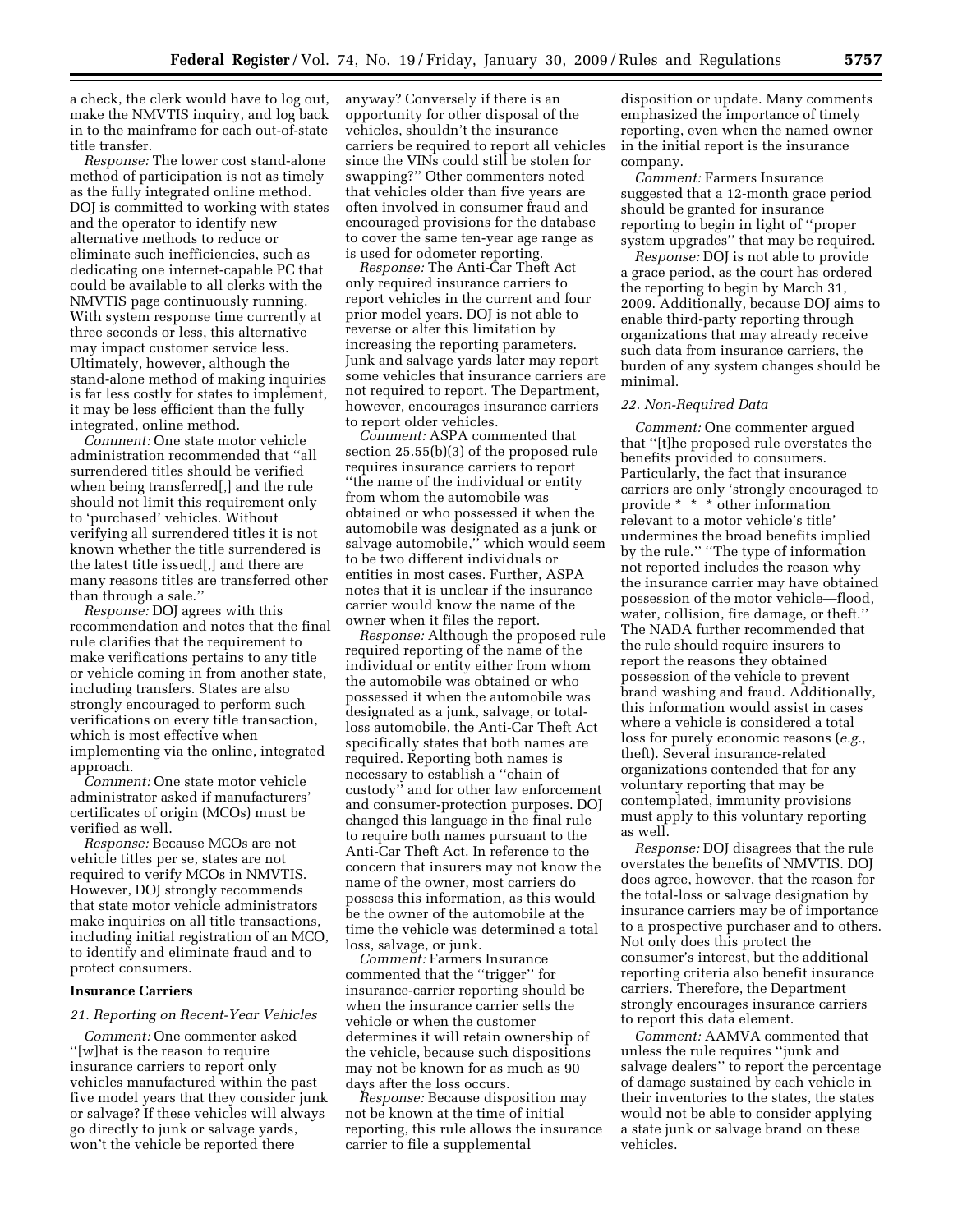a check, the clerk would have to log out, make the NMVTIS inquiry, and log back in to the mainframe for each out-of-state title transfer.

*Response:* The lower cost stand-alone method of participation is not as timely as the fully integrated online method. DOJ is committed to working with states and the operator to identify new alternative methods to reduce or eliminate such inefficiencies, such as dedicating one internet-capable PC that could be available to all clerks with the NMVTIS page continuously running. With system response time currently at three seconds or less, this alternative may impact customer service less. Ultimately, however, although the stand-alone method of making inquiries is far less costly for states to implement, it may be less efficient than the fully integrated, online method.

*Comment:* One state motor vehicle administration recommended that ''all surrendered titles should be verified when being transferred[,] and the rule should not limit this requirement only to 'purchased' vehicles. Without verifying all surrendered titles it is not known whether the title surrendered is the latest title issued[,] and there are many reasons titles are transferred other than through a sale.''

*Response:* DOJ agrees with this recommendation and notes that the final rule clarifies that the requirement to make verifications pertains to any title or vehicle coming in from another state, including transfers. States are also strongly encouraged to perform such verifications on every title transaction, which is most effective when implementing via the online, integrated approach.

*Comment:* One state motor vehicle administrator asked if manufacturers' certificates of origin (MCOs) must be verified as well.

*Response:* Because MCOs are not vehicle titles per se, states are not required to verify MCOs in NMVTIS. However, DOJ strongly recommends that state motor vehicle administrators make inquiries on all title transactions, including initial registration of an MCO, to identify and eliminate fraud and to protect consumers.

**Insurance Carriers**

*21. Reporting on Recent-Year Vehicles*

*Comment:* One commenter asked ''[w]hat is the reason to require insurance carriers to report only vehicles manufactured within the past five model years that they consider junk or salvage? If these vehicles will always go directly to junk or salvage yards, won't the vehicle be reported there anyway? Conversely if there is an opportunity for other disposal of the vehicles, shouldn't the insurance carriers be required to report all vehicles since the VINs could still be stolen for swapping?'' Other commenters noted that vehicles older than five years are often involved in consumer fraud and encouraged provisions for the database to cover the same ten-year age range as is used for odometer reporting.

*Response:* The Anti-Car Theft Act only required insurance carriers to report vehicles in the current and four prior model years. DOJ is not able to reverse or alter this limitation by increasing the reporting parameters. Junk and salvage yards later may report some vehicles that insurance carriers are not required to report. The Department, however, encourages insurance carriers to report older vehicles.

*Comment:* ASPA commented that section 25.55(b)(3) of the proposed rule requires insurance carriers to report ''the name of the individual or entity from whom the automobile was obtained or who possessed it when the automobile was designated as a junk or salvage automobile,'' which would seem to be two different individuals or entities in most cases. Further, ASPA notes that it is unclear if the insurance carrier would know the name of the owner when it files the report.

*Response:* Although the proposed rule required reporting of the name of the individual or entity either from whom the automobile was obtained or who possessed it when the automobile was designated as a junk, salvage, or total-loss automobile, the Anti-Car Theft Act specifically states that both names are required. Reporting both names is necessary to establish a ''chain of custody'' and for other law enforcement and consumer-protection purposes. DOJ changed this language in the final rule to require both names pursuant to the Anti-Car Theft Act. In reference to the concern that insurers may not know the name of the owner, most carriers do possess this information, as this would be the owner of the automobile at the time the vehicle was determined a total loss, salvage, or junk.

*Comment:* Farmers Insurance commented that the ''trigger'' for insurance-carrier reporting should be when the insurance carrier sells the vehicle or when the customer determines it will retain ownership of the vehicle, because such dispositions may not be known for as much as 90 days after the loss occurs.

*Response:* Because disposition may not be known at the time of initial reporting, this rule allows the insurance carrier to file a supplemental disposition or update. Many comments emphasized the importance of timely reporting, even when the named owner in the initial report is the insurance company.

*Comment:* Farmers Insurance suggested that a 12-month grace period should be granted for insurance reporting to begin in light of ''proper system upgrades'' that may be required.

*Response:* DOJ is not able to provide a grace period, as the court has ordered the reporting to begin by March 31, 2009. Additionally, because DOJ aims to enable third-party reporting through organizations that may already receive such data from insurance carriers, the burden of any system changes should be minimal.

*22. Non-Required Data*

*Comment:* One commenter argued that ''[t]he proposed rule overstates the benefits provided to consumers. Particularly, the fact that insurance carriers are only 'strongly encouraged to provide * * * other information relevant to a motor vehicle's title' undermines the broad benefits implied by the rule.'' ''The type of information not reported includes the reason why the insurance carrier may have obtained possession of the motor vehicle—flood, water, collision, fire damage, or theft.'' The NADA further recommended that the rule should require insurers to report the reasons they obtained possession of the vehicle to prevent brand washing and fraud. Additionally, this information would assist in cases where a vehicle is considered a total loss for purely economic reasons (*e.g.*, theft). Several insurance-related organizations contended that for any voluntary reporting that may be contemplated, immunity provisions must apply to this voluntary reporting as well.

*Response:* DOJ disagrees that the rule overstates the benefits of NMVTIS. DOJ does agree, however, that the reason for the total-loss or salvage designation by insurance carriers may be of importance to a prospective purchaser and to others. Not only does this protect the consumer's interest, but the additional reporting criteria also benefit insurance carriers. Therefore, the Department strongly encourages insurance carriers to report this data element.

*Comment:* AAMVA commented that unless the rule requires ''junk and salvage dealers'' to report the percentage of damage sustained by each vehicle in their inventories to the states, the states would not be able to consider applying a state junk or salvage brand on these vehicles.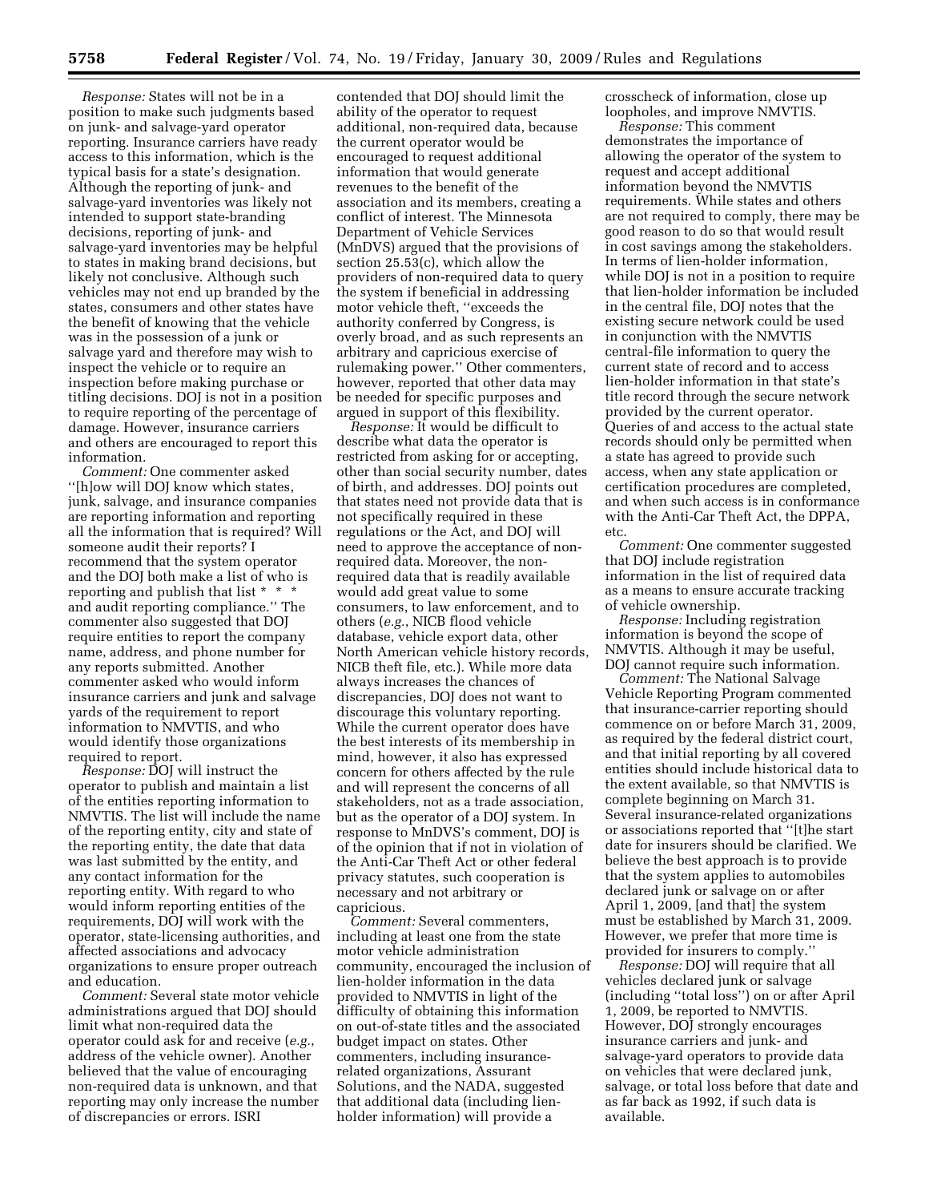*Response:* States will not be in a position to make such judgments based on junk- and salvage-yard operator reporting. Insurance carriers have ready access to this information, which is the typical basis for a state's designation. Although the reporting of junk- and salvage-yard inventories was likely not intended to support state-branding decisions, reporting of junk- and salvage-yard inventories may be helpful to states in making brand decisions, but likely not conclusive. Although such vehicles may not end up branded by the states, consumers and other states have the benefit of knowing that the vehicle was in the possession of a junk or salvage yard and therefore may wish to inspect the vehicle or to require an inspection before making purchase or titling decisions. DOJ is not in a position to require reporting of the percentage of damage. However, insurance carriers and others are encouraged to report this information.

*Comment:* One commenter asked ''[h]ow will DOJ know which states, junk, salvage, and insurance companies are reporting information and reporting all the information that is required? Will someone audit their reports? I recommend that the system operator and the DOJ both make a list of who is reporting and publish that list * * * and audit reporting compliance.'' The commenter also suggested that DOJ require entities to report the company name, address, and phone number for any reports submitted. Another commenter asked who would inform insurance carriers and junk and salvage yards of the requirement to report information to NMVTIS, and who would identify those organizations required to report.

*Response:* DOJ will instruct the operator to publish and maintain a list of the entities reporting information to NMVTIS. The list will include the name of the reporting entity, city and state of the reporting entity, the date that data was last submitted by the entity, and any contact information for the reporting entity. With regard to who would inform reporting entities of the requirements, DOJ will work with the operator, state-licensing authorities, and affected associations and advocacy organizations to ensure proper outreach and education.

*Comment:* Several state motor vehicle administrations argued that DOJ should limit what non-required data the operator could ask for and receive (*e.g.*, address of the vehicle owner). Another believed that the value of encouraging non-required data is unknown, and that reporting may only increase the number of discrepancies or errors. ISRI contended that DOJ should limit the ability of the operator to request additional, non-required data, because the current operator would be encouraged to request additional information that would generate revenues to the benefit of the association and its members, creating a conflict of interest. The Minnesota Department of Vehicle Services (MnDVS) argued that the provisions of section 25.53(c), which allow the providers of non-required data to query the system if beneficial in addressing motor vehicle theft, ''exceeds the authority conferred by Congress, is overly broad, and as such represents an arbitrary and capricious exercise of rulemaking power.'' Other commenters, however, reported that other data may be needed for specific purposes and argued in support of this flexibility.

*Response:* It would be difficult to describe what data the operator is restricted from asking for or accepting, other than social security number, dates of birth, and addresses. DOJ points out that states need not provide data that is not specifically required in these regulations or the Act, and DOJ will need to approve the acceptance of non-required data. Moreover, the non-required data that is readily available would add great value to some consumers, to law enforcement, and to others (*e.g.*, NICB flood vehicle database, vehicle export data, other North American vehicle history records, NICB theft file, etc.). While more data always increases the chances of discrepancies, DOJ does not want to discourage this voluntary reporting. While the current operator does have the best interests of its membership in mind, however, it also has expressed concern for others affected by the rule and will represent the concerns of all stakeholders, not as a trade association, but as the operator of a DOJ system. In response to MnDVS's comment, DOJ is of the opinion that if not in violation of the Anti-Car Theft Act or other federal privacy statutes, such cooperation is necessary and not arbitrary or capricious.

*Comment:* Several commenters, including at least one from the state motor vehicle administration community, encouraged the inclusion of lien-holder information in the data provided to NMVTIS in light of the difficulty of obtaining this information on out-of-state titles and the associated budget impact on states. Other commenters, including insurance-related organizations, Assurant Solutions, and the NADA, suggested that additional data (including lien-holder information) will provide a crosscheck of information, close up loopholes, and improve NMVTIS.

*Response:* This comment demonstrates the importance of allowing the operator of the system to request and accept additional information beyond the NMVTIS requirements. While states and others are not required to comply, there may be good reason to do so that would result in cost savings among the stakeholders. In terms of lien-holder information, while DOJ is not in a position to require that lien-holder information be included in the central file, DOJ notes that the existing secure network could be used in conjunction with the NMVTIS central-file information to query the current state of record and to access lien-holder information in that state's title record through the secure network provided by the current operator. Queries of and access to the actual state records should only be permitted when a state has agreed to provide such access, when any state application or certification procedures are completed, and when such access is in conformance with the Anti-Car Theft Act, the DPPA, etc.

*Comment:* One commenter suggested that DOJ include registration information in the list of required data as a means to ensure accurate tracking of vehicle ownership.

*Response:* Including registration information is beyond the scope of NMVTIS. Although it may be useful, DOJ cannot require such information.

*Comment:* The National Salvage Vehicle Reporting Program commented that insurance-carrier reporting should commence on or before March 31, 2009, as required by the federal district court, and that initial reporting by all covered entities should include historical data to the extent available, so that NMVTIS is complete beginning on March 31. Several insurance-related organizations or associations reported that ''[t]he start date for insurers should be clarified. We believe the best approach is to provide that the system applies to automobiles declared junk or salvage on or after April 1, 2009, [and that] the system must be established by March 31, 2009. However, we prefer that more time is provided for insurers to comply.''

*Response:* DOJ will require that all vehicles declared junk or salvage (including ''total loss'') on or after April 1, 2009, be reported to NMVTIS. However, DOJ strongly encourages insurance carriers and junk- and salvage-yard operators to provide data on vehicles that were declared junk, salvage, or total loss before that date and as far back as 1992, if such data is available.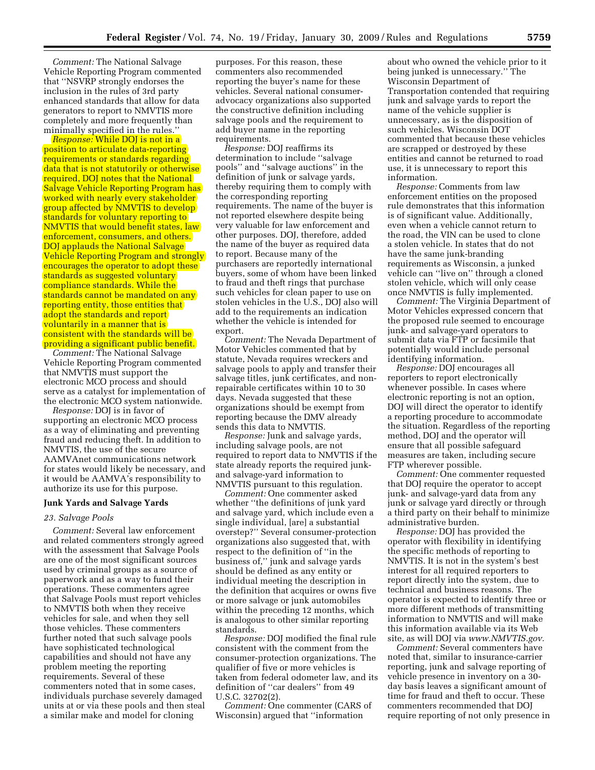*Comment:* The National Salvage Vehicle Reporting Program commented that ''NSVRP strongly endorses the inclusion in the rules of 3rd party enhanced standards that allow for data generators to report to NMVTIS more completely and more frequently than minimally specified in the rules.''

*Response:* While DOJ is not in a position to articulate data-reporting requirements or standards regarding data that is not statutorily or otherwise required, DOJ notes that the National Salvage Vehicle Reporting Program has worked with nearly every stakeholder group affected by NMVTIS to develop standards for voluntary reporting to NMVTIS that would benefit states, law enforcement, consumers, and others. DOJ applauds the National Salvage Vehicle Reporting Program and strongly encourages the operator to adopt these standards as suggested voluntary compliance standards. While the standards cannot be mandated on any reporting entity, those entities that adopt the standards and report voluntarily in a manner that is consistent with the standards will be providing a significant public benefit.

*Comment:* The National Salvage Vehicle Reporting Program commented that NMVTIS must support the electronic MCO process and should serve as a catalyst for implementation of the electronic MCO system nationwide.

*Response:* DOJ is in favor of supporting an electronic MCO process as a way of eliminating and preventing fraud and reducing theft. In addition to NMVTIS, the use of the secure AAMVAnet communications network for states would likely be necessary, and it would be AAMVA's responsibility to authorize its use for this purpose.

## Junk Yards and Salvage Yards

### *23. Salvage Pools*

*Comment:* Several law enforcement and related commenters strongly agreed with the assessment that Salvage Pools are one of the most significant sources used by criminal groups as a source of paperwork and as a way to fund their operations. These commenters agree that Salvage Pools must report vehicles to NMVTIS both when they receive vehicles for sale, and when they sell those vehicles. These commenters further noted that such salvage pools have sophisticated technological capabilities and should not have any problem meeting the reporting requirements. Several of these commenters noted that in some cases, individuals purchase severely damaged units at or via these pools and then steal a similar make and model for cloning purposes. For this reason, these commenters also recommended reporting the buyer's name for these vehicles. Several national consumer-advocacy organizations also supported the constructive definition including salvage pools and the requirement to add buyer name in the reporting requirements.

*Response:* DOJ reaffirms its determination to include ''salvage pools'' and ''salvage auctions'' in the definition of junk or salvage yards, thereby requiring them to comply with the corresponding reporting requirements. The name of the buyer is not reported elsewhere despite being very valuable for law enforcement and other purposes. DOJ, therefore, added the name of the buyer as required data to report. Because many of the purchasers are reportedly international buyers, some of whom have been linked to fraud and theft rings that purchase such vehicles for clean paper to use on stolen vehicles in the U.S., DOJ also will add to the requirements an indication whether the vehicle is intended for export.

*Comment:* The Nevada Department of Motor Vehicles commented that by statute, Nevada requires wreckers and salvage pools to apply and transfer their salvage titles, junk certificates, and non-repairable certificates within 10 to 30 days. Nevada suggested that these organizations should be exempt from reporting because the DMV already sends this data to NMVTIS.

*Response:* Junk and salvage yards, including salvage pools, are not required to report data to NMVTIS if the state already reports the required junk- and salvage-yard information to NMVTIS pursuant to this regulation.

*Comment:* One commenter asked whether ''the definitions of junk yard and salvage yard, which include even a single individual, [are] a substantial overstep?'' Several consumer-protection organizations also suggested that, with respect to the definition of ''in the business of,'' junk and salvage yards should be defined as any entity or individual meeting the description in the definition that acquires or owns five or more salvage or junk automobiles within the preceding 12 months, which is analogous to other similar reporting standards.

*Response:* DOJ modified the final rule consistent with the comment from the consumer-protection organizations. The qualifier of five or more vehicles is taken from federal odometer law, and its definition of ''car dealers'' from 49 U.S.C. 32702(2).

*Comment:* One commenter (CARS of Wisconsin) argued that ''information about who owned the vehicle prior to it being junked is unnecessary.'' The Wisconsin Department of Transportation contended that requiring junk and salvage yards to report the name of the vehicle supplier is unnecessary, as is the disposition of such vehicles. Wisconsin DOT commented that because these vehicles are scrapped or destroyed by these entities and cannot be returned to road use, it is unnecessary to report this information.

*Response:* Comments from law enforcement entities on the proposed rule demonstrates that this information is of significant value. Additionally, even when a vehicle cannot return to the road, the VIN can be used to clone a stolen vehicle. In states that do not have the same junk-branding requirements as Wisconsin, a junked vehicle can ''live on'' through a cloned stolen vehicle, which will only cease once NMVTIS is fully implemented.

*Comment:* The Virginia Department of Motor Vehicles expressed concern that the proposed rule seemed to encourage junk- and salvage-yard operators to submit data via FTP or facsimile that potentially would include personal identifying information.

*Response:* DOJ encourages all reporters to report electronically whenever possible. In cases where electronic reporting is not an option, DOJ will direct the operator to identify a reporting procedure to accommodate the situation. Regardless of the reporting method, DOJ and the operator will ensure that all possible safeguard measures are taken, including secure FTP wherever possible.

*Comment:* One commenter requested that DOJ require the operator to accept junk- and salvage-yard data from any junk or salvage yard directly or through a third party on their behalf to minimize administrative burden.

*Response:* DOJ has provided the operator with flexibility in identifying the specific methods of reporting to NMVTIS. It is not in the system's best interest for all required reporters to report directly into the system, due to technical and business reasons. The operator is expected to identify three or more different methods of transmitting information to NMVTIS and will make this information available via its Web site, as will DOJ via *www.NMVTIS.gov.*

*Comment:* Several commenters have noted that, similar to insurance-carrier reporting, junk and salvage reporting of vehicle presence in inventory on a 30-day basis leaves a significant amount of time for fraud and theft to occur. These commenters recommended that DOJ require reporting of not only presence in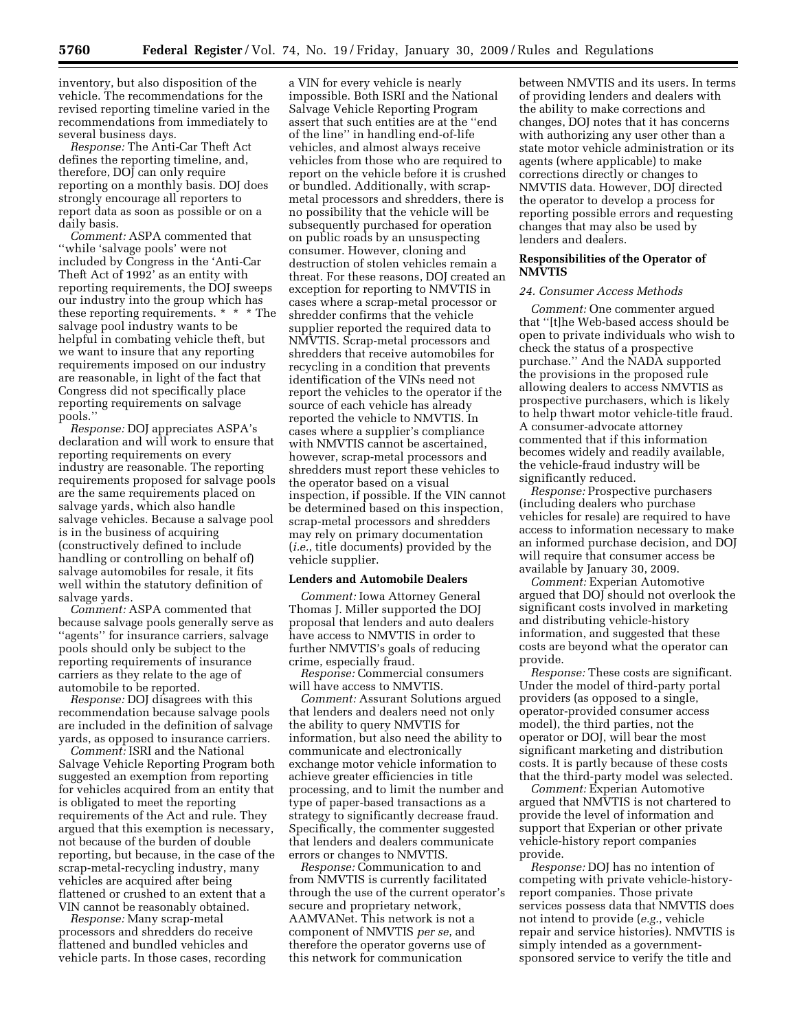inventory, but also disposition of the vehicle. The recommendations for the revised reporting timeline varied in the recommendations from immediately to several business days.

*Response:* The Anti-Car Theft Act defines the reporting timeline, and, therefore, DOJ can only require reporting on a monthly basis. DOJ does strongly encourage all reporters to report data as soon as possible or on a daily basis.

*Comment:* ASPA commented that ''while 'salvage pools' were not included by Congress in the 'Anti-Car Theft Act of 1992' as an entity with reporting requirements, the DOJ sweeps our industry into the group which has these reporting requirements. * * * The salvage pool industry wants to be helpful in combating vehicle theft, but we want to insure that any reporting requirements imposed on our industry are reasonable, in light of the fact that Congress did not specifically place reporting requirements on salvage pools.''

*Response:* DOJ appreciates ASPA's declaration and will work to ensure that reporting requirements on every industry are reasonable. The reporting requirements proposed for salvage pools are the same requirements placed on salvage yards, which also handle salvage vehicles. Because a salvage pool is in the business of acquiring (constructively defined to include handling or controlling on behalf of) salvage automobiles for resale, it fits well within the statutory definition of salvage yards.

*Comment:* ASPA commented that because salvage pools generally serve as ''agents'' for insurance carriers, salvage pools should only be subject to the reporting requirements of insurance carriers as they relate to the age of automobile to be reported.

*Response:* DOJ disagrees with this recommendation because salvage pools are included in the definition of salvage yards, as opposed to insurance carriers.

*Comment:* ISRI and the National Salvage Vehicle Reporting Program both suggested an exemption from reporting for vehicles acquired from an entity that is obligated to meet the reporting requirements of the Act and rule. They argued that this exemption is necessary, not because of the burden of double reporting, but because, in the case of the scrap-metal-recycling industry, many vehicles are acquired after being flattened or crushed to an extent that a VIN cannot be reasonably obtained.

*Response:* Many scrap-metal processors and shredders do receive flattened and bundled vehicles and vehicle parts. In those cases, recording a VIN for every vehicle is nearly impossible. Both ISRI and the National Salvage Vehicle Reporting Program assert that such entities are at the ''end of the line'' in handling end-of-life vehicles, and almost always receive vehicles from those who are required to report on the vehicle before it is crushed or bundled. Additionally, with scrap-metal processors and shredders, there is no possibility that the vehicle will be subsequently purchased for operation on public roads by an unsuspecting consumer. However, cloning and destruction of stolen vehicles remain a threat. For these reasons, DOJ created an exception for reporting to NMVTIS in cases where a scrap-metal processor or shredder confirms that the vehicle supplier reported the required data to NMVTIS. Scrap-metal processors and shredders that receive automobiles for recycling in a condition that prevents identification of the VINs need not report the vehicles to the operator if the source of each vehicle has already reported the vehicle to NMVTIS. In cases where a supplier's compliance with NMVTIS cannot be ascertained, however, scrap-metal processors and shredders must report these vehicles to the operator based on a visual inspection, if possible. If the VIN cannot be determined based on this inspection, scrap-metal processors and shredders may rely on primary documentation (*i.e.*, title documents) provided by the vehicle supplier.

**Lenders and Automobile Dealers**

*Comment:* Iowa Attorney General Thomas J. Miller supported the DOJ proposal that lenders and auto dealers have access to NMVTIS in order to further NMVTIS's goals of reducing crime, especially fraud.

*Response:* Commercial consumers will have access to NMVTIS.

*Comment:* Assurant Solutions argued that lenders and dealers need not only the ability to query NMVTIS for information, but also need the ability to communicate and electronically exchange motor vehicle information to achieve greater efficiencies in title processing, and to limit the number and type of paper-based transactions as a strategy to significantly decrease fraud. Specifically, the commenter suggested that lenders and dealers communicate errors or changes to NMVTIS.

*Response:* Communication to and from NMVTIS is currently facilitated through the use of the current operator's secure and proprietary network, AAMVANet. This network is not a component of NMVTIS *per se*, and therefore the operator governs use of this network for communication between NMVTIS and its users. In terms of providing lenders and dealers with the ability to make corrections and changes, DOJ notes that it has concerns with authorizing any user other than a state motor vehicle administration or its agents (where applicable) to make corrections directly or changes to NMVTIS data. However, DOJ directed the operator to develop a process for reporting possible errors and requesting changes that may also be used by lenders and dealers.

**Responsibilities of the Operator of NMVTIS**

*24. Consumer Access Methods*

*Comment:* One commenter argued that ''[t]he Web-based access should be open to private individuals who wish to check the status of a prospective purchase.'' And the NADA supported the provisions in the proposed rule allowing dealers to access NMVTIS as prospective purchasers, which is likely to help thwart motor vehicle-title fraud. A consumer-advocate attorney commented that if this information becomes widely and readily available, the vehicle-fraud industry will be significantly reduced.

*Response:* Prospective purchasers (including dealers who purchase vehicles for resale) are required to have access to information necessary to make an informed purchase decision, and DOJ will require that consumer access be available by January 30, 2009.

*Comment:* Experian Automotive argued that DOJ should not overlook the significant costs involved in marketing and distributing vehicle-history information, and suggested that these costs are beyond what the operator can provide.

*Response:* These costs are significant. Under the model of third-party portal providers (as opposed to a single, operator-provided consumer access model), the third parties, not the operator or DOJ, will bear the most significant marketing and distribution costs. It is partly because of these costs that the third-party model was selected.

*Comment:* Experian Automotive argued that NMVTIS is not chartered to provide the level of information and support that Experian or other private vehicle-history report companies provide.

*Response:* DOJ has no intention of competing with private vehicle-history-report companies. Those private services possess data that NMVTIS does not intend to provide (*e.g.*, vehicle repair and service histories). NMVTIS is simply intended as a government-sponsored service to verify the title and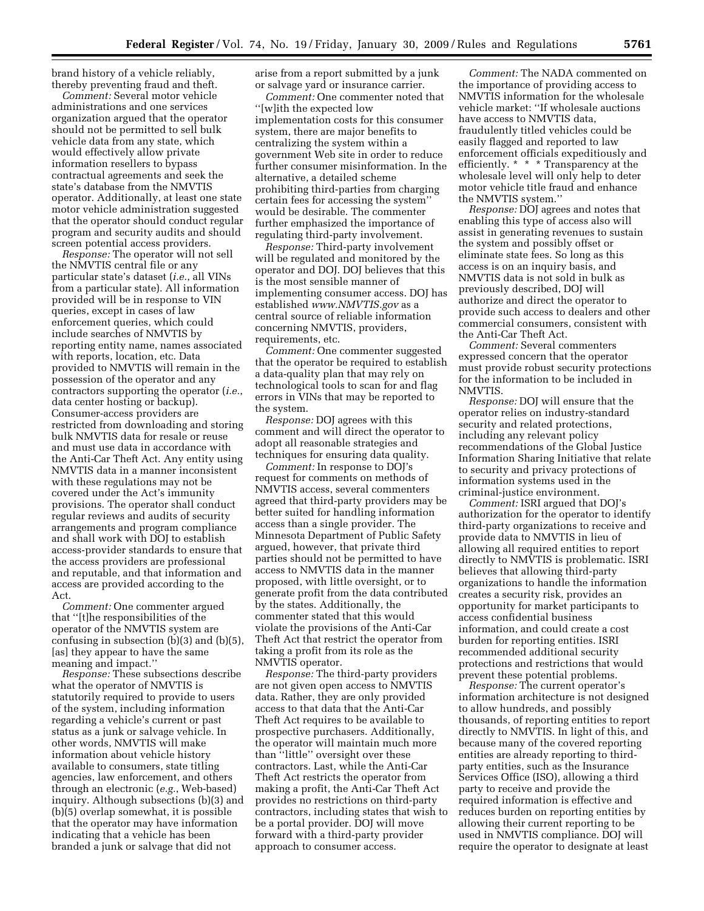brand history of a vehicle reliably, thereby preventing fraud and theft.

*Comment:* Several motor vehicle administrations and one services organization argued that the operator should not be permitted to sell bulk vehicle data from any state, which would effectively allow private information resellers to bypass contractual agreements and seek the state's database from the NMVTIS operator. Additionally, at least one state motor vehicle administration suggested that the operator should conduct regular program and security audits and should screen potential access providers.

*Response:* The operator will not sell the NMVTIS central file or any particular state's dataset (*i.e.*, all VINs from a particular state). All information provided will be in response to VIN queries, except in cases of law enforcement queries, which could include searches of NMVTIS by reporting entity name, names associated with reports, location, etc. Data provided to NMVTIS will remain in the possession of the operator and any contractors supporting the operator (*i.e.*, data center hosting or backup). Consumer-access providers are restricted from downloading and storing bulk NMVTIS data for resale or reuse and must use data in accordance with the Anti-Car Theft Act. Any entity using NMVTIS data in a manner inconsistent with these regulations may not be covered under the Act's immunity provisions. The operator shall conduct regular reviews and audits of security arrangements and program compliance and shall work with DOJ to establish access-provider standards to ensure that the access providers are professional and reputable, and that information and access are provided according to the Act.

*Comment:* One commenter argued that ''[t]he responsibilities of the operator of the NMVTIS system are confusing in subsection (b)(3) and (b)(5), [as] they appear to have the same meaning and impact.''

*Response:* These subsections describe what the operator of NMVTIS is statutorily required to provide to users of the system, including information regarding a vehicle's current or past status as a junk or salvage vehicle. In other words, NMVTIS will make information about vehicle history available to consumers, state titling agencies, law enforcement, and others through an electronic (*e.g.*, Web-based) inquiry. Although subsections (b)(3) and (b)(5) overlap somewhat, it is possible that the operator may have information indicating that a vehicle has been branded a junk or salvage that did not arise from a report submitted by a junk or salvage yard or insurance carrier.

*Comment:* One commenter noted that ''[w]ith the expected low implementation costs for this consumer system, there are major benefits to centralizing the system within a government Web site in order to reduce further consumer misinformation. In the alternative, a detailed scheme prohibiting third-parties from charging certain fees for accessing the system'' would be desirable. The commenter further emphasized the importance of regulating third-party involvement.

*Response:* Third-party involvement will be regulated and monitored by the operator and DOJ. DOJ believes that this is the most sensible manner of implementing consumer access. DOJ has established *www.NMVTIS.gov* as a central source of reliable information concerning NMVTIS, providers, requirements, etc.

*Comment:* One commenter suggested that the operator be required to establish a data-quality plan that may rely on technological tools to scan for and flag errors in VINs that may be reported to the system.

*Response:* DOJ agrees with this comment and will direct the operator to adopt all reasonable strategies and techniques for ensuring data quality.

*Comment:* In response to DOJ's request for comments on methods of NMVTIS access, several commenters agreed that third-party providers may be better suited for handling information access than a single provider. The Minnesota Department of Public Safety argued, however, that private third parties should not be permitted to have access to NMVTIS data in the manner proposed, with little oversight, or to generate profit from the data contributed by the states. Additionally, the commenter stated that this would violate the provisions of the Anti-Car Theft Act that restrict the operator from taking a profit from its role as the NMVTIS operator.

*Response:* The third-party providers are not given open access to NMVTIS data. Rather, they are only provided access to that data that the Anti-Car Theft Act requires to be available to prospective purchasers. Additionally, the operator will maintain much more than ''little'' oversight over these contractors. Last, while the Anti-Car Theft Act restricts the operator from making a profit, the Anti-Car Theft Act provides no restrictions on third-party contractors, including states that wish to be a portal provider. DOJ will move forward with a third-party provider approach to consumer access.

*Comment:* The NADA commented on the importance of providing access to NMVTIS information for the wholesale vehicle market: ''If wholesale auctions have access to NMVTIS data, fraudulently titled vehicles could be easily flagged and reported to law enforcement officials expeditiously and efficiently. * * * Transparency at the wholesale level will only help to deter motor vehicle title fraud and enhance the NMVTIS system.''

*Response:* DOJ agrees and notes that enabling this type of access also will assist in generating revenues to sustain the system and possibly offset or eliminate state fees. So long as this access is on an inquiry basis, and NMVTIS data is not sold in bulk as previously described, DOJ will authorize and direct the operator to provide such access to dealers and other commercial consumers, consistent with the Anti-Car Theft Act.

*Comment:* Several commenters expressed concern that the operator must provide robust security protections for the information to be included in NMVTIS.

*Response:* DOJ will ensure that the operator relies on industry-standard security and related protections, including any relevant policy recommendations of the Global Justice Information Sharing Initiative that relate to security and privacy protections of information systems used in the criminal-justice environment.

*Comment:* ISRI argued that DOJ's authorization for the operator to identify third-party organizations to receive and provide data to NMVTIS in lieu of allowing all required entities to report directly to NMVTIS is problematic. ISRI believes that allowing third-party organizations to handle the information creates a security risk, provides an opportunity for market participants to access confidential business information, and could create a cost burden for reporting entities. ISRI recommended additional security protections and restrictions that would prevent these potential problems.

*Response:* The current operator's information architecture is not designed to allow hundreds, and possibly thousands, of reporting entities to report directly to NMVTIS. In light of this, and because many of the covered reporting entities are already reporting to third-party entities, such as the Insurance Services Office (ISO), allowing a third party to receive and provide the required information is effective and reduces burden on reporting entities by allowing their current reporting to be used in NMVTIS compliance. DOJ will require the operator to designate at least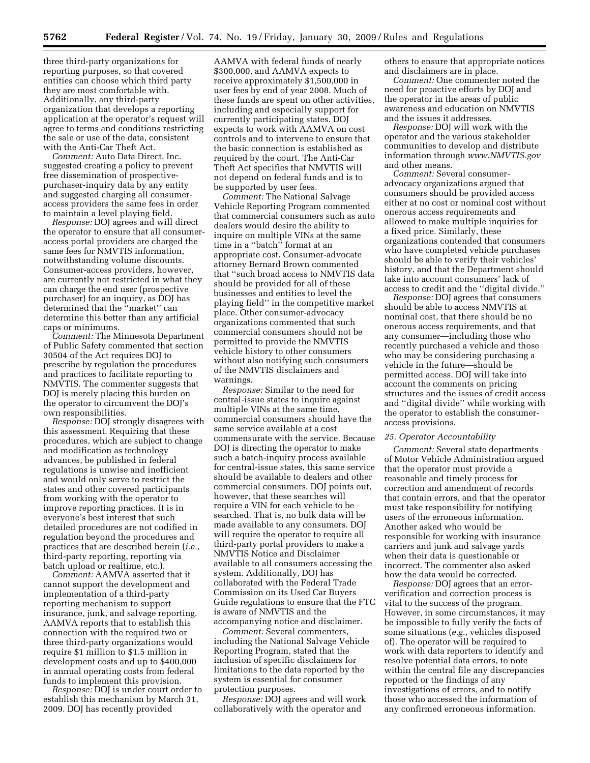three third-party organizations for reporting purposes, so that covered entities can choose which third party they are most comfortable with. Additionally, any third-party organization that develops a reporting application at the operator's request will agree to terms and conditions restricting the sale or use of the data, consistent with the Anti-Car Theft Act.

*Comment:* Auto Data Direct, Inc. suggested creating a policy to prevent free dissemination of prospective-purchaser-inquiry data by any entity and suggested charging all consumer-access providers the same fees in order to maintain a level playing field.

*Response:* DOJ agrees and will direct the operator to ensure that all consumer-access portal providers are charged the same fees for NMVTIS information, notwithstanding volume discounts. Consumer-access providers, however, are currently not restricted in what they can charge the end user (prospective purchaser) for an inquiry, as DOJ has determined that the ''market'' can determine this better than any artificial caps or minimums.

*Comment:* The Minnesota Department of Public Safety commented that section 30504 of the Act requires DOJ to prescribe by regulation the procedures and practices to facilitate reporting to NMVTIS. The commenter suggests that DOJ is merely placing this burden on the operator to circumvent the DOJ's own responsibilities.

*Response:* DOJ strongly disagrees with this assessment. Requiring that these procedures, which are subject to change and modification as technology advances, be published in federal regulations is unwise and inefficient and would only serve to restrict the states and other covered participants from working with the operator to improve reporting practices. It is in everyone's best interest that such detailed procedures are not codified in regulation beyond the procedures and practices that are described herein (*i.e.*, third-party reporting, reporting via batch upload or realtime, etc.).

*Comment:* AAMVA asserted that it cannot support the development and implementation of a third-party reporting mechanism to support insurance, junk, and salvage reporting. AAMVA reports that to establish this connection with the required two or three third-party organizations would require $1 million to $1.5 million in development costs and up to $400,000 in annual operating costs from federal funds to implement this provision.

*Response:* DOJ is under court order to establish this mechanism by March 31, 2009. DOJ has recently provided AAMVA with federal funds of nearly $300,000, and AAMVA expects to receive approximately $1,500,000 in user fees by end of year 2008. Much of these funds are spent on other activities, including and especially support for currently participating states. DOJ expects to work with AAMVA on cost controls and to intervene to ensure that the basic connection is established as required by the court. The Anti-Car Theft Act specifies that NMVTIS will not depend on federal funds and is to be supported by user fees.

*Comment:* The National Salvage Vehicle Reporting Program commented that commercial consumers such as auto dealers would desire the ability to inquire on multiple VINs at the same time in a ''batch'' format at an appropriate cost. Consumer-advocate attorney Bernard Brown commented that ''such broad access to NMVTIS data should be provided for all of these businesses and entities to level the playing field'' in the competitive market place. Other consumer-advocacy organizations commented that such commercial consumers should not be permitted to provide the NMVTIS vehicle history to other consumers without also notifying such consumers of the NMVTIS disclaimers and warnings.

*Response:* Similar to the need for central-issue states to inquire against multiple VINs at the same time, commercial consumers should have the same service available at a cost commensurate with the service. Because DOJ is directing the operator to make such a batch-inquiry process available for central-issue states, this same service should be available to dealers and other commercial consumers. DOJ points out, however, that these searches will require a VIN for each vehicle to be searched. That is, no bulk data will be made available to any consumers. DOJ will require the operator to require all third-party portal providers to make a NMVTIS Notice and Disclaimer available to all consumers accessing the system. Additionally, DOJ has collaborated with the Federal Trade Commission on its Used Car Buyers Guide regulations to ensure that the FTC is aware of NMVTIS and the accompanying notice and disclaimer.

*Comment:* Several commenters, including the National Salvage Vehicle Reporting Program, stated that the inclusion of specific disclaimers for limitations to the data reported by the system is essential for consumer protection purposes.

*Response:* DOJ agrees and will work collaboratively with the operator and others to ensure that appropriate notices and disclaimers are in place.

*Comment:* One commenter noted the need for proactive efforts by DOJ and the operator in the areas of public awareness and education on NMVTIS and the issues it addresses.

*Response:* DOJ will work with the operator and the various stakeholder communities to develop and distribute information through *www.NMVTIS.gov* and other means.

*Comment:* Several consumer-advocacy organizations argued that consumers should be provided access either at no cost or nominal cost without onerous access requirements and allowed to make multiple inquiries for a fixed price. Similarly, these organizations contended that consumers who have completed vehicle purchases should be able to verify their vehicles' history, and that the Department should take into account consumers' lack of access to credit and the ''digital divide.''

*Response:* DOJ agrees that consumers should be able to access NMVTIS at nominal cost, that there should be no onerous access requirements, and that any consumer—including those who recently purchased a vehicle and those who may be considering purchasing a vehicle in the future—should be permitted access. DOJ will take into account the comments on pricing structures and the issues of credit access and ''digital divide'' while working with the operator to establish the consumer-access provisions.

*25. Operator Accountability*

*Comment:* Several state departments of Motor Vehicle Administration argued that the operator must provide a reasonable and timely process for correction and amendment of records that contain errors, and that the operator must take responsibility for notifying users of the erroneous information. Another asked who would be responsible for working with insurance carriers and junk and salvage yards when their data is questionable or incorrect. The commenter also asked how the data would be corrected.

*Response:* DOJ agrees that an error-verification and correction process is vital to the success of the program. However, in some circumstances, it may be impossible to fully verify the facts of some situations (*e.g.*, vehicles disposed of). The operator will be required to work with data reporters to identify and resolve potential data errors, to note within the central file any discrepancies reported or the findings of any investigations of errors, and to notify those who accessed the information of any confirmed erroneous information.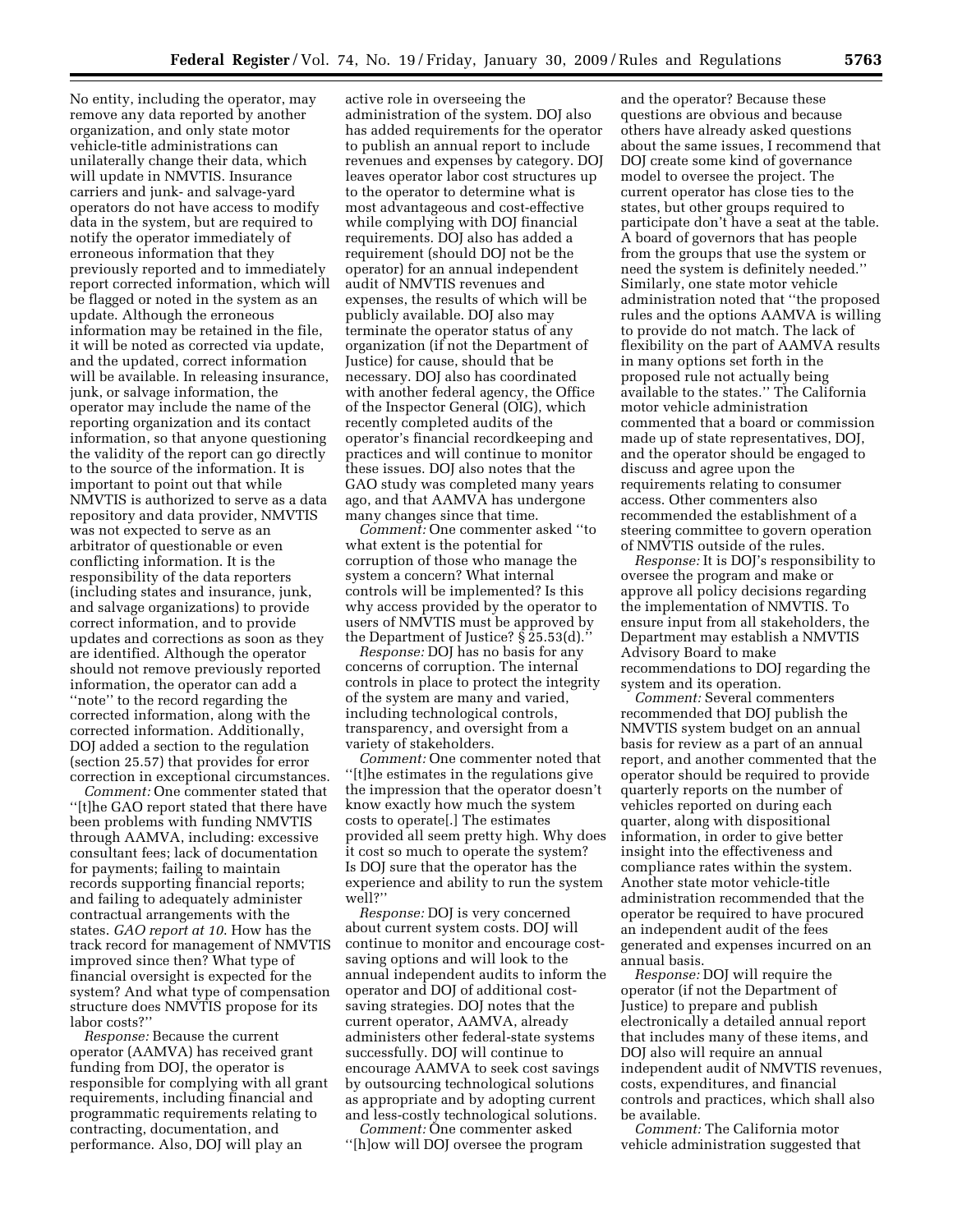No entity, including the operator, may remove any data reported by another organization, and only state motor vehicle-title administrations can unilaterally change their data, which will update in NMVTIS. Insurance carriers and junk- and salvage-yard operators do not have access to modify data in the system, but are required to notify the operator immediately of erroneous information that they previously reported and to immediately report corrected information, which will be flagged or noted in the system as an update. Although the erroneous information may be retained in the file, it will be noted as corrected via update, and the updated, correct information will be available. In releasing insurance, junk, or salvage information, the operator may include the name of the reporting organization and its contact information, so that anyone questioning the validity of the report can go directly to the source of the information. It is important to point out that while NMVTIS is authorized to serve as a data repository and data provider, NMVTIS was not expected to serve as an arbitrator of questionable or even conflicting information. It is the responsibility of the data reporters (including states and insurance, junk, and salvage organizations) to provide correct information, and to provide updates and corrections as soon as they are identified. Although the operator should not remove previously reported information, the operator can add a "note" to the record regarding the corrected information, along with the corrected information. Additionally, DOJ added a section to the regulation (section 25.57) that provides for error correction in exceptional circumstances.

*Comment:* One commenter stated that "[t]he GAO report stated that there have been problems with funding NMVTIS through AAMVA, including: excessive consultant fees; lack of documentation for payments; failing to maintain records supporting financial reports; and failing to adequately administer contractual arrangements with the states. *GAO report at 10*. How has the track record for management of NMVTIS improved since then? What type of financial oversight is expected for the system? And what type of compensation structure does NMVTIS propose for its labor costs?"

*Response:* Because the current operator (AAMVA) has received grant funding from DOJ, the operator is responsible for complying with all grant requirements, including financial and programmatic requirements relating to contracting, documentation, and performance. Also, DOJ will play an active role in overseeing the administration of the system. DOJ also has added requirements for the operator to publish an annual report to include revenues and expenses by category. DOJ leaves operator labor cost structures up to the operator to determine what is most advantageous and cost-effective while complying with DOJ financial requirements. DOJ also has added a requirement (should DOJ not be the operator) for an annual independent audit of NMVTIS revenues and expenses, the results of which will be publicly available. DOJ also may terminate the operator status of any organization (if not the Department of Justice) for cause, should that be necessary. DOJ also has coordinated with another federal agency, the Office of the Inspector General (OIG), which recently completed audits of the operator's financial recordkeeping and practices and will continue to monitor these issues. DOJ also notes that the GAO study was completed many years ago, and that AAMVA has undergone many changes since that time.

*Comment:* One commenter asked "to what extent is the potential for corruption of those who manage the system a concern? What internal controls will be implemented? Is this why access provided by the operator to users of NMVTIS must be approved by the Department of Justice? § 25.53(d)."

*Response:* DOJ has no basis for any concerns of corruption. The internal controls in place to protect the integrity of the system are many and varied, including technological controls, transparency, and oversight from a variety of stakeholders.

*Comment:* One commenter noted that "[t]he estimates in the regulations give the impression that the operator doesn't know exactly how much the system costs to operate[.] The estimates provided all seem pretty high. Why does it cost so much to operate the system? Is DOJ sure that the operator has the experience and ability to run the system well?"

*Response:* DOJ is very concerned about current system costs. DOJ will continue to monitor and encourage cost-saving options and will look to the annual independent audits to inform the operator and DOJ of additional cost-saving strategies. DOJ notes that the current operator, AAMVA, already administers other federal-state systems successfully. DOJ will continue to encourage AAMVA to seek cost savings by outsourcing technological solutions as appropriate and by adopting current and less-costly technological solutions.

*Comment:* One commenter asked "[h]ow will DOJ oversee the program and the operator? Because these questions are obvious and because others have already asked questions about the same issues, I recommend that DOJ create some kind of governance model to oversee the project. The current operator has close ties to the states, but other groups required to participate don't have a seat at the table. A board of governors that has people from the groups that use the system or need the system is definitely needed." Similarly, one state motor vehicle administration noted that "the proposed rules and the options AAMVA is willing to provide do not match. The lack of flexibility on the part of AAMVA results in many options set forth in the proposed rule not actually being available to the states." The California motor vehicle administration commented that a board or commission made up of state representatives, DOJ, and the operator should be engaged to discuss and agree upon the requirements relating to consumer access. Other commenters also recommended the establishment of a steering committee to govern operation of NMVTIS outside of the rules.

*Response:* It is DOJ's responsibility to oversee the program and make or approve all policy decisions regarding the implementation of NMVTIS. To ensure input from all stakeholders, the Department may establish a NMVTIS Advisory Board to make recommendations to DOJ regarding the system and its operation.

*Comment:* Several commenters recommended that DOJ publish the NMVTIS system budget on an annual basis for review as a part of an annual report, and another commented that the operator should be required to provide quarterly reports on the number of vehicles reported on during each quarter, along with dispositional information, in order to give better insight into the effectiveness and compliance rates within the system. Another state motor vehicle-title administration recommended that the operator be required to have procured an independent audit of the fees generated and expenses incurred on an annual basis.

*Response:* DOJ will require the operator (if not the Department of Justice) to prepare and publish electronically a detailed annual report that includes many of these items, and DOJ also will require an annual independent audit of NMVTIS revenues, costs, expenditures, and financial controls and practices, which shall also be available.

*Comment:* The California motor vehicle administration suggested that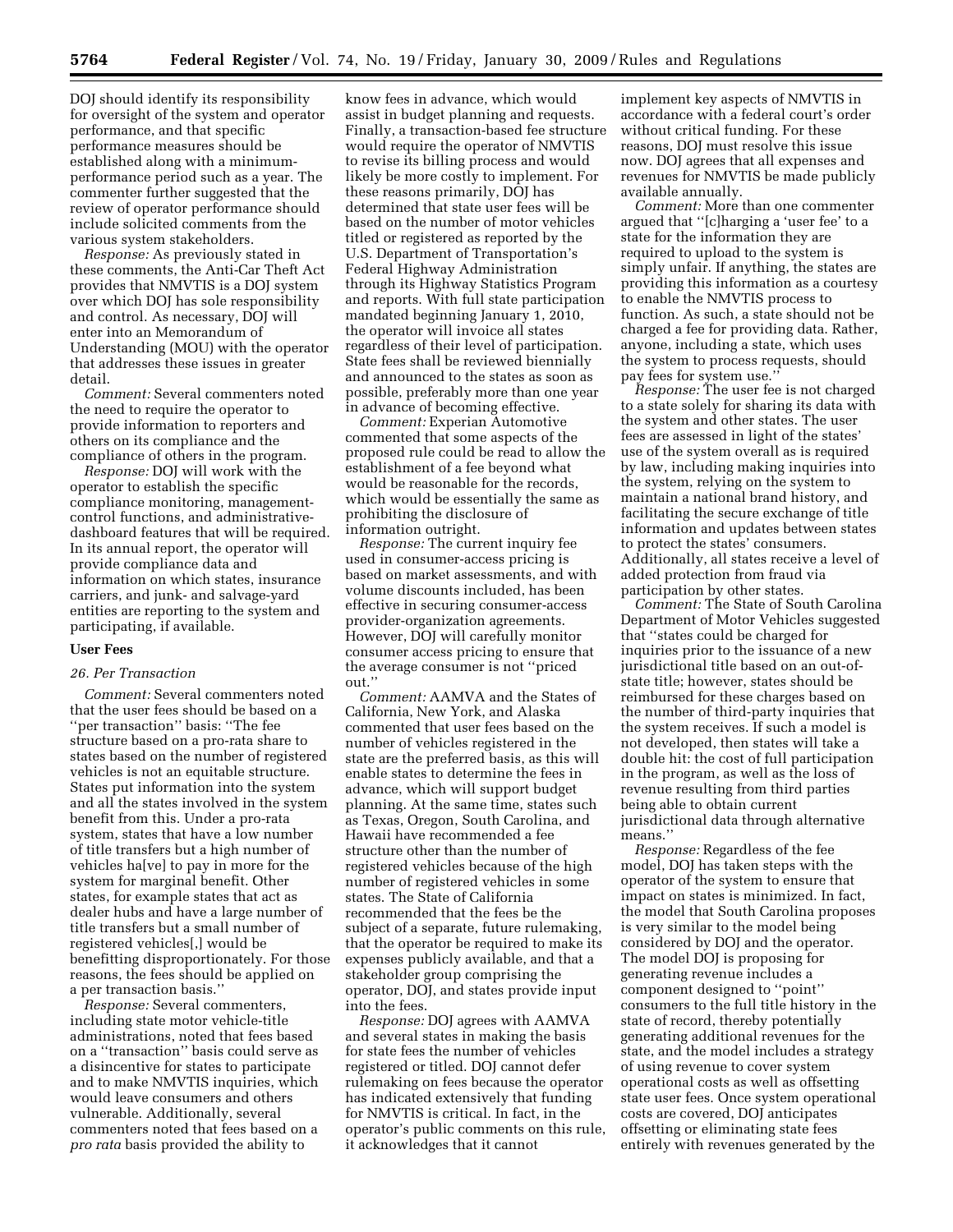DOJ should identify its responsibility for oversight of the system and operator performance, and that specific performance measures should be established along with a minimum-performance period such as a year. The commenter further suggested that the review of operator performance should include solicited comments from the various system stakeholders.

*Response:* As previously stated in these comments, the Anti-Car Theft Act provides that NMVTIS is a DOJ system over which DOJ has sole responsibility and control. As necessary, DOJ will enter into an Memorandum of Understanding (MOU) with the operator that addresses these issues in greater detail.

*Comment:* Several commenters noted the need to require the operator to provide information to reporters and others on its compliance and the compliance of others in the program.

*Response:* DOJ will work with the operator to establish the specific compliance monitoring, management-control functions, and administrative-dashboard features that will be required. In its annual report, the operator will provide compliance data and information on which states, insurance carriers, and junk- and salvage-yard entities are reporting to the system and participating, if available.

### User Fees

*26. Per Transaction*

*Comment:* Several commenters noted that the user fees should be based on a ''per transaction'' basis: ''The fee structure based on a pro-rata share to states based on the number of registered vehicles is not an equitable structure. States put information into the system and all the states involved in the system benefit from this. Under a pro-rata system, states that have a low number of title transfers but a high number of vehicles ha[ve] to pay in more for the system for marginal benefit. Other states, for example states that act as dealer hubs and have a large number of title transfers but a small number of registered vehicles[,] would be benefitting disproportionately. For those reasons, the fees should be applied on a per transaction basis.''

*Response:* Several commenters, including state motor vehicle-title administrations, noted that fees based on a ''transaction'' basis could serve as a disincentive for states to participate and to make NMVTIS inquiries, which would leave consumers and others vulnerable. Additionally, several commenters noted that fees based on a *pro rata* basis provided the ability to know fees in advance, which would assist in budget planning and requests. Finally, a transaction-based fee structure would require the operator of NMVTIS to revise its billing process and would likely be more costly to implement. For these reasons primarily, DOJ has determined that state user fees will be based on the number of motor vehicles titled or registered as reported by the U.S. Department of Transportation's Federal Highway Administration through its Highway Statistics Program and reports. With full state participation mandated beginning January 1, 2010, the operator will invoice all states regardless of their level of participation. State fees shall be reviewed biennially and announced to the states as soon as possible, preferably more than one year in advance of becoming effective.

*Comment:* Experian Automotive commented that some aspects of the proposed rule could be read to allow the establishment of a fee beyond what would be reasonable for the records, which would be essentially the same as prohibiting the disclosure of information outright.

*Response:* The current inquiry fee used in consumer-access pricing is based on market assessments, and with volume discounts included, has been effective in securing consumer-access provider-organization agreements. However, DOJ will carefully monitor consumer access pricing to ensure that the average consumer is not ''priced out.''

*Comment:* AAMVA and the States of California, New York, and Alaska commented that user fees based on the number of vehicles registered in the state are the preferred basis, as this will enable states to determine the fees in advance, which will support budget planning. At the same time, states such as Texas, Oregon, South Carolina, and Hawaii have recommended a fee structure other than the number of registered vehicles because of the high number of registered vehicles in some states. The State of California recommended that the fees be the subject of a separate, future rulemaking, that the operator be required to make its expenses publicly available, and that a stakeholder group comprising the operator, DOJ, and states provide input into the fees.

*Response:* DOJ agrees with AAMVA and several states in making the basis for state fees the number of vehicles registered or titled. DOJ cannot defer rulemaking on fees because the operator has indicated extensively that funding for NMVTIS is critical. In fact, in the operator's public comments on this rule, it acknowledges that it cannot implement key aspects of NMVTIS in accordance with a federal court's order without critical funding. For these reasons, DOJ must resolve this issue now. DOJ agrees that all expenses and revenues for NMVTIS be made publicly available annually.

*Comment:* More than one commenter argued that ''[c]harging a 'user fee' to a state for the information they are required to upload to the system is simply unfair. If anything, the states are providing this information as a courtesy to enable the NMVTIS process to function. As such, a state should not be charged a fee for providing data. Rather, anyone, including a state, which uses the system to process requests, should pay fees for system use.''

*Response:* The user fee is not charged to a state solely for sharing its data with the system and other states. The user fees are assessed in light of the states' use of the system overall as is required by law, including making inquiries into the system, relying on the system to maintain a national brand history, and facilitating the secure exchange of title information and updates between states to protect the states' consumers. Additionally, all states receive a level of added protection from fraud via participation by other states.

*Comment:* The State of South Carolina Department of Motor Vehicles suggested that ''states could be charged for inquiries prior to the issuance of a new jurisdictional title based on an out-of-state title; however, states should be reimbursed for these charges based on the number of third-party inquiries that the system receives. If such a model is not developed, then states will take a double hit: the cost of full participation in the program, as well as the loss of revenue resulting from third parties being able to obtain current jurisdictional data through alternative means.''

*Response:* Regardless of the fee model, DOJ has taken steps with the operator of the system to ensure that impact on states is minimized. In fact, the model that South Carolina proposes is very similar to the model being considered by DOJ and the operator. The model DOJ is proposing for generating revenue includes a component designed to ''point'' consumers to the full title history in the state of record, thereby potentially generating additional revenues for the state, and the model includes a strategy of using revenue to cover system operational costs as well as offsetting state user fees. Once system operational costs are covered, DOJ anticipates offsetting or eliminating state fees entirely with revenues generated by the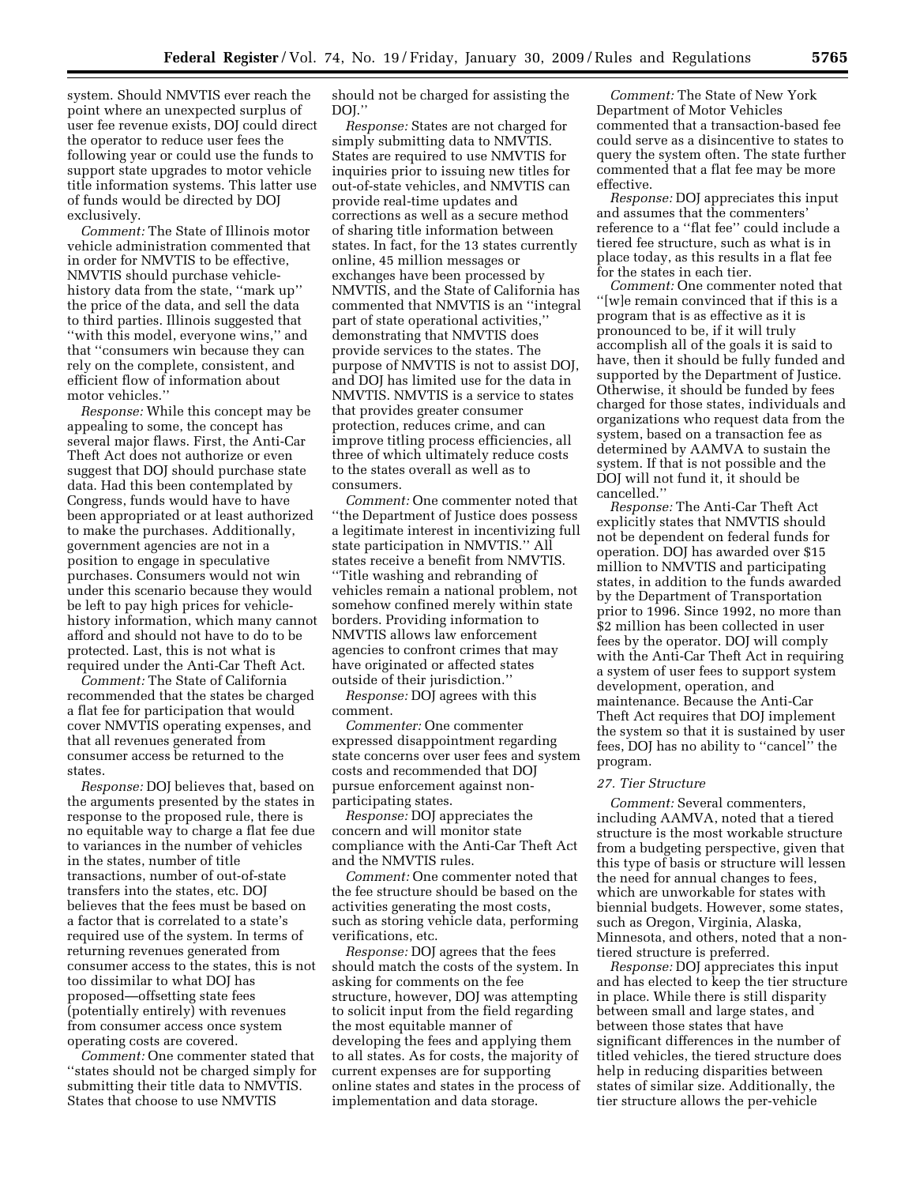system. Should NMVTIS ever reach the point where an unexpected surplus of user fee revenue exists, DOJ could direct the operator to reduce user fees the following year or could use the funds to support state upgrades to motor vehicle title information systems. This latter use of funds would be directed by DOJ exclusively.

*Comment:* The State of Illinois motor vehicle administration commented that in order for NMVTIS to be effective, NMVTIS should purchase vehicle-history data from the state, ''mark up'' the price of the data, and sell the data to third parties. Illinois suggested that ''with this model, everyone wins,'' and that ''consumers win because they can rely on the complete, consistent, and efficient flow of information about motor vehicles.''

*Response:* While this concept may be appealing to some, the concept has several major flaws. First, the Anti-Car Theft Act does not authorize or even suggest that DOJ should purchase state data. Had this been contemplated by Congress, funds would have to have been appropriated or at least authorized to make the purchases. Additionally, government agencies are not in a position to engage in speculative purchases. Consumers would not win under this scenario because they would be left to pay high prices for vehicle-history information, which many cannot afford and should not have to do to be protected. Last, this is not what is required under the Anti-Car Theft Act.

*Comment:* The State of California recommended that the states be charged a flat fee for participation that would cover NMVTIS operating expenses, and that all revenues generated from consumer access be returned to the states.

*Response:* DOJ believes that, based on the arguments presented by the states in response to the proposed rule, there is no equitable way to charge a flat fee due to variances in the number of vehicles in the states, number of title transactions, number of out-of-state transfers into the states, etc. DOJ believes that the fees must be based on a factor that is correlated to a state's required use of the system. In terms of returning revenues generated from consumer access to the states, this is not too dissimilar to what DOJ has proposed—offsetting state fees (potentially entirely) with revenues from consumer access once system operating costs are covered.

*Comment:* One commenter stated that ''states should not be charged simply for submitting their title data to NMVTIS. States that choose to use NMVTIS should not be charged for assisting the DOJ.''

*Response:* States are not charged for simply submitting data to NMVTIS. States are required to use NMVTIS for inquiries prior to issuing new titles for out-of-state vehicles, and NMVTIS can provide real-time updates and corrections as well as a secure method of sharing title information between states. In fact, for the 13 states currently online, 45 million messages or exchanges have been processed by NMVTIS, and the State of California has commented that NMVTIS is an ''integral part of state operational activities,'' demonstrating that NMVTIS does provide services to the states. The purpose of NMVTIS is not to assist DOJ, and DOJ has limited use for the data in NMVTIS. NMVTIS is a service to states that provides greater consumer protection, reduces crime, and can improve titling process efficiencies, all three of which ultimately reduce costs to the states overall as well as to consumers.

*Comment:* One commenter noted that ''the Department of Justice does possess a legitimate interest in incentivizing full state participation in NMVTIS.'' All states receive a benefit from NMVTIS. ''Title washing and rebranding of vehicles remain a national problem, not somehow confined merely within state borders. Providing information to NMVTIS allows law enforcement agencies to confront crimes that may have originated or affected states outside of their jurisdiction.''

*Response:* DOJ agrees with this comment.

*Commenter:* One commenter expressed disappointment regarding state concerns over user fees and system costs and recommended that DOJ pursue enforcement against non-participating states.

*Response:* DOJ appreciates the concern and will monitor state compliance with the Anti-Car Theft Act and the NMVTIS rules.

*Comment:* One commenter noted that the fee structure should be based on the activities generating the most costs, such as storing vehicle data, performing verifications, etc.

*Response:* DOJ agrees that the fees should match the costs of the system. In asking for comments on the fee structure, however, DOJ was attempting to solicit input from the field regarding the most equitable manner of developing the fees and applying them to all states. As for costs, the majority of current expenses are for supporting online states and states in the process of implementation and data storage.

*Comment:* The State of New York Department of Motor Vehicles commented that a transaction-based fee could serve as a disincentive to states to query the system often. The state further commented that a flat fee may be more effective.

*Response:* DOJ appreciates this input and assumes that the commenters' reference to a ''flat fee'' could include a tiered fee structure, such as what is in place today, as this results in a flat fee for the states in each tier.

*Comment:* One commenter noted that ''[w]e remain convinced that if this is a program that is as effective as it is pronounced to be, if it will truly accomplish all of the goals it is said to have, then it should be fully funded and supported by the Department of Justice. Otherwise, it should be funded by fees charged for those states, individuals and organizations who request data from the system, based on a transaction fee as determined by AAMVA to sustain the system. If that is not possible and the DOJ will not fund it, it should be cancelled.''

*Response:* The Anti-Car Theft Act explicitly states that NMVTIS should not be dependent on federal funds for operation. DOJ has awarded over $15 million to NMVTIS and participating states, in addition to the funds awarded by the Department of Transportation prior to 1996. Since 1992, no more than $2 million has been collected in user fees by the operator. DOJ will comply with the Anti-Car Theft Act in requiring a system of user fees to support system development, operation, and maintenance. Because the Anti-Car Theft Act requires that DOJ implement the system so that it is sustained by user fees, DOJ has no ability to ''cancel'' the program.

*27. Tier Structure*

*Comment:* Several commenters, including AAMVA, noted that a tiered structure is the most workable structure from a budgeting perspective, given that this type of basis or structure will lessen the need for annual changes to fees, which are unworkable for states with biennial budgets. However, some states, such as Oregon, Virginia, Alaska, Minnesota, and others, noted that a non-tiered structure is preferred.

*Response:* DOJ appreciates this input and has elected to keep the tier structure in place. While there is still disparity between small and large states, and between those states that have significant differences in the number of titled vehicles, the tiered structure does help in reducing disparities between states of similar size. Additionally, the tier structure allows the per-vehicle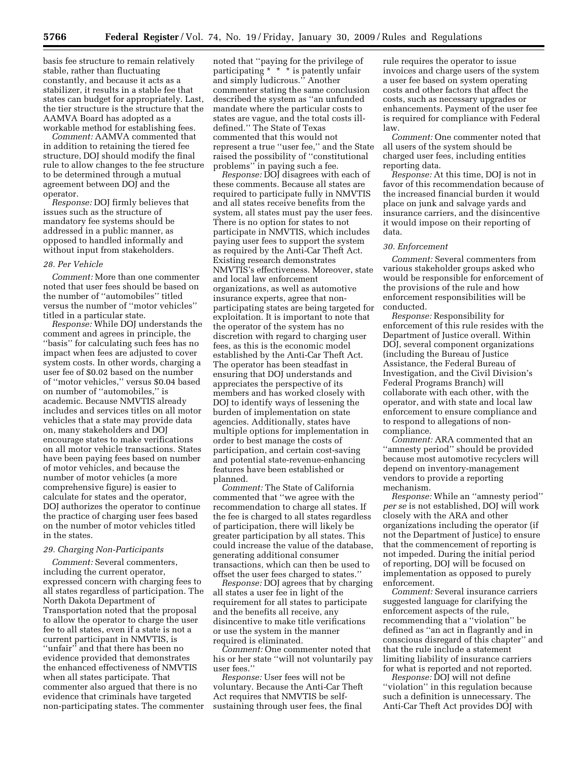basis fee structure to remain relatively stable, rather than fluctuating constantly, and because it acts as a stabilizer, it results in a stable fee that states can budget for appropriately. Last, the tier structure is the structure that the AAMVA Board has adopted as a workable method for establishing fees.

*Comment:* AAMVA commented that in addition to retaining the tiered fee structure, DOJ should modify the final rule to allow changes to the fee structure to be determined through a mutual agreement between DOJ and the operator.

*Response:* DOJ firmly believes that issues such as the structure of mandatory fee systems should be addressed in a public manner, as opposed to handled informally and without input from stakeholders.

#### 28. Per Vehicle

*Comment:* More than one commenter noted that user fees should be based on the number of "automobiles" titled versus the number of "motor vehicles" titled in a particular state.

*Response:* While DOJ understands the comment and agrees in principle, the "basis" for calculating such fees has no impact when fees are adjusted to cover system costs. In other words, charging a user fee of $0.02 based on the number of "motor vehicles," versus $0.04 based on number of "automobiles," is academic. Because NMVTIS already includes and services titles on all motor vehicles that a state may provide data on, many stakeholders and DOJ encourage states to make verifications on all motor vehicle transactions. States have been paying fees based on number of motor vehicles, and because the number of motor vehicles (a more comprehensive figure) is easier to calculate for states and the operator, DOJ authorizes the operator to continue the practice of charging user fees based on the number of motor vehicles titled in the states.

#### 29. Charging Non-Participants

*Comment:* Several commenters, including the current operator, expressed concern with charging fees to all states regardless of participation. The North Dakota Department of Transportation noted that the proposal to allow the operator to charge the user fee to all states, even if a state is not a current participant in NMVTIS, is "unfair" and that there has been no evidence provided that demonstrates the enhanced effectiveness of NMVTIS when all states participate. That commenter also argued that there is no evidence that criminals have targeted non-participating states. The commenter noted that "paying for the privilege of participating * * * is patently unfair and simply ludicrous." Another commenter stating the same conclusion described the system as "an unfunded mandate where the particular costs to states are vague, and the total costs ill-defined." The State of Texas commented that this would not represent a true "user fee," and the State raised the possibility of "constitutional problems" in paying such a fee.

*Response:* DOJ disagrees with each of these comments. Because all states are required to participate fully in NMVTIS and all states receive benefits from the system, all states must pay the user fees. There is no option for states to not participate in NMVTIS, which includes paying user fees to support the system as required by the Anti-Car Theft Act. Existing research demonstrates NMVTIS's effectiveness. Moreover, state and local law enforcement organizations, as well as automotive insurance experts, agree that non-participating states are being targeted for exploitation. It is important to note that the operator of the system has no discretion with regard to charging user fees, as this is the economic model established by the Anti-Car Theft Act. The operator has been steadfast in ensuring that DOJ understands and appreciates the perspective of its members and has worked closely with DOJ to identify ways of lessening the burden of implementation on state agencies. Additionally, states have multiple options for implementation in order to best manage the costs of participation, and certain cost-saving and potential state-revenue-enhancing features have been established or planned.

*Comment:* The State of California commented that "we agree with the recommendation to charge all states. If the fee is charged to all states regardless of participation, there will likely be greater participation by all states. This could increase the value of the database, generating additional consumer transactions, which can then be used to offset the user fees charged to states."

*Response:* DOJ agrees that by charging all states a user fee in light of the requirement for all states to participate and the benefits all receive, any disincentive to make title verifications or use the system in the manner required is eliminated.

*Comment:* One commenter noted that his or her state "will not voluntarily pay user fees."

*Response:* User fees will not be voluntary. Because the Anti-Car Theft Act requires that NMVTIS be self-sustaining through user fees, the final rule requires the operator to issue invoices and charge users of the system a user fee based on system operating costs and other factors that affect the costs, such as necessary upgrades or enhancements. Payment of the user fee is required for compliance with Federal law.

*Comment:* One commenter noted that all users of the system should be charged user fees, including entities reporting data.

*Response:* At this time, DOJ is not in favor of this recommendation because of the increased financial burden it would place on junk and salvage yards and insurance carriers, and the disincentive it would impose on their reporting of data.

#### 30. Enforcement

*Comment:* Several commenters from various stakeholder groups asked who would be responsible for enforcement of the provisions of the rule and how enforcement responsibilities will be conducted.

*Response:* Responsibility for enforcement of this rule resides with the Department of Justice overall. Within DOJ, several component organizations (including the Bureau of Justice Assistance, the Federal Bureau of Investigation, and the Civil Division's Federal Programs Branch) will collaborate with each other, with the operator, and with state and local law enforcement to ensure compliance and to respond to allegations of non-compliance.

*Comment:* ARA commented that an "amnesty period" should be provided because most automotive recyclers will depend on inventory-management vendors to provide a reporting mechanism.

*Response:* While an "amnesty period" *per se* is not established, DOJ will work closely with the ARA and other organizations including the operator (if not the Department of Justice) to ensure that the commencement of reporting is not impeded. During the initial period of reporting, DOJ will be focused on implementation as opposed to purely enforcement.

*Comment:* Several insurance carriers suggested language for clarifying the enforcement aspects of the rule, recommending that a "violation" be defined as "an act in flagrantly and in conscious disregard of this chapter" and that the rule include a statement limiting liability of insurance carriers for what is reported and not reported.

*Response:* DOJ will not define "violation" in this regulation because such a definition is unnecessary. The Anti-Car Theft Act provides DOJ with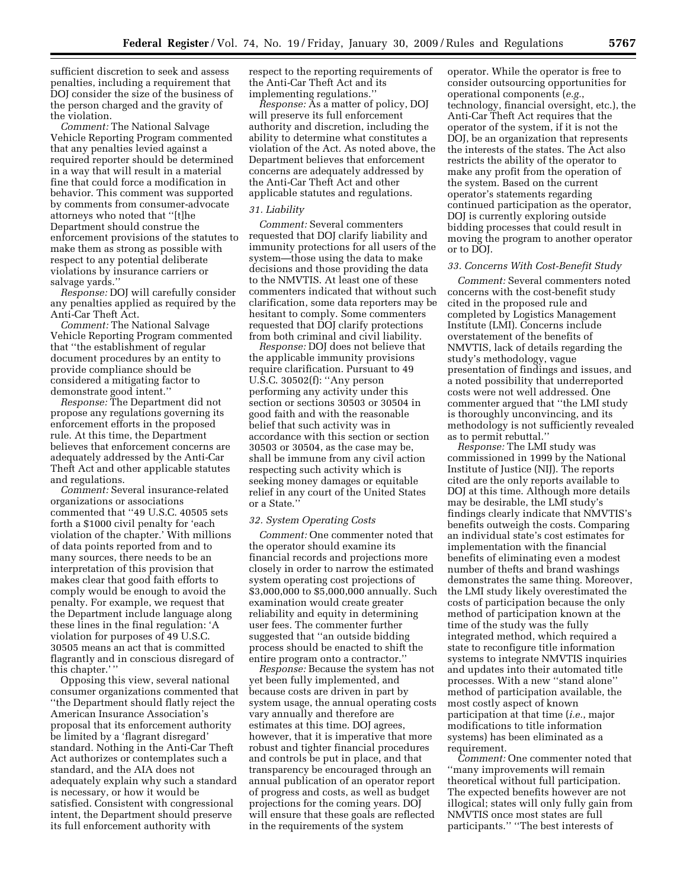sufficient discretion to seek and assess penalties, including a requirement that DOJ consider the size of the business of the person charged and the gravity of the violation.

*Comment:* The National Salvage Vehicle Reporting Program commented that any penalties levied against a required reporter should be determined in a way that will result in a material fine that could force a modification in behavior. This comment was supported by comments from consumer-advocate attorneys who noted that ''[t]he Department should construe the enforcement provisions of the statutes to make them as strong as possible with respect to any potential deliberate violations by insurance carriers or salvage yards.''

*Response:* DOJ will carefully consider any penalties applied as required by the Anti-Car Theft Act.

*Comment:* The National Salvage Vehicle Reporting Program commented that ''the establishment of regular document procedures by an entity to provide compliance should be considered a mitigating factor to demonstrate good intent.''

*Response:* The Department did not propose any regulations governing its enforcement efforts in the proposed rule. At this time, the Department believes that enforcement concerns are adequately addressed by the Anti-Car Theft Act and other applicable statutes and regulations.

*Comment:* Several insurance-related organizations or associations commented that ''49 U.S.C. 40505 sets forth a $1000 civil penalty for 'each violation of the chapter.' With millions of data points reported from and to many sources, there needs to be an interpretation of this provision that makes clear that good faith efforts to comply would be enough to avoid the penalty. For example, we request that the Department include language along these lines in the final regulation: 'A violation for purposes of 49 U.S.C. 30505 means an act that is committed flagrantly and in conscious disregard of this chapter.' ''

Opposing this view, several national consumer organizations commented that ''the Department should flatly reject the American Insurance Association's proposal that its enforcement authority be limited by a 'flagrant disregard' standard. Nothing in the Anti-Car Theft Act authorizes or contemplates such a standard, and the AIA does not adequately explain why such a standard is necessary, or how it would be satisfied. Consistent with congressional intent, the Department should preserve its full enforcement authority with respect to the reporting requirements of the Anti-Car Theft Act and its implementing regulations.''

*Response:* As a matter of policy, DOJ will preserve its full enforcement authority and discretion, including the ability to determine what constitutes a violation of the Act. As noted above, the Department believes that enforcement concerns are adequately addressed by the Anti-Car Theft Act and other applicable statutes and regulations.

### *31. Liability*

*Comment:* Several commenters requested that DOJ clarify liability and immunity protections for all users of the system—those using the data to make decisions and those providing the data to the NMVTIS. At least one of these commenters indicated that without such clarification, some data reporters may be hesitant to comply. Some commenters requested that DOJ clarify protections from both criminal and civil liability.

*Response:* DOJ does not believe that the applicable immunity provisions require clarification. Pursuant to 49 U.S.C. 30502(f): ''Any person performing any activity under this section or sections 30503 or 30504 in good faith and with the reasonable belief that such activity was in accordance with this section or section 30503 or 30504, as the case may be, shall be immune from any civil action respecting such activity which is seeking money damages or equitable relief in any court of the United States or a State.''

### *32. System Operating Costs*

*Comment:* One commenter noted that the operator should examine its financial records and projections more closely in order to narrow the estimated system operating cost projections of $3,000,000 to $5,000,000 annually. Such examination would create greater reliability and equity in determining user fees. The commenter further suggested that ''an outside bidding process should be enacted to shift the entire program onto a contractor.''

*Response:* Because the system has not yet been fully implemented, and because costs are driven in part by system usage, the annual operating costs vary annually and therefore are estimates at this time. DOJ agrees, however, that it is imperative that more robust and tighter financial procedures and controls be put in place, and that transparency be encouraged through an annual publication of an operator report of progress and costs, as well as budget projections for the coming years. DOJ will ensure that these goals are reflected in the requirements of the system operator. While the operator is free to consider outsourcing opportunities for operational components (*e.g.*, technology, financial oversight, etc.), the Anti-Car Theft Act requires that the operator of the system, if it is not the DOJ, be an organization that represents the interests of the states. The Act also restricts the ability of the operator to make any profit from the operation of the system. Based on the current operator's statements regarding continued participation as the operator, DOJ is currently exploring outside bidding processes that could result in moving the program to another operator or to DOJ.

### *33. Concerns With Cost-Benefit Study*

*Comment:* Several commenters noted concerns with the cost-benefit study cited in the proposed rule and completed by Logistics Management Institute (LMI). Concerns include overstatement of the benefits of NMVTIS, lack of details regarding the study's methodology, vague presentation of findings and issues, and a noted possibility that underreported costs were not well addressed. One commenter argued that ''the LMI study is thoroughly unconvincing, and its methodology is not sufficiently revealed as to permit rebuttal.''

*Response:* The LMI study was commissioned in 1999 by the National Institute of Justice (NIJ). The reports cited are the only reports available to DOJ at this time. Although more details may be desirable, the LMI study's findings clearly indicate that NMVTIS's benefits outweigh the costs. Comparing an individual state's cost estimates for implementation with the financial benefits of eliminating even a modest number of thefts and brand washings demonstrates the same thing. Moreover, the LMI study likely overestimated the costs of participation because the only method of participation known at the time of the study was the fully integrated method, which required a state to reconfigure title information systems to integrate NMVTIS inquiries and updates into their automated title processes. With a new ''stand alone'' method of participation available, the most costly aspect of known participation at that time (*i.e.*, major modifications to title information systems) has been eliminated as a requirement.

*Comment:* One commenter noted that ''many improvements will remain theoretical without full participation. The expected benefits however are not illogical; states will only fully gain from NMVTIS once most states are full participants.'' ''The best interests of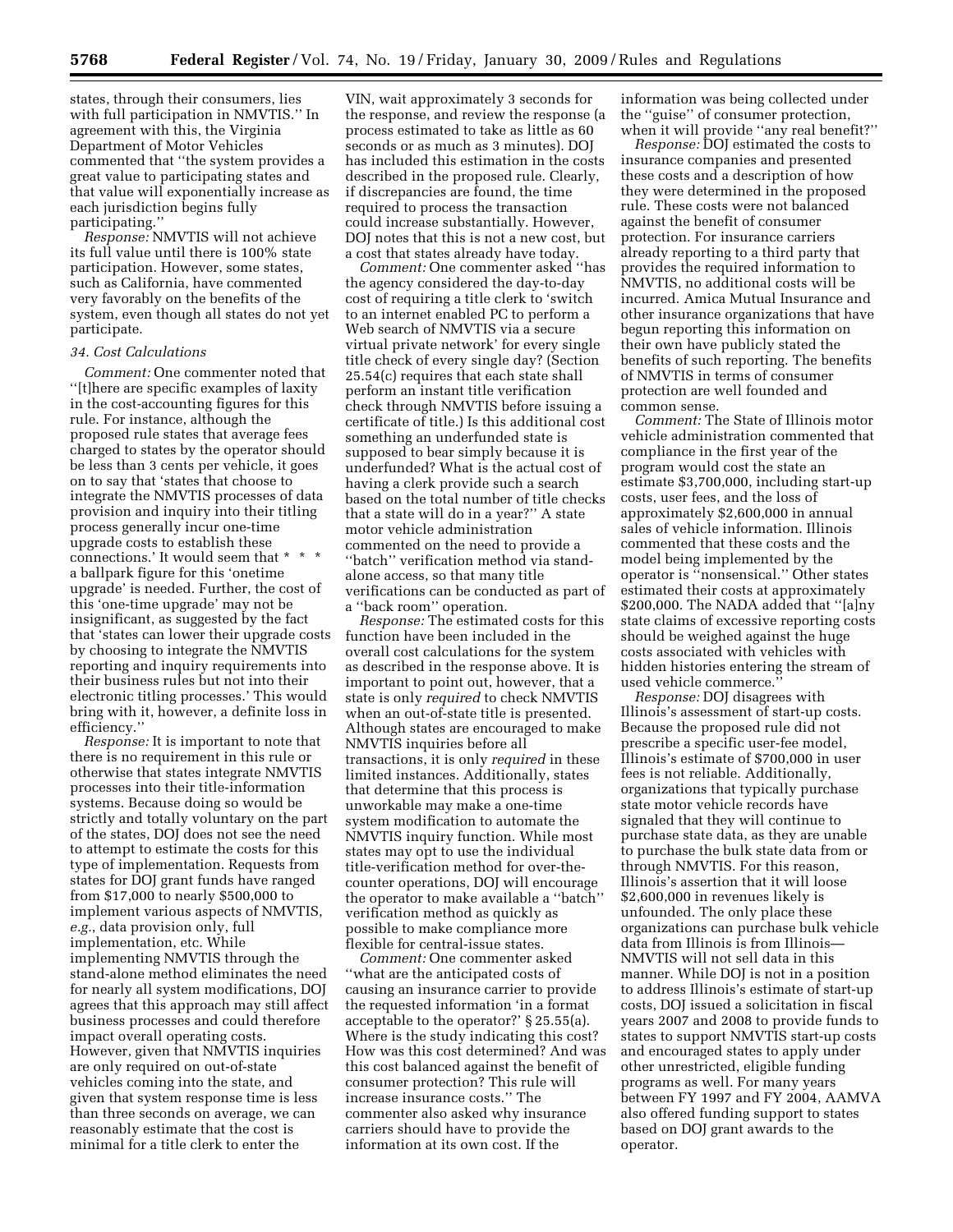states, through their consumers, lies with full participation in NMVTIS.'' In agreement with this, the Virginia Department of Motor Vehicles commented that ''the system provides a great value to participating states and that value will exponentially increase as each jurisdiction begins fully participating.''

*Response:* NMVTIS will not achieve its full value until there is 100% state participation. However, some states, such as California, have commented very favorably on the benefits of the system, even though all states do not yet participate.

### *34. Cost Calculations*

*Comment:* One commenter noted that ''[t]here are specific examples of laxity in the cost-accounting figures for this rule. For instance, although the proposed rule states that average fees charged to states by the operator should be less than 3 cents per vehicle, it goes on to say that 'states that choose to integrate the NMVTIS processes of data provision and inquiry into their titling process generally incur one-time upgrade costs to establish these connections.' It would seem that * * * a ballpark figure for this 'onetime upgrade' is needed. Further, the cost of this 'one-time upgrade' may not be insignificant, as suggested by the fact that 'states can lower their upgrade costs by choosing to integrate the NMVTIS reporting and inquiry requirements into their business rules but not into their electronic titling processes.' This would bring with it, however, a definite loss in efficiency.''

*Response:* It is important to note that there is no requirement in this rule or otherwise that states integrate NMVTIS processes into their title-information systems. Because doing so would be strictly and totally voluntary on the part of the states, DOJ does not see the need to attempt to estimate the costs for this type of implementation. Requests from states for DOJ grant funds have ranged from $17,000 to nearly $500,000 to implement various aspects of NMVTIS, *e.g.*, data provision only, full implementation, etc. While implementing NMVTIS through the stand-alone method eliminates the need for nearly all system modifications, DOJ agrees that this approach may still affect business processes and could therefore impact overall operating costs. However, given that NMVTIS inquiries are only required on out-of-state vehicles coming into the state, and given that system response time is less than three seconds on average, we can reasonably estimate that the cost is minimal for a title clerk to enter the VIN, wait approximately 3 seconds for the response, and review the response (a process estimated to take as little as 60 seconds or as much as 3 minutes). DOJ has included this estimation in the costs described in the proposed rule. Clearly, if discrepancies are found, the time required to process the transaction could increase substantially. However, DOJ notes that this is not a new cost, but a cost that states already have today.

*Comment:* One commenter asked ''has the agency considered the day-to-day cost of requiring a title clerk to 'switch to an internet enabled PC to perform a Web search of NMVTIS via a secure virtual private network' for every single title check of every single day? (Section 25.54(c) requires that each state shall perform an instant title verification check through NMVTIS before issuing a certificate of title.) Is this additional cost something an underfunded state is supposed to bear simply because it is underfunded? What is the actual cost of having a clerk provide such a search based on the total number of title checks that a state will do in a year?'' A state motor vehicle administration commented on the need to provide a ''batch'' verification method via stand-alone access, so that many title verifications can be conducted as part of a ''back room'' operation.

*Response:* The estimated costs for this function have been included in the overall cost calculations for the system as described in the response above. It is important to point out, however, that a state is only *required* to check NMVTIS when an out-of-state title is presented. Although states are encouraged to make NMVTIS inquiries before all transactions, it is only *required* in these limited instances. Additionally, states that determine that this process is unworkable may make a one-time system modification to automate the NMVTIS inquiry function. While most states may opt to use the individual title-verification method for over-the-counter operations, DOJ will encourage the operator to make available a ''batch'' verification method as quickly as possible to make compliance more flexible for central-issue states.

*Comment:* One commenter asked ''what are the anticipated costs of causing an insurance carrier to provide the requested information 'in a format acceptable to the operator?' § 25.55(a). Where is the study indicating this cost? How was this cost determined? And was this cost balanced against the benefit of consumer protection? This rule will increase insurance costs.'' The commenter also asked why insurance carriers should have to provide the information at its own cost. If the information was being collected under the ''guise'' of consumer protection, when it will provide ''any real benefit?''

*Response:* DOJ estimated the costs to insurance companies and presented these costs and a description of how they were determined in the proposed rule. These costs were not balanced against the benefit of consumer protection. For insurance carriers already reporting to a third party that provides the required information to NMVTIS, no additional costs will be incurred. Amica Mutual Insurance and other insurance organizations that have begun reporting this information on their own have publicly stated the benefits of such reporting. The benefits of NMVTIS in terms of consumer protection are well founded and common sense.

*Comment:* The State of Illinois motor vehicle administration commented that compliance in the first year of the program would cost the state an estimate $3,700,000, including start-up costs, user fees, and the loss of approximately $2,600,000 in annual sales of vehicle information. Illinois commented that these costs and the model being implemented by the operator is ''nonsensical.'' Other states estimated their costs at approximately $200,000. The NADA added that ''[a]ny state claims of excessive reporting costs should be weighed against the huge costs associated with vehicles with hidden histories entering the stream of used vehicle commerce.''

*Response:* DOJ disagrees with Illinois's assessment of start-up costs. Because the proposed rule did not prescribe a specific user-fee model, Illinois's estimate of $700,000 in user fees is not reliable. Additionally, organizations that typically purchase state motor vehicle records have signaled that they will continue to purchase state data, as they are unable to purchase the bulk state data from or through NMVTIS. For this reason, Illinois's assertion that it will loose $2,600,000 in revenues likely is unfounded. The only place these organizations can purchase bulk vehicle data from Illinois is from Illinois—NMVTIS will not sell data in this manner. While DOJ is not in a position to address Illinois's estimate of start-up costs, DOJ issued a solicitation in fiscal years 2007 and 2008 to provide funds to states to support NMVTIS start-up costs and encouraged states to apply under other unrestricted, eligible funding programs as well. For many years between FY 1997 and FY 2004, AAMVA also offered funding support to states based on DOJ grant awards to the operator.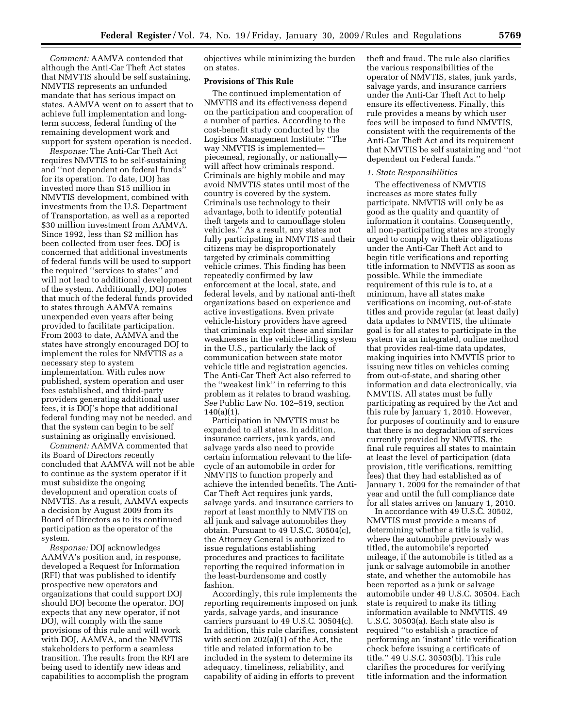*Comment:* AAMVA contended that although the Anti-Car Theft Act states that NMVTIS should be self sustaining, NMVTIS represents an unfunded mandate that has serious impact on states. AAMVA went on to assert that to achieve full implementation and long-term success, federal funding of the remaining development work and support for system operation is needed.

*Response:* The Anti-Car Theft Act requires NMVTIS to be self-sustaining and "not dependent on federal funds" for its operation. To date, DOJ has invested more than $15 million in NMVTIS development, combined with investments from the U.S. Department of Transportation, as well as a reported $30 million investment from AAMVA. Since 1992, less than $2 million has been collected from user fees. DOJ is concerned that additional investments of federal funds will be used to support the required "services to states" and will not lead to additional development of the system. Additionally, DOJ notes that much of the federal funds provided to states through AAMVA remains unexpended even years after being provided to facilitate participation. From 2003 to date, AAMVA and the states have strongly encouraged DOJ to implement the rules for NMVTIS as a necessary step to system implementation. With rules now published, system operation and user fees established, and third-party providers generating additional user fees, it is DOJ's hope that additional federal funding may not be needed, and that the system can begin to be self sustaining as originally envisioned.

*Comment:* AAMVA commented that its Board of Directors recently concluded that AAMVA will not be able to continue as the system operator if it must subsidize the ongoing development and operation costs of NMVTIS. As a result, AAMVA expects a decision by August 2009 from its Board of Directors as to its continued participation as the operator of the system.

*Response:* DOJ acknowledges AAMVA's position and, in response, developed a Request for Information (RFI) that was published to identify prospective new operators and organizations that could support DOJ should DOJ become the operator. DOJ expects that any new operator, if not DOJ, will comply with the same provisions of this rule and will work with DOJ, AAMVA, and the NMVTIS stakeholders to perform a seamless transition. The results from the RFI are being used to identify new ideas and capabilities to accomplish the program objectives while minimizing the burden on states.

**Provisions of This Rule**

The continued implementation of NMVTIS and its effectiveness depend on the participation and cooperation of a number of parties. According to the cost-benefit study conducted by the Logistics Management Institute: "The way NMVTIS is implemented—piecemeal, regionally, or nationally—will affect how criminals respond. Criminals are highly mobile and may avoid NMVTIS states until most of the country is covered by the system. Criminals use technology to their advantage, both to identify potential theft targets and to camouflage stolen vehicles." As a result, any states not fully participating in NMVTIS and their citizens may be disproportionately targeted by criminals committing vehicle crimes. This finding has been repeatedly confirmed by law enforcement at the local, state, and federal levels, and by national anti-theft organizations based on experience and active investigations. Even private vehicle-history providers have agreed that criminals exploit these and similar weaknesses in the vehicle-titling system in the U.S., particularly the lack of communication between state motor vehicle title and registration agencies. The Anti-Car Theft Act also referred to the "weakest link" in referring to this problem as it relates to brand washing. *See* Public Law No. 102–519, section 140(a)(1).

Participation in NMVTIS must be expanded to all states. In addition, insurance carriers, junk yards, and salvage yards also need to provide certain information relevant to the life-cycle of an automobile in order for NMVTIS to function properly and achieve the intended benefits. The Anti-Car Theft Act requires junk yards, salvage yards, and insurance carriers to report at least monthly to NMVTIS on all junk and salvage automobiles they obtain. Pursuant to 49 U.S.C. 30504(c), the Attorney General is authorized to issue regulations establishing procedures and practices to facilitate reporting the required information in the least-burdensome and costly fashion.

Accordingly, this rule implements the reporting requirements imposed on junk yards, salvage yards, and insurance carriers pursuant to 49 U.S.C. 30504(c). In addition, this rule clarifies, consistent with section 202(a)(1) of the Act, the title and related information to be included in the system to determine its adequacy, timeliness, reliability, and capability of aiding in efforts to prevent theft and fraud. The rule also clarifies the various responsibilities of the operator of NMVTIS, states, junk yards, salvage yards, and insurance carriers under the Anti-Car Theft Act to help ensure its effectiveness. Finally, this rule provides a means by which user fees will be imposed to fund NMVTIS, consistent with the requirements of the Anti-Car Theft Act and its requirement that NMVTIS be self sustaining and "not dependent on Federal funds."

*1. State Responsibilities*

The effectiveness of NMVTIS increases as more states fully participate. NMVTIS will only be as good as the quality and quantity of information it contains. Consequently, all non-participating states are strongly urged to comply with their obligations under the Anti-Car Theft Act and to begin title verifications and reporting title information to NMVTIS as soon as possible. While the immediate requirement of this rule is to, at a minimum, have all states make verifications on incoming, out-of-state titles and provide regular (at least daily) data updates to NMVTIS, the ultimate goal is for all states to participate in the system via an integrated, online method that provides real-time data updates, making inquiries into NMVTIS prior to issuing new titles on vehicles coming from out-of-state, and sharing other information and data electronically, via NMVTIS. All states must be fully participating as required by the Act and this rule by January 1, 2010. However, for purposes of continuity and to ensure that there is no degradation of services currently provided by NMVTIS, the final rule requires all states to maintain at least the level of participation (data provision, title verifications, remitting fees) that they had established as of January 1, 2009 for the remainder of that year and until the full compliance date for all states arrives on January 1, 2010.

In accordance with 49 U.S.C. 30502, NMVTIS must provide a means of determining whether a title is valid, where the automobile previously was titled, the automobile's reported mileage, if the automobile is titled as a junk or salvage automobile in another state, and whether the automobile has been reported as a junk or salvage automobile under 49 U.S.C. 30504. Each state is required to make its titling information available to NMVTIS. 49 U.S.C. 30503(a). Each state also is required "to establish a practice of performing an 'instant' title verification check before issuing a certificate of title." 49 U.S.C. 30503(b). This rule clarifies the procedures for verifying title information and the information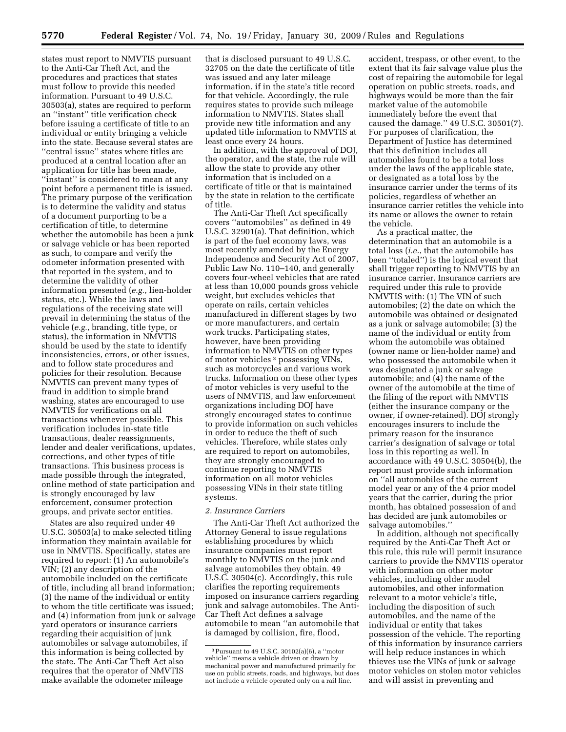states must report to NMVTIS pursuant to the Anti-Car Theft Act, and the procedures and practices that states must follow to provide this needed information. Pursuant to 49 U.S.C. 30503(a), states are required to perform an ''instant'' title verification check before issuing a certificate of title to an individual or entity bringing a vehicle into the state. Because several states are ''central issue'' states where titles are produced at a central location after an application for title has been made, ''instant'' is considered to mean at any point before a permanent title is issued. The primary purpose of the verification is to determine the validity and status of a document purporting to be a certification of title, to determine whether the automobile has been a junk or salvage vehicle or has been reported as such, to compare and verify the odometer information presented with that reported in the system, and to determine the validity of other information presented (*e.g.*, lien-holder status, etc.). While the laws and regulations of the receiving state will prevail in determining the status of the vehicle (*e.g.*, branding, title type, or status), the information in NMVTIS should be used by the state to identify inconsistencies, errors, or other issues, and to follow state procedures and policies for their resolution. Because NMVTIS can prevent many types of fraud in addition to simple brand washing, states are encouraged to use NMVTIS for verifications on all transactions whenever possible. This verification includes in-state title transactions, dealer reassignments, lender and dealer verifications, updates, corrections, and other types of title transactions. This business process is made possible through the integrated, online method of state participation and is strongly encouraged by law enforcement, consumer protection groups, and private sector entities.

States are also required under 49 U.S.C. 30503(a) to make selected titling information they maintain available for use in NMVTIS. Specifically, states are required to report: (1) An automobile's VIN; (2) any description of the automobile included on the certificate of title, including all brand information; (3) the name of the individual or entity to whom the title certificate was issued; and (4) information from junk or salvage yard operators or insurance carriers regarding their acquisition of junk automobiles or salvage automobiles, if this information is being collected by the state. The Anti-Car Theft Act also requires that the operator of NMVTIS make available the odometer mileage that is disclosed pursuant to 49 U.S.C. 32705 on the date the certificate of title was issued and any later mileage information, if in the state's title record for that vehicle. Accordingly, the rule requires states to provide such mileage information to NMVTIS. States shall provide new title information and any updated title information to NMVTIS at least once every 24 hours.

In addition, with the approval of DOJ, the operator, and the state, the rule will allow the state to provide any other information that is included on a certificate of title or that is maintained by the state in relation to the certificate of title.

The Anti-Car Theft Act specifically covers ''automobiles'' as defined in 49 U.S.C. 32901(a). That definition, which is part of the fuel economy laws, was most recently amended by the Energy Independence and Security Act of 2007, Public Law No. 110–140, and generally covers four-wheel vehicles that are rated at less than 10,000 pounds gross vehicle weight, but excludes vehicles that operate on rails, certain vehicles manufactured in different stages by two or more manufacturers, and certain work trucks. Participating states, however, have been providing information to NMVTIS on other types of motor vehicles [3] possessing VINs, such as motorcycles and various work trucks. Information on these other types of motor vehicles is very useful to the users of NMVTIS, and law enforcement organizations including DOJ have strongly encouraged states to continue to provide information on such vehicles in order to reduce the theft of such vehicles. Therefore, while states only are required to report on automobiles, they are strongly encouraged to continue reporting to NMVTIS information on all motor vehicles possessing VINs in their state titling systems.

### *2. Insurance Carriers*

The Anti-Car Theft Act authorized the Attorney General to issue regulations establishing procedures by which insurance companies must report monthly to NMVTIS on the junk and salvage automobiles they obtain. 49 U.S.C. 30504(c). Accordingly, this rule clarifies the reporting requirements imposed on insurance carriers regarding junk and salvage automobiles. The Anti-Car Theft Act defines a salvage automobile to mean ''an automobile that is damaged by collision, fire, flood, accident, trespass, or other event, to the extent that its fair salvage value plus the cost of repairing the automobile for legal operation on public streets, roads, and highways would be more than the fair market value of the automobile immediately before the event that caused the damage.'' 49 U.S.C. 30501(7). For purposes of clarification, the Department of Justice has determined that this definition includes all automobiles found to be a total loss under the laws of the applicable state, or designated as a total loss by the insurance carrier under the terms of its policies, regardless of whether an insurance carrier retitles the vehicle into its name or allows the owner to retain the vehicle.

As a practical matter, the determination that an automobile is a total loss (*i.e.*, that the automobile has been ''totaled'') is the logical event that shall trigger reporting to NMVTIS by an insurance carrier. Insurance carriers are required under this rule to provide NMVTIS with: (1) The VIN of such automobiles; (2) the date on which the automobile was obtained or designated as a junk or salvage automobile; (3) the name of the individual or entity from whom the automobile was obtained (owner name or lien-holder name) and who possessed the automobile when it was designated a junk or salvage automobile; and (4) the name of the owner of the automobile at the time of the filing of the report with NMVTIS (either the insurance company or the owner, if owner-retained). DOJ strongly encourages insurers to include the primary reason for the insurance carrier's designation of salvage or total loss in this reporting as well. In accordance with 49 U.S.C. 30504(b), the report must provide such information on ''all automobiles of the current model year or any of the 4 prior model years that the carrier, during the prior month, has obtained possession of and has decided are junk automobiles or salvage automobiles.''

In addition, although not specifically required by the Anti-Car Theft Act or this rule, this rule will permit insurance carriers to provide the NMVTIS operator with information on other motor vehicles, including older model automobiles, and other information relevant to a motor vehicle's title, including the disposition of such automobiles, and the name of the individual or entity that takes possession of the vehicle. The reporting of this information by insurance carriers will help reduce instances in which thieves use the VINs of junk or salvage motor vehicles on stolen motor vehicles and will assist in preventing and

[3] Pursuant to 49 U.S.C. 30102(a)(6), a ''motor vehicle'' means a vehicle driven or drawn by mechanical power and manufactured primarily for use on public streets, roads, and highways, but does not include a vehicle operated only on a rail line.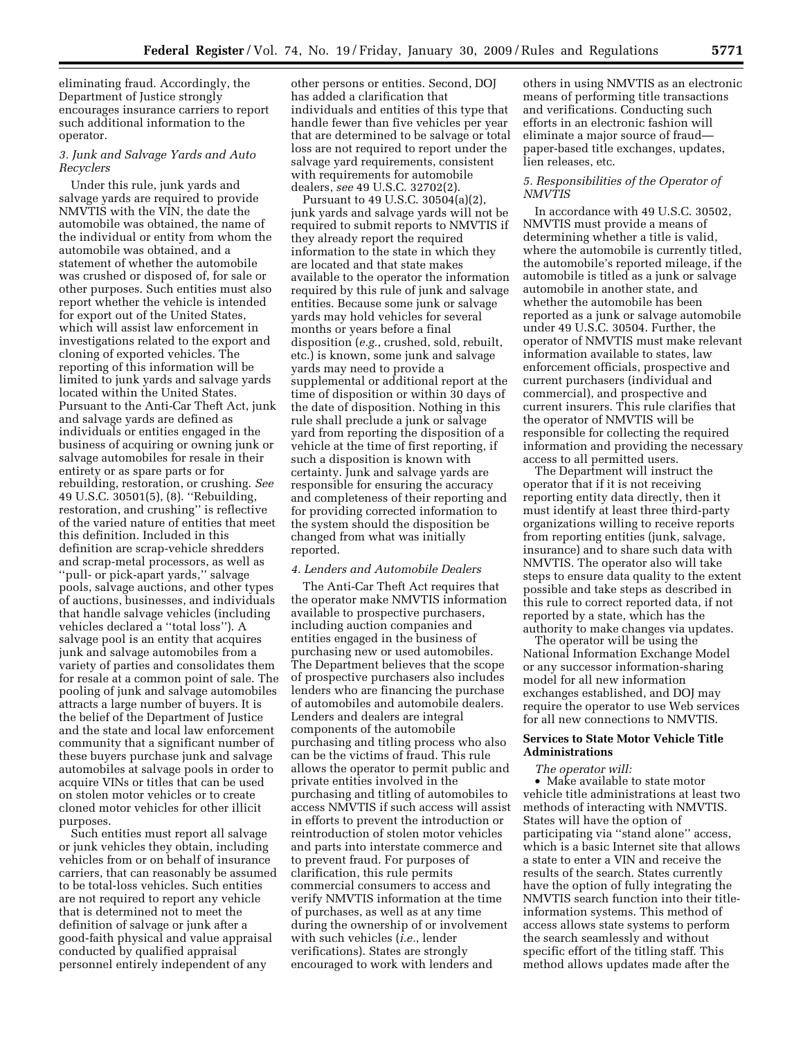eliminating fraud. Accordingly, the Department of Justice strongly encourages insurance carriers to report such additional information to the operator.

### *3. Junk and Salvage Yards and Auto Recyclers*

Under this rule, junk yards and salvage yards are required to provide NMVTIS with the VIN, the date the automobile was obtained, the name of the individual or entity from whom the automobile was obtained, and a statement of whether the automobile was crushed or disposed of, for sale or other purposes. Such entities must also report whether the vehicle is intended for export out of the United States, which will assist law enforcement in investigations related to the export and cloning of exported vehicles. The reporting of this information will be limited to junk yards and salvage yards located within the United States. Pursuant to the Anti-Car Theft Act, junk and salvage yards are defined as individuals or entities engaged in the business of acquiring or owning junk or salvage automobiles for resale in their entirety or as spare parts or for rebuilding, restoration, or crushing. *See* 49 U.S.C. 30501(5), (8). ''Rebuilding, restoration, and crushing'' is reflective of the varied nature of entities that meet this definition. Included in this definition are scrap-vehicle shredders and scrap-metal processors, as well as ''pull- or pick-apart yards,'' salvage pools, salvage auctions, and other types of auctions, businesses, and individuals that handle salvage vehicles (including vehicles declared a ''total loss''). A salvage pool is an entity that acquires junk and salvage automobiles from a variety of parties and consolidates them for resale at a common point of sale. The pooling of junk and salvage automobiles attracts a large number of buyers. It is the belief of the Department of Justice and the state and local law enforcement community that a significant number of these buyers purchase junk and salvage automobiles at salvage pools in order to acquire VINs or titles that can be used on stolen motor vehicles or to create cloned motor vehicles for other illicit purposes.

Such entities must report all salvage or junk vehicles they obtain, including vehicles from or on behalf of insurance carriers, that can reasonably be assumed to be total-loss vehicles. Such entities are not required to report any vehicle that is determined not to meet the definition of salvage or junk after a good-faith physical and value appraisal conducted by qualified appraisal personnel entirely independent of any other persons or entities. Second, DOJ has added a clarification that individuals and entities of this type that handle fewer than five vehicles per year that are determined to be salvage or total loss are not required to report under the salvage yard requirements, consistent with requirements for automobile dealers, *see* 49 U.S.C. 32702(2).

Pursuant to 49 U.S.C. 30504(a)(2), junk yards and salvage yards will not be required to submit reports to NMVTIS if they already report the required information to the state in which they are located and that state makes available to the operator the information required by this rule of junk and salvage entities. Because some junk or salvage yards may hold vehicles for several months or years before a final disposition (*e.g.*, crushed, sold, rebuilt, etc.) is known, some junk and salvage yards may need to provide a supplemental or additional report at the time of disposition or within 30 days of the date of disposition. Nothing in this rule shall preclude a junk or salvage yard from reporting the disposition of a vehicle at the time of first reporting, if such a disposition is known with certainty. Junk and salvage yards are responsible for ensuring the accuracy and completeness of their reporting and for providing corrected information to the system should the disposition be changed from what was initially reported.

### *4. Lenders and Automobile Dealers*

The Anti-Car Theft Act requires that the operator make NMVTIS information available to prospective purchasers, including auction companies and entities engaged in the business of purchasing new or used automobiles. The Department believes that the scope of prospective purchasers also includes lenders who are financing the purchase of automobiles and automobile dealers. Lenders and dealers are integral components of the automobile purchasing and titling process who also can be the victims of fraud. This rule allows the operator to permit public and private entities involved in the purchasing and titling of automobiles to access NMVTIS if such access will assist in efforts to prevent the introduction or reintroduction of stolen motor vehicles and parts into interstate commerce and to prevent fraud. For purposes of clarification, this rule permits commercial consumers to access and verify NMVTIS information at the time of purchases, as well as at any time during the ownership of or involvement with such vehicles (*i.e.*, lender verifications). States are strongly encouraged to work with lenders and others in using NMVTIS as an electronic means of performing title transactions and verifications. Conducting such efforts in an electronic fashion will eliminate a major source of fraud—paper-based title exchanges, updates, lien releases, etc.

### *5. Responsibilities of the Operator of NMVTIS*

In accordance with 49 U.S.C. 30502, NMVTIS must provide a means of determining whether a title is valid, where the automobile is currently titled, the automobile's reported mileage, if the automobile is titled as a junk or salvage automobile in another state, and whether the automobile has been reported as a junk or salvage automobile under 49 U.S.C. 30504. Further, the operator of NMVTIS must make relevant information available to states, law enforcement officials, prospective and current purchasers (individual and commercial), and prospective and current insurers. This rule clarifies that the operator of NMVTIS will be responsible for collecting the required information and providing the necessary access to all permitted users.

The Department will instruct the operator that if it is not receiving reporting entity data directly, then it must identify at least three third-party organizations willing to receive reports from reporting entities (junk, salvage, insurance) and to share such data with NMVTIS. The operator also will take steps to ensure data quality to the extent possible and take steps as described in this rule to correct reported data, if not reported by a state, which has the authority to make changes via updates.

The operator will be using the National Information Exchange Model or any successor information-sharing model for all new information exchanges established, and DOJ may require the operator to use Web services for all new connections to NMVTIS.

**Services to State Motor Vehicle Title Administrations**

*The operator will:*

- Make available to state motor vehicle title administrations at least two methods of interacting with NMVTIS. States will have the option of participating via ''stand alone'' access, which is a basic Internet site that allows a state to enter a VIN and receive the results of the search. States currently have the option of fully integrating the NMVTIS search function into their title-information systems. This method of access allows state systems to perform the search seamlessly and without specific effort of the titling staff. This method allows updates made after the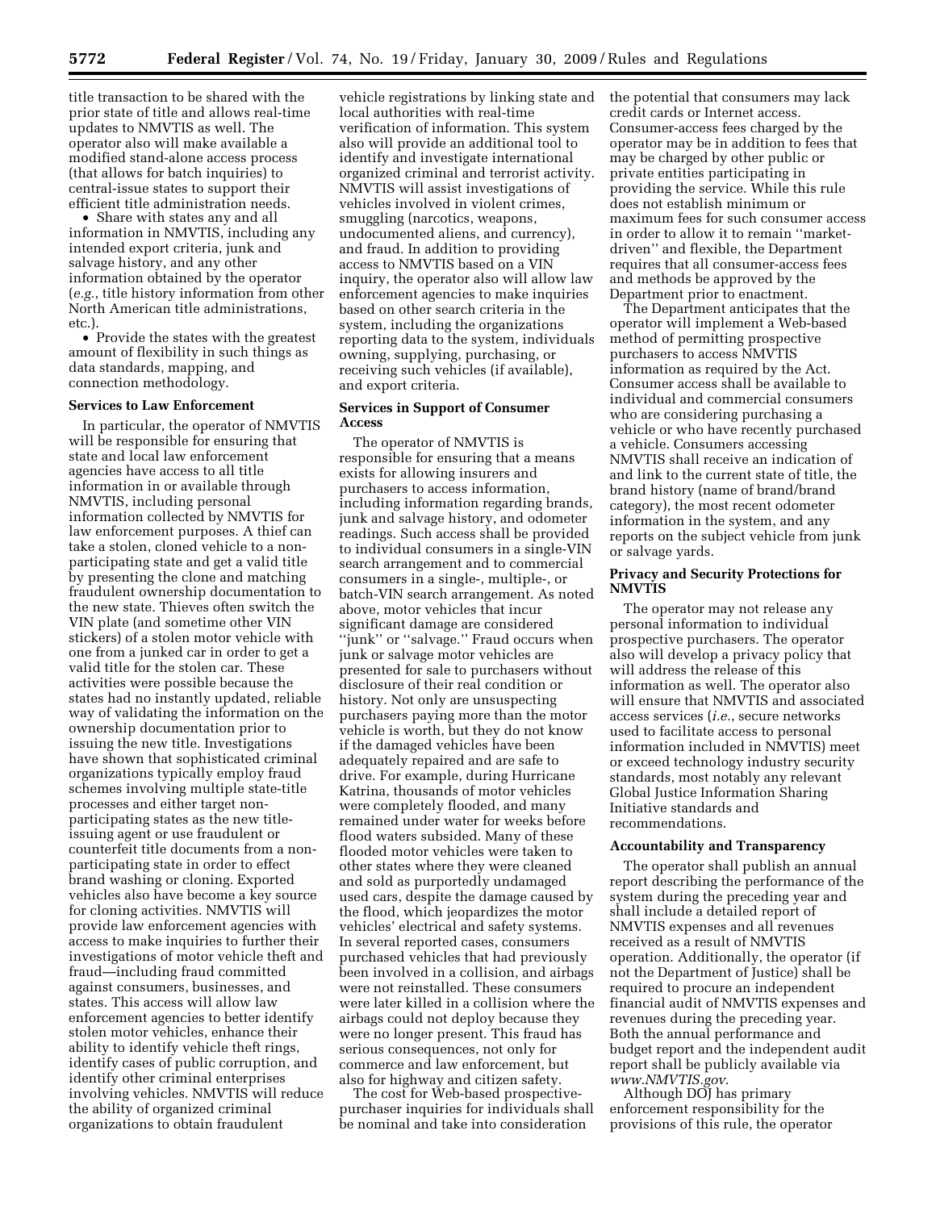title transaction to be shared with the prior state of title and allows real-time updates to NMVTIS as well. The operator also will make available a modified stand-alone access process (that allows for batch inquiries) to central-issue states to support their efficient title administration needs.

- Share with states any and all information in NMVTIS, including any intended export criteria, junk and salvage history, and any other information obtained by the operator (*e.g.*, title history information from other North American title administrations, etc.).
- Provide the states with the greatest amount of flexibility in such things as data standards, mapping, and connection methodology.

**Services to Law Enforcement**

In particular, the operator of NMVTIS will be responsible for ensuring that state and local law enforcement agencies have access to all title information in or available through NMVTIS, including personal information collected by NMVTIS for law enforcement purposes. A thief can take a stolen, cloned vehicle to a non-participating state and get a valid title by presenting the clone and matching fraudulent ownership documentation to the new state. Thieves often switch the VIN plate (and sometime other VIN stickers) of a stolen motor vehicle with one from a junked car in order to get a valid title for the stolen car. These activities were possible because the states had no instantly updated, reliable way of validating the information on the ownership documentation prior to issuing the new title. Investigations have shown that sophisticated criminal organizations typically employ fraud schemes involving multiple state-title processes and either target non-participating states as the new title-issuing agent or use fraudulent or counterfeit title documents from a non-participating state in order to effect brand washing or cloning. Exported vehicles also have become a key source for cloning activities. NMVTIS will provide law enforcement agencies with access to make inquiries to further their investigations of motor vehicle theft and fraud—including fraud committed against consumers, businesses, and states. This access will allow law enforcement agencies to better identify stolen motor vehicles, enhance their ability to identify vehicle theft rings, identify cases of public corruption, and identify other criminal enterprises involving vehicles. NMVTIS will reduce the ability of organized criminal organizations to obtain fraudulent vehicle registrations by linking state and local authorities with real-time verification of information. This system also will provide an additional tool to identify and investigate international organized criminal and terrorist activity. NMVTIS will assist investigations of vehicles involved in violent crimes, smuggling (narcotics, weapons, undocumented aliens, and currency), and fraud. In addition to providing access to NMVTIS based on a VIN inquiry, the operator also will allow law enforcement agencies to make inquiries based on other search criteria in the system, including the organizations reporting data to the system, individuals owning, supplying, purchasing, or receiving such vehicles (if available), and export criteria.

**Services in Support of Consumer Access**

The operator of NMVTIS is responsible for ensuring that a means exists for allowing insurers and purchasers to access information, including information regarding brands, junk and salvage history, and odometer readings. Such access shall be provided to individual consumers in a single-VIN search arrangement and to commercial consumers in a single-, multiple-, or batch-VIN search arrangement. As noted above, motor vehicles that incur significant damage are considered ''junk'' or ''salvage.'' Fraud occurs when junk or salvage motor vehicles are presented for sale to purchasers without disclosure of their real condition or history. Not only are unsuspecting purchasers paying more than the motor vehicle is worth, but they do not know if the damaged vehicles have been adequately repaired and are safe to drive. For example, during Hurricane Katrina, thousands of motor vehicles were completely flooded, and many remained under water for weeks before flood waters subsided. Many of these flooded motor vehicles were taken to other states where they were cleaned and sold as purportedly undamaged used cars, despite the damage caused by the flood, which jeopardizes the motor vehicles' electrical and safety systems. In several reported cases, consumers purchased vehicles that had previously been involved in a collision, and airbags were not reinstalled. These consumers were later killed in a collision where the airbags could not deploy because they were no longer present. This fraud has serious consequences, not only for commerce and law enforcement, but also for highway and citizen safety.

The cost for Web-based prospective-purchaser inquiries for individuals shall be nominal and take into consideration the potential that consumers may lack credit cards or Internet access. Consumer-access fees charged by the operator may be in addition to fees that may be charged by other public or private entities participating in providing the service. While this rule does not establish minimum or maximum fees for such consumer access in order to allow it to remain ''market-driven'' and flexible, the Department requires that all consumer-access fees and methods be approved by the Department prior to enactment.

The Department anticipates that the operator will implement a Web-based method of permitting prospective purchasers to access NMVTIS information as required by the Act. Consumer access shall be available to individual and commercial consumers who are considering purchasing a vehicle or who have recently purchased a vehicle. Consumers accessing NMVTIS shall receive an indication of and link to the current state of title, the brand history (name of brand/brand category), the most recent odometer information in the system, and any reports on the subject vehicle from junk or salvage yards.

**Privacy and Security Protections for NMVTIS**

The operator may not release any personal information to individual prospective purchasers. The operator also will develop a privacy policy that will address the release of this information as well. The operator also will ensure that NMVTIS and associated access services (*i.e.*, secure networks used to facilitate access to personal information included in NMVTIS) meet or exceed technology industry security standards, most notably any relevant Global Justice Information Sharing Initiative standards and recommendations.

**Accountability and Transparency**

The operator shall publish an annual report describing the performance of the system during the preceding year and shall include a detailed report of NMVTIS expenses and all revenues received as a result of NMVTIS operation. Additionally, the operator (if not the Department of Justice) shall be required to procure an independent financial audit of NMVTIS expenses and revenues during the preceding year. Both the annual performance and budget report and the independent audit report shall be publicly available via *www.NMVTIS.gov*.

Although DOJ has primary enforcement responsibility for the provisions of this rule, the operator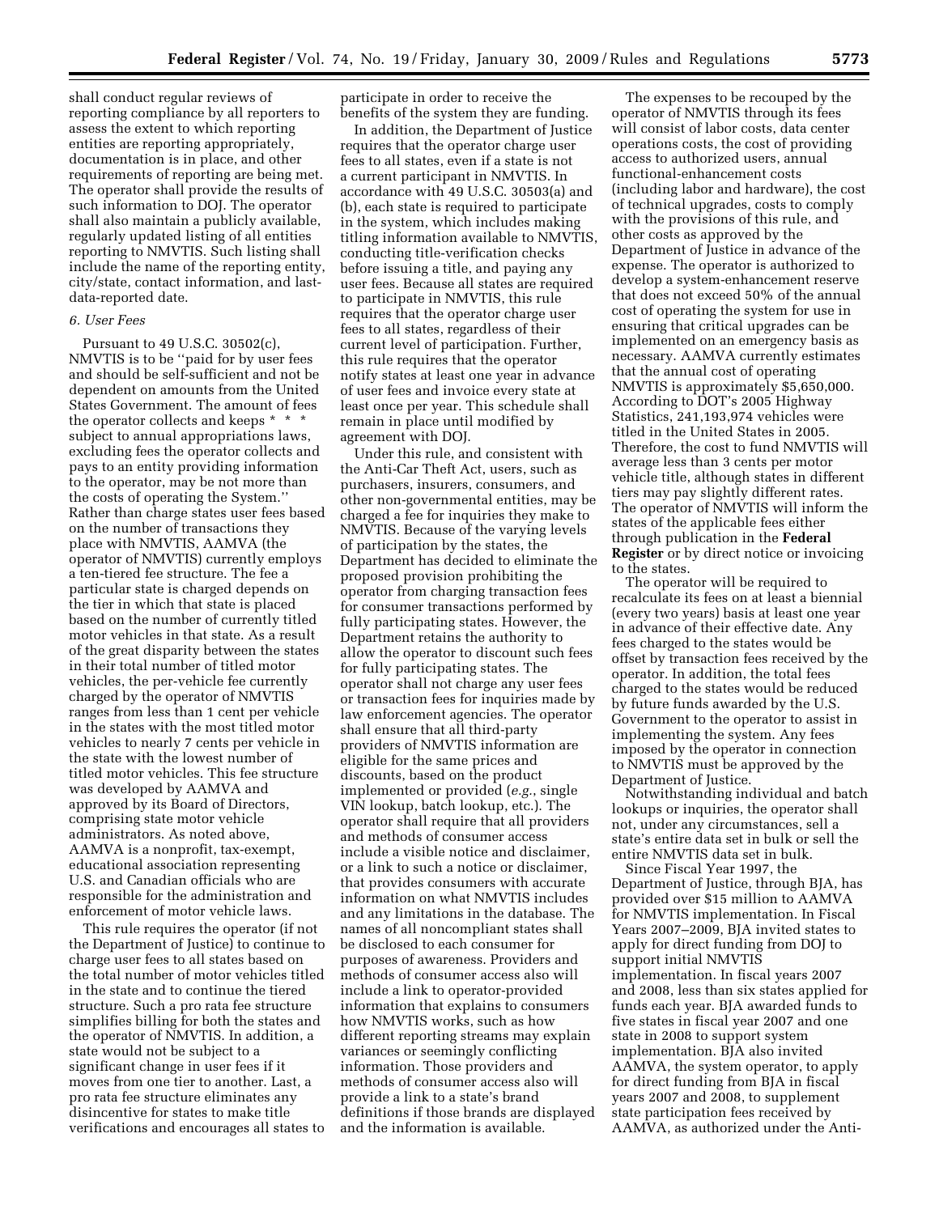shall conduct regular reviews of reporting compliance by all reporters to assess the extent to which reporting entities are reporting appropriately, documentation is in place, and other requirements of reporting are being met. The operator shall provide the results of such information to DOJ. The operator shall also maintain a publicly available, regularly updated listing of all entities reporting to NMVTIS. Such listing shall include the name of the reporting entity, city/state, contact information, and last-data-reported date.

### 6. User Fees

Pursuant to 49 U.S.C. 30502(c), NMVTIS is to be ''paid for by user fees and should be self-sufficient and not be dependent on amounts from the United States Government. The amount of fees the operator collects and keeps * * * subject to annual appropriations laws, excluding fees the operator collects and pays to an entity providing information to the operator, may be not more than the costs of operating the System.'' Rather than charge states user fees based on the number of transactions they place with NMVTIS, AAMVA (the operator of NMVTIS) currently employs a ten-tiered fee structure. The fee a particular state is charged depends on the tier in which that state is placed based on the number of currently titled motor vehicles in that state. As a result of the great disparity between the states in their total number of titled motor vehicles, the per-vehicle fee currently charged by the operator of NMVTIS ranges from less than 1 cent per vehicle in the states with the most titled motor vehicles to nearly 7 cents per vehicle in the state with the lowest number of titled motor vehicles. This fee structure was developed by AAMVA and approved by its Board of Directors, comprising state motor vehicle administrators. As noted above, AAMVA is a nonprofit, tax-exempt, educational association representing U.S. and Canadian officials who are responsible for the administration and enforcement of motor vehicle laws.

This rule requires the operator (if not the Department of Justice) to continue to charge user fees to all states based on the total number of motor vehicles titled in the state and to continue the tiered structure. Such a pro rata fee structure simplifies billing for both the states and the operator of NMVTIS. In addition, a state would not be subject to a significant change in user fees if it moves from one tier to another. Last, a pro rata fee structure eliminates any disincentive for states to make title verifications and encourages all states to participate in order to receive the benefits of the system they are funding.

In addition, the Department of Justice requires that the operator charge user fees to all states, even if a state is not a current participant in NMVTIS. In accordance with 49 U.S.C. 30503(a) and (b), each state is required to participate in the system, which includes making titling information available to NMVTIS, conducting title-verification checks before issuing a title, and paying any user fees. Because all states are required to participate in NMVTIS, this rule requires that the operator charge user fees to all states, regardless of their current level of participation. Further, this rule requires that the operator notify states at least one year in advance of user fees and invoice every state at least once per year. This schedule shall remain in place until modified by agreement with DOJ.

Under this rule, and consistent with the Anti-Car Theft Act, users, such as purchasers, insurers, consumers, and other non-governmental entities, may be charged a fee for inquiries they make to NMVTIS. Because of the varying levels of participation by the states, the Department has decided to eliminate the proposed provision prohibiting the operator from charging transaction fees for consumer transactions performed by fully participating states. However, the Department retains the authority to allow the operator to discount such fees for fully participating states. The operator shall not charge any user fees or transaction fees for inquiries made by law enforcement agencies. The operator shall ensure that all third-party providers of NMVTIS information are eligible for the same prices and discounts, based on the product implemented or provided (*e.g.*, single VIN lookup, batch lookup, etc.). The operator shall require that all providers and methods of consumer access include a visible notice and disclaimer, or a link to such a notice or disclaimer, that provides consumers with accurate information on what NMVTIS includes and any limitations in the database. The names of all noncompliant states shall be disclosed to each consumer for purposes of awareness. Providers and methods of consumer access also will include a link to operator-provided information that explains to consumers how NMVTIS works, such as how different reporting streams may explain variances or seemingly conflicting information. Those providers and methods of consumer access also will provide a link to a state's brand definitions if those brands are displayed and the information is available.

The expenses to be recouped by the operator of NMVTIS through its fees will consist of labor costs, data center operations costs, the cost of providing access to authorized users, annual functional-enhancement costs (including labor and hardware), the cost of technical upgrades, costs to comply with the provisions of this rule, and other costs as approved by the Department of Justice in advance of the expense. The operator is authorized to develop a system-enhancement reserve that does not exceed 50% of the annual cost of operating the system for use in ensuring that critical upgrades can be implemented on an emergency basis as necessary. AAMVA currently estimates that the annual cost of operating NMVTIS is approximately $5,650,000. According to DOT's 2005 Highway Statistics, 241,193,974 vehicles were titled in the United States in 2005. Therefore, the cost to fund NMVTIS will average less than 3 cents per motor vehicle title, although states in different tiers may pay slightly different rates. The operator of NMVTIS will inform the states of the applicable fees either through publication in the **Federal Register** or by direct notice or invoicing to the states.

The operator will be required to recalculate its fees on at least a biennial (every two years) basis at least one year in advance of their effective date. Any fees charged to the states would be offset by transaction fees received by the operator. In addition, the total fees charged to the states would be reduced by future funds awarded by the U.S. Government to the operator to assist in implementing the system. Any fees imposed by the operator in connection to NMVTIS must be approved by the Department of Justice.

Notwithstanding individual and batch lookups or inquiries, the operator shall not, under any circumstances, sell a state's entire data set in bulk or sell the entire NMVTIS data set in bulk.

Since Fiscal Year 1997, the Department of Justice, through BJA, has provided over $15 million to AAMVA for NMVTIS implementation. In Fiscal Years 2007–2009, BJA invited states to apply for direct funding from DOJ to support initial NMVTIS implementation. In fiscal years 2007 and 2008, less than six states applied for funds each year. BJA awarded funds to five states in fiscal year 2007 and one state in 2008 to support system implementation. BJA also invited AAMVA, the system operator, to apply for direct funding from BJA in fiscal years 2007 and 2008, to supplement state participation fees received by AAMVA, as authorized under the Anti-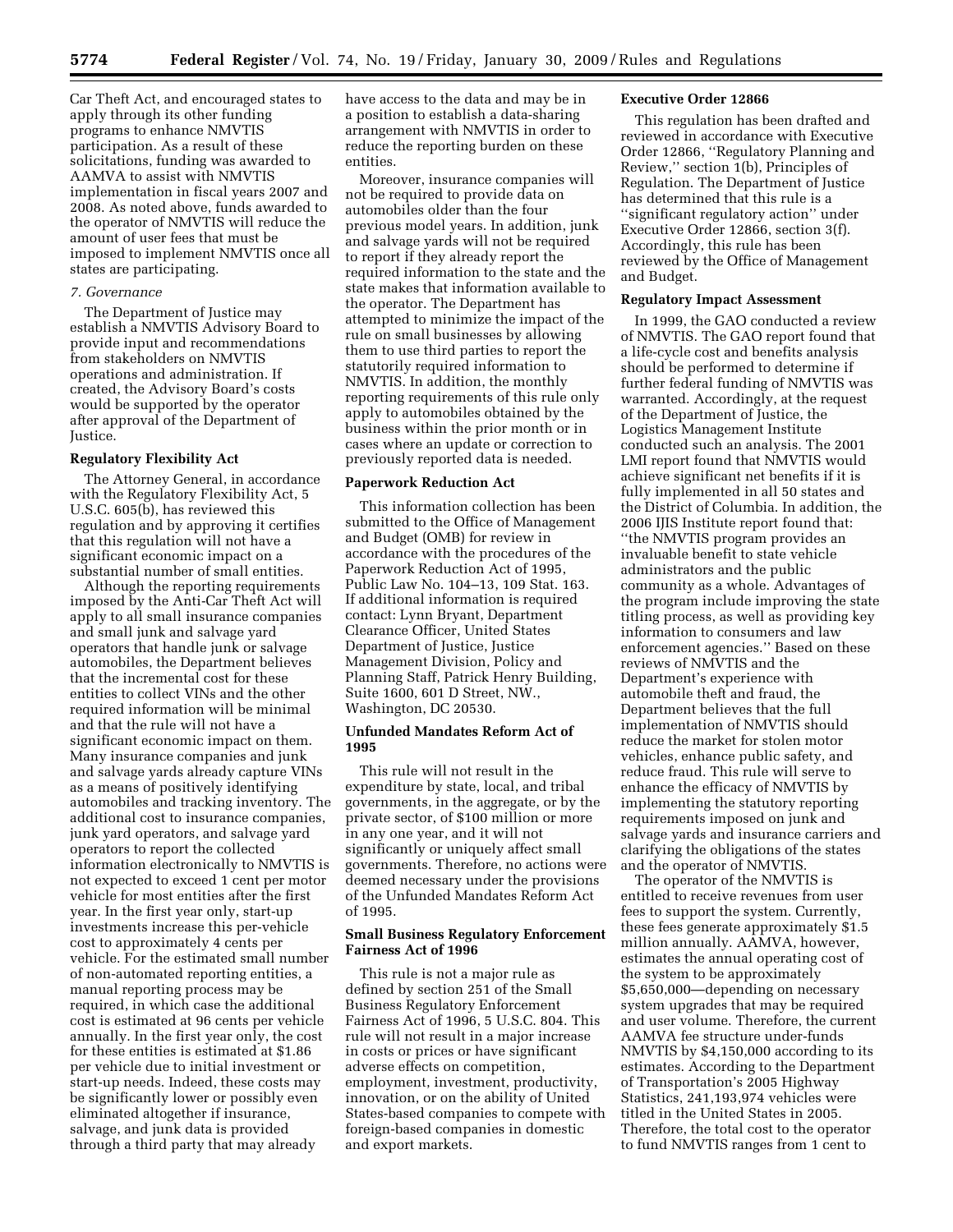Car Theft Act, and encouraged states to apply through its other funding programs to enhance NMVTIS participation. As a result of these solicitations, funding was awarded to AAMVA to assist with NMVTIS implementation in fiscal years 2007 and 2008. As noted above, funds awarded to the operator of NMVTIS will reduce the amount of user fees that must be imposed to implement NMVTIS once all states are participating.

*7. Governance*

The Department of Justice may establish a NMVTIS Advisory Board to provide input and recommendations from stakeholders on NMVTIS operations and administration. If created, the Advisory Board's costs would be supported by the operator after approval of the Department of Justice.

**Regulatory Flexibility Act**

The Attorney General, in accordance with the Regulatory Flexibility Act, 5 U.S.C. 605(b), has reviewed this regulation and by approving it certifies that this regulation will not have a significant economic impact on a substantial number of small entities.

Although the reporting requirements imposed by the Anti-Car Theft Act will apply to all small insurance companies and small junk and salvage yard operators that handle junk or salvage automobiles, the Department believes that the incremental cost for these entities to collect VINs and the other required information will be minimal and that the rule will not have a significant economic impact on them. Many insurance companies and junk and salvage yards already capture VINs as a means of positively identifying automobiles and tracking inventory. The additional cost to insurance companies, junk yard operators, and salvage yard operators to report the collected information electronically to NMVTIS is not expected to exceed 1 cent per motor vehicle for most entities after the first year. In the first year only, start-up investments increase this per-vehicle cost to approximately 4 cents per vehicle. For the estimated small number of non-automated reporting entities, a manual reporting process may be required, in which case the additional cost is estimated at 96 cents per vehicle annually. In the first year only, the cost for these entities is estimated at $1.86 per vehicle due to initial investment or start-up needs. Indeed, these costs may be significantly lower or possibly even eliminated altogether if insurance, salvage, and junk data is provided through a third party that may already have access to the data and may be in a position to establish a data-sharing arrangement with NMVTIS in order to reduce the reporting burden on these entities.

Moreover, insurance companies will not be required to provide data on automobiles older than the four previous model years. In addition, junk and salvage yards will not be required to report if they already report the required information to the state and the state makes that information available to the operator. The Department has attempted to minimize the impact of the rule on small businesses by allowing them to use third parties to report the statutorily required information to NMVTIS. In addition, the monthly reporting requirements of this rule only apply to automobiles obtained by the business within the prior month or in cases where an update or correction to previously reported data is needed.

**Paperwork Reduction Act**

This information collection has been submitted to the Office of Management and Budget (OMB) for review in accordance with the procedures of the Paperwork Reduction Act of 1995, Public Law No. 104–13, 109 Stat. 163. If additional information is required contact: Lynn Bryant, Department Clearance Officer, United States Department of Justice, Justice Management Division, Policy and Planning Staff, Patrick Henry Building, Suite 1600, 601 D Street, NW., Washington, DC 20530.

**Unfunded Mandates Reform Act of 1995**

This rule will not result in the expenditure by state, local, and tribal governments, in the aggregate, or by the private sector, of $100 million or more in any one year, and it will not significantly or uniquely affect small governments. Therefore, no actions were deemed necessary under the provisions of the Unfunded Mandates Reform Act of 1995.

**Small Business Regulatory Enforcement Fairness Act of 1996**

This rule is not a major rule as defined by section 251 of the Small Business Regulatory Enforcement Fairness Act of 1996, 5 U.S.C. 804. This rule will not result in a major increase in costs or prices or have significant adverse effects on competition, employment, investment, productivity, innovation, or on the ability of United States-based companies to compete with foreign-based companies in domestic and export markets.

**Executive Order 12866**

This regulation has been drafted and reviewed in accordance with Executive Order 12866, ''Regulatory Planning and Review,'' section 1(b), Principles of Regulation. The Department of Justice has determined that this rule is a ''significant regulatory action'' under Executive Order 12866, section 3(f). Accordingly, this rule has been reviewed by the Office of Management and Budget.

**Regulatory Impact Assessment**

In 1999, the GAO conducted a review of NMVTIS. The GAO report found that a life-cycle cost and benefits analysis should be performed to determine if further federal funding of NMVTIS was warranted. Accordingly, at the request of the Department of Justice, the Logistics Management Institute conducted such an analysis. The 2001 LMI report found that NMVTIS would achieve significant net benefits if it is fully implemented in all 50 states and the District of Columbia. In addition, the 2006 IJIS Institute report found that: ''the NMVTIS program provides an invaluable benefit to state vehicle administrators and the public community as a whole. Advantages of the program include improving the state titling process, as well as providing key information to consumers and law enforcement agencies.'' Based on these reviews of NMVTIS and the Department's experience with automobile theft and fraud, the Department believes that the full implementation of NMVTIS should reduce the market for stolen motor vehicles, enhance public safety, and reduce fraud. This rule will serve to enhance the efficacy of NMVTIS by implementing the statutory reporting requirements imposed on junk and salvage yards and insurance carriers and clarifying the obligations of the states and the operator of NMVTIS.

The operator of the NMVTIS is entitled to receive revenues from user fees to support the system. Currently, these fees generate approximately $1.5 million annually. AAMVA, however, estimates the annual operating cost of the system to be approximately $5,650,000—depending on necessary system upgrades that may be required and user volume. Therefore, the current AAMVA fee structure under-funds NMVTIS by $4,150,000 according to its estimates. According to the Department of Transportation's 2005 Highway Statistics, 241,193,974 vehicles were titled in the United States in 2005. Therefore, the total cost to the operator to fund NMVTIS ranges from 1 cent to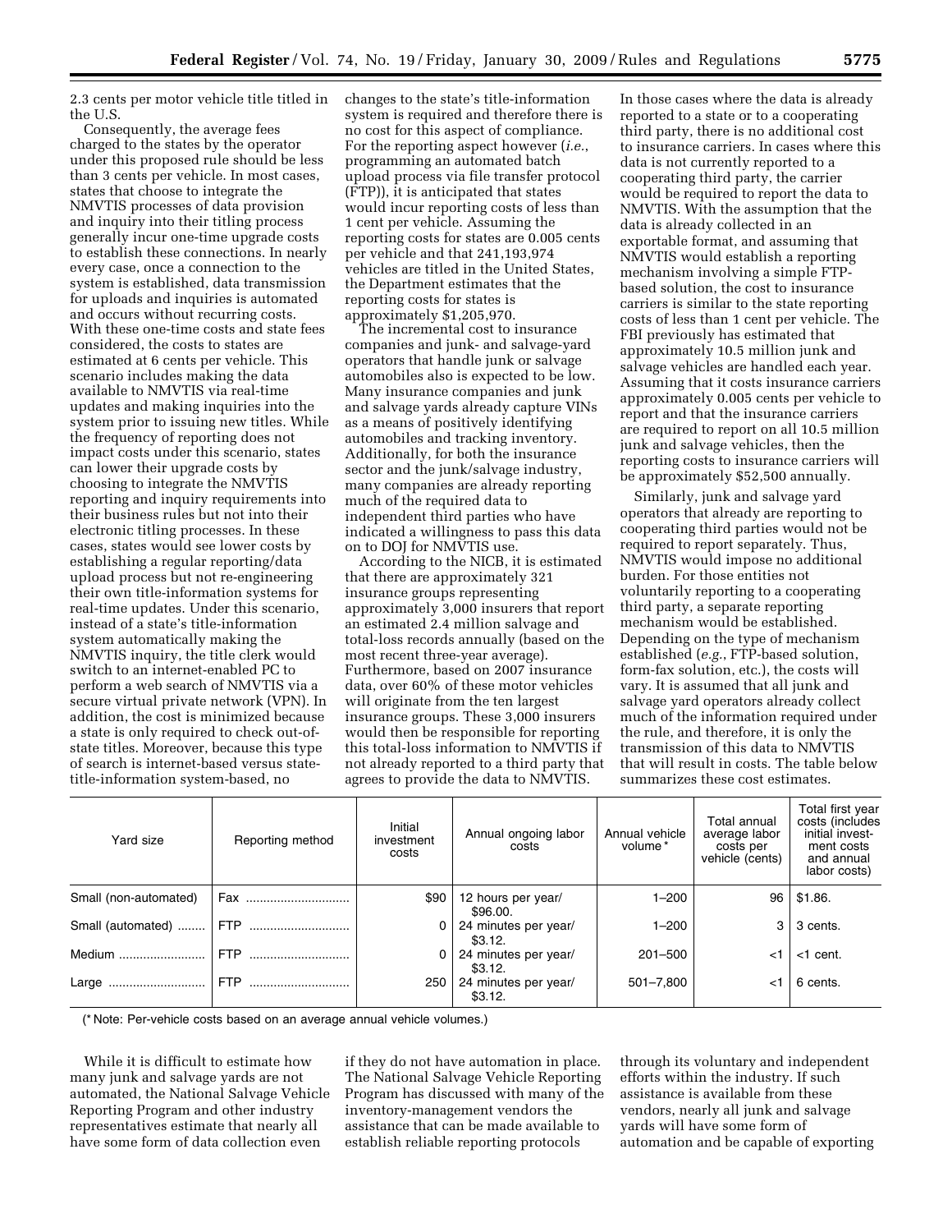2.3 cents per motor vehicle title titled in the U.S.

Consequently, the average fees charged to the states by the operator under this proposed rule should be less than 3 cents per vehicle. In most cases, states that choose to integrate the NMVTIS processes of data provision and inquiry into their titling process generally incur one-time upgrade costs to establish these connections. In nearly every case, once a connection to the system is established, data transmission for uploads and inquiries is automated and occurs without recurring costs. With these one-time costs and state fees considered, the costs to states are estimated at 6 cents per vehicle. This scenario includes making the data available to NMVTIS via real-time updates and making inquiries into the system prior to issuing new titles. While the frequency of reporting does not impact costs under this scenario, states can lower their upgrade costs by choosing to integrate the NMVTIS reporting and inquiry requirements into their business rules but not into their electronic titling processes. In these cases, states would see lower costs by establishing a regular reporting/data upload process but not re-engineering their own title-information systems for real-time updates. Under this scenario, instead of a state's title-information system automatically making the NMVTIS inquiry, the title clerk would switch to an internet-enabled PC to perform a web search of NMVTIS via a secure virtual private network (VPN). In addition, the cost is minimized because a state is only required to check out-of-state titles. Moreover, because this type of search is internet-based versus state-title-information system-based, no changes to the state's title-information system is required and therefore there is no cost for this aspect of compliance. For the reporting aspect however (*i.e.*, programming an automated batch upload process via file transfer protocol (FTP)), it is anticipated that states would incur reporting costs of less than 1 cent per vehicle. Assuming the reporting costs for states are 0.005 cents per vehicle and that 241,193,974 vehicles are titled in the United States, the Department estimates that the reporting costs for states is approximately $1,205,970.

The incremental cost to insurance companies and junk- and salvage-yard operators that handle junk or salvage automobiles also is expected to be low. Many insurance companies and junk and salvage yards already capture VINs as a means of positively identifying automobiles and tracking inventory. Additionally, for both the insurance sector and the junk/salvage industry, many companies are already reporting much of the required data to independent third parties who have indicated a willingness to pass this data on to DOJ for NMVTIS use.

According to the NICB, it is estimated that there are approximately 321 insurance groups representing approximately 3,000 insurers that report an estimated 2.4 million salvage and total-loss records annually (based on the most recent three-year average). Furthermore, based on 2007 insurance data, over 60% of these motor vehicles will originate from the ten largest insurance groups. These 3,000 insurers would then be responsible for reporting this total-loss information to NMVTIS if not already reported to a third party that agrees to provide the data to NMVTIS.

In those cases where the data is already reported to a state or to a cooperating third party, there is no additional cost to insurance carriers. In cases where this data is not currently reported to a cooperating third party, the carrier would be required to report the data to NMVTIS. With the assumption that the data is already collected in an exportable format, and assuming that NMVTIS would establish a reporting mechanism involving a simple FTP-based solution, the cost to insurance carriers is similar to the state reporting costs of less than 1 cent per vehicle. The FBI previously has estimated that approximately 10.5 million junk and salvage vehicles are handled each year. Assuming that it costs insurance carriers approximately 0.005 cents per vehicle to report and that the insurance carriers are required to report on all 10.5 million junk and salvage vehicles, then the reporting costs to insurance carriers will be approximately $52,500 annually.

Similarly, junk and salvage yard operators that already are reporting to cooperating third parties would not be required to report separately. Thus, NMVTIS would impose no additional burden. For those entities not voluntarily reporting to a cooperating third party, a separate reporting mechanism would be established. Depending on the type of mechanism established (*e.g.*, FTP-based solution, form-fax solution, etc.), the costs will vary. It is assumed that all junk and salvage yard operators already collect much of the information required under the rule, and therefore, it is only the transmission of this data to NMVTIS that will result in costs. The table below summarizes these cost estimates.

| Yard size | Reporting method | Initial investment costs | Annual ongoing labor costs | Annual vehicle volume * | Total annual average labor costs per vehicle (cents) | Total first year costs (includes initial investment costs and annual labor costs) |
|---|---|---|---|---|---|---|
| Small (non-automated) | Fax | $90 | 12 hours per year/ $96.00. | 1–200 | 96 | $1.86. |
| Small (automated) | FTP | 0 | 24 minutes per year/ $3.12. | 1–200 | 3 | 3 cents. |
| Medium | FTP | 0 | 24 minutes per year/ $3.12. | 201–500 | <1 | <1 cent. |
| Large | FTP | 250 | 24 minutes per year/ $3.12. | 501–7,800 | <1 | 6 cents. |

(* Note: Per-vehicle costs based on an average annual vehicle volumes.)

While it is difficult to estimate how many junk and salvage yards are not automated, the National Salvage Vehicle Reporting Program and other industry representatives estimate that nearly all have some form of data collection even if they do not have automation in place. The National Salvage Vehicle Reporting Program has discussed with many of the inventory-management vendors the assistance that can be made available to establish reliable reporting protocols through its voluntary and independent efforts within the industry. If such assistance is available from these vendors, nearly all junk and salvage yards will have some form of automation and be capable of exporting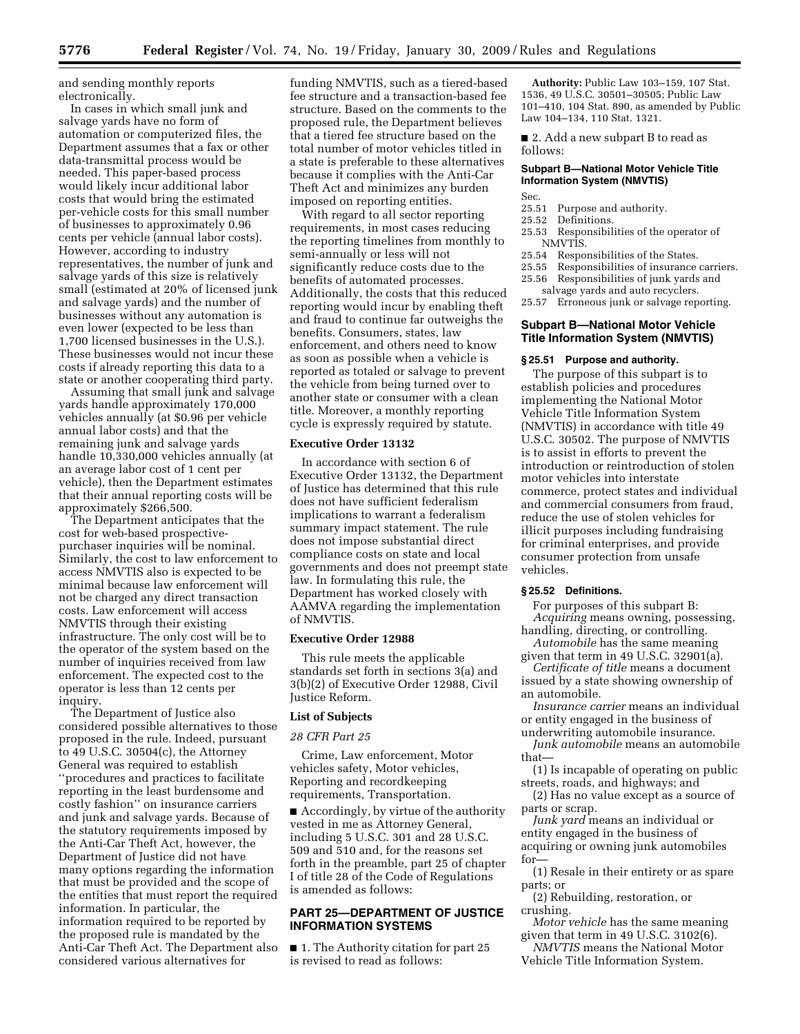and sending monthly reports electronically.

In cases in which small junk and salvage yards have no form of automation or computerized files, the Department assumes that a fax or other data-transmittal process would be needed. This paper-based process would likely incur additional labor costs that would bring the estimated per-vehicle costs for this small number of businesses to approximately 0.96 cents per vehicle (annual labor costs). However, according to industry representatives, the number of junk and salvage yards of this size is relatively small (estimated at 20% of licensed junk and salvage yards) and the number of businesses without any automation is even lower (expected to be less than 1,700 licensed businesses in the U.S.). These businesses would not incur these costs if already reporting this data to a state or another cooperating third party.

Assuming that small junk and salvage yards handle approximately 170,000 vehicles annually (at $0.96 per vehicle annual labor costs) and that the remaining junk and salvage yards handle 10,330,000 vehicles annually (at an average labor cost of 1 cent per vehicle), then the Department estimates that their annual reporting costs will be approximately $266,500.

The Department anticipates that the cost for web-based prospective-purchaser inquiries will be nominal. Similarly, the cost to law enforcement to access NMVTIS also is expected to be minimal because law enforcement will not be charged any direct transaction costs. Law enforcement will access NMVTIS through their existing infrastructure. The only cost will be to the operator of the system based on the number of inquiries received from law enforcement. The expected cost to the operator is less than 12 cents per inquiry.

The Department of Justice also considered possible alternatives to those proposed in the rule. Indeed, pursuant to 49 U.S.C. 30504(c), the Attorney General was required to establish ''procedures and practices to facilitate reporting in the least burdensome and costly fashion'' on insurance carriers and junk and salvage yards. Because of the statutory requirements imposed by the Anti-Car Theft Act, however, the Department of Justice did not have many options regarding the information that must be provided and the scope of the entities that must report the required information. In particular, the information required to be reported by the proposed rule is mandated by the Anti-Car Theft Act. The Department also considered various alternatives for funding NMVTIS, such as a tiered-based fee structure and a transaction-based fee structure. Based on the comments to the proposed rule, the Department believes that a tiered fee structure based on the total number of motor vehicles titled in a state is preferable to these alternatives because it complies with the Anti-Car Theft Act and minimizes any burden imposed on reporting entities.

With regard to all sector reporting requirements, in most cases reducing the reporting timelines from monthly to semi-annually or less will not significantly reduce costs due to the benefits of automated processes. Additionally, the costs that this reduced reporting would incur by enabling theft and fraud to continue far outweighs the benefits. Consumers, states, law enforcement, and others need to know as soon as possible when a vehicle is reported as totaled or salvage to prevent the vehicle from being turned over to another state or consumer with a clean title. Moreover, a monthly reporting cycle is expressly required by statute.

**Executive Order 13132**

In accordance with section 6 of Executive Order 13132, the Department of Justice has determined that this rule does not have sufficient federalism implications to warrant a federalism summary impact statement. The rule does not impose substantial direct compliance costs on state and local governments and does not preempt state law. In formulating this rule, the Department has worked closely with AAMVA regarding the implementation of NMVTIS.

**Executive Order 12988**

This rule meets the applicable standards set forth in sections 3(a) and 3(b)(2) of Executive Order 12988, Civil Justice Reform.

**List of Subjects**

*28 CFR Part 25*

Crime, Law enforcement, Motor vehicles safety, Motor vehicles, Reporting and recordkeeping requirements, Transportation.

■ Accordingly, by virtue of the authority vested in me as Attorney General, including 5 U.S.C. 301 and 28 U.S.C. 509 and 510 and, for the reasons set forth in the preamble, part 25 of chapter I of title 28 of the Code of Regulations is amended as follows:

## PART 25—DEPARTMENT OF JUSTICE INFORMATION SYSTEMS

■ 1. The Authority citation for part 25 is revised to read as follows:

**Authority:** Public Law 103–159, 107 Stat. 1536, 49 U.S.C. 30501–30505; Public Law 101–410, 104 Stat. 890, as amended by Public Law 104–134, 110 Stat. 1321.

■ 2. Add a new subpart B to read as follows:

### Subpart B—National Motor Vehicle Title Information System (NMVTIS)

Sec.
25.51 Purpose and authority.
25.52 Definitions.
25.53 Responsibilities of the operator of NMVTIS.
25.54 Responsibilities of the States.
25.55 Responsibilities of insurance carriers.
25.56 Responsibilities of junk yards and salvage yards and auto recyclers.
25.57 Erroneous junk or salvage reporting.

### Subpart B—National Motor Vehicle Title Information System (NMVTIS)

#### § 25.51 Purpose and authority.

The purpose of this subpart is to establish policies and procedures implementing the National Motor Vehicle Title Information System (NMVTIS) in accordance with title 49 U.S.C. 30502. The purpose of NMVTIS is to assist in efforts to prevent the introduction or reintroduction of stolen motor vehicles into interstate commerce, protect states and individual and commercial consumers from fraud, reduce the use of stolen vehicles for illicit purposes including fundraising for criminal enterprises, and provide consumer protection from unsafe vehicles.

#### § 25.52 Definitions.

For purposes of this subpart B:

*Acquiring* means owning, possessing, handling, directing, or controlling.

*Automobile* has the same meaning given that term in 49 U.S.C. 32901(a).

*Certificate of title* means a document issued by a state showing ownership of an automobile.

*Insurance carrier* means an individual or entity engaged in the business of underwriting automobile insurance.

*Junk automobile* means an automobile that—

(1) Is incapable of operating on public streets, roads, and highways; and

(2) Has no value except as a source of parts or scrap.

*Junk yard* means an individual or entity engaged in the business of acquiring or owning junk automobiles for—

(1) Resale in their entirety or as spare parts; or

(2) Rebuilding, restoration, or crushing.

*Motor vehicle* has the same meaning given that term in 49 U.S.C. 3102(6).

*NMVTIS* means the National Motor Vehicle Title Information System.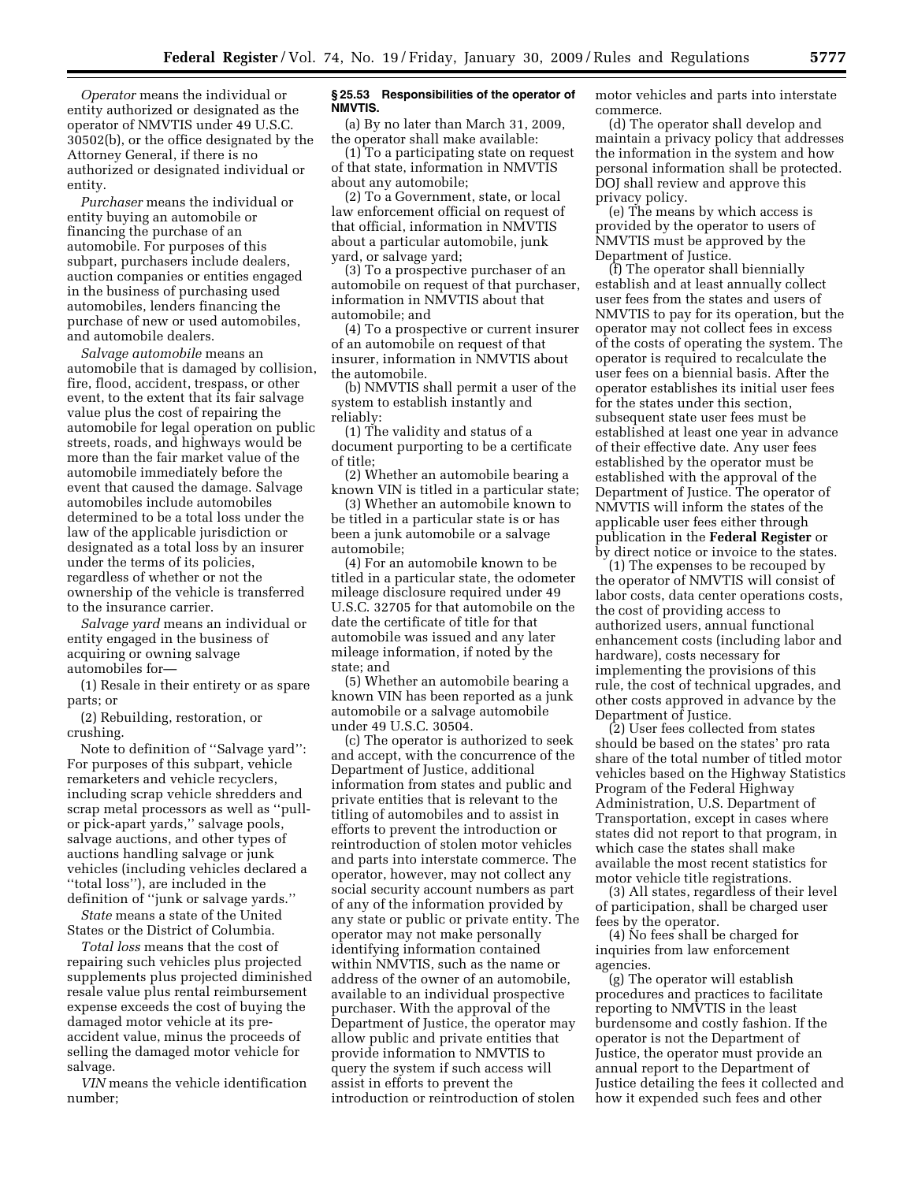*Operator* means the individual or entity authorized or designated as the operator of NMVTIS under 49 U.S.C. 30502(b), or the office designated by the Attorney General, if there is no authorized or designated individual or entity.

*Purchaser* means the individual or entity buying an automobile or financing the purchase of an automobile. For purposes of this subpart, purchasers include dealers, auction companies or entities engaged in the business of purchasing used automobiles, lenders financing the purchase of new or used automobiles, and automobile dealers.

*Salvage automobile* means an automobile that is damaged by collision, fire, flood, accident, trespass, or other event, to the extent that its fair salvage value plus the cost of repairing the automobile for legal operation on public streets, roads, and highways would be more than the fair market value of the automobile immediately before the event that caused the damage. Salvage automobiles include automobiles determined to be a total loss under the law of the applicable jurisdiction or designated as a total loss by an insurer under the terms of its policies, regardless of whether or not the ownership of the vehicle is transferred to the insurance carrier.

*Salvage yard* means an individual or entity engaged in the business of acquiring or owning salvage automobiles for—

(1) Resale in their entirety or as spare parts; or

(2) Rebuilding, restoration, or crushing.

Note to definition of ''Salvage yard'': For purposes of this subpart, vehicle remarketers and vehicle recyclers, including scrap vehicle shredders and scrap metal processors as well as ''pull- or pick-apart yards,'' salvage pools, salvage auctions, and other types of auctions handling salvage or junk vehicles (including vehicles declared a ''total loss''), are included in the definition of ''junk or salvage yards.''

*State* means a state of the United States or the District of Columbia.

*Total loss* means that the cost of repairing such vehicles plus projected supplements plus projected diminished resale value plus rental reimbursement expense exceeds the cost of buying the damaged motor vehicle at its pre-accident value, minus the proceeds of selling the damaged motor vehicle for salvage.

*VIN* means the vehicle identification number;

**§ 25.53 Responsibilities of the operator of NMVTIS.**

(a) By no later than March 31, 2009, the operator shall make available:

(1) To a participating state on request of that state, information in NMVTIS about any automobile;

(2) To a Government, state, or local law enforcement official on request of that official, information in NMVTIS about a particular automobile, junk yard, or salvage yard;

(3) To a prospective purchaser of an automobile on request of that purchaser, information in NMVTIS about that automobile; and

(4) To a prospective or current insurer of an automobile on request of that insurer, information in NMVTIS about the automobile.

(b) NMVTIS shall permit a user of the system to establish instantly and reliably:

(1) The validity and status of a document purporting to be a certificate of title;

(2) Whether an automobile bearing a known VIN is titled in a particular state;

(3) Whether an automobile known to be titled in a particular state is or has been a junk automobile or a salvage automobile;

(4) For an automobile known to be titled in a particular state, the odometer mileage disclosure required under 49 U.S.C. 32705 for that automobile on the date the certificate of title for that automobile was issued and any later mileage information, if noted by the state; and

(5) Whether an automobile bearing a known VIN has been reported as a junk automobile or a salvage automobile under 49 U.S.C. 30504.

(c) The operator is authorized to seek and accept, with the concurrence of the Department of Justice, additional information from states and public and private entities that is relevant to the titling of automobiles and to assist in efforts to prevent the introduction or reintroduction of stolen motor vehicles and parts into interstate commerce. The operator, however, may not collect any social security account numbers as part of any of the information provided by any state or public or private entity. The operator may not make personally identifying information contained within NMVTIS, such as the name or address of the owner of an automobile, available to an individual prospective purchaser. With the approval of the Department of Justice, the operator may allow public and private entities that provide information to NMVTIS to query the system if such access will assist in efforts to prevent the introduction or reintroduction of stolen motor vehicles and parts into interstate commerce.

(d) The operator shall develop and maintain a privacy policy that addresses the information in the system and how personal information shall be protected. DOJ shall review and approve this privacy policy.

(e) The means by which access is provided by the operator to users of NMVTIS must be approved by the Department of Justice.

(f) The operator shall biennially establish and at least annually collect user fees from the states and users of NMVTIS to pay for its operation, but the operator may not collect fees in excess of the costs of operating the system. The operator is required to recalculate the user fees on a biennial basis. After the operator establishes its initial user fees for the states under this section, subsequent state user fees must be established at least one year in advance of their effective date. Any user fees established by the operator must be established with the approval of the Department of Justice. The operator of NMVTIS will inform the states of the applicable user fees either through publication in the **Federal Register** or by direct notice or invoice to the states.

(1) The expenses to be recouped by the operator of NMVTIS will consist of labor costs, data center operations costs, the cost of providing access to authorized users, annual functional enhancement costs (including labor and hardware), costs necessary for implementing the provisions of this rule, the cost of technical upgrades, and other costs approved in advance by the Department of Justice.

(2) User fees collected from states should be based on the states' pro rata share of the total number of titled motor vehicles based on the Highway Statistics Program of the Federal Highway Administration, U.S. Department of Transportation, except in cases where states did not report to that program, in which case the states shall make available the most recent statistics for motor vehicle title registrations.

(3) All states, regardless of their level of participation, shall be charged user fees by the operator.

(4) No fees shall be charged for inquiries from law enforcement agencies.

(g) The operator will establish procedures and practices to facilitate reporting to NMVTIS in the least burdensome and costly fashion. If the operator is not the Department of Justice, the operator must provide an annual report to the Department of Justice detailing the fees it collected and how it expended such fees and other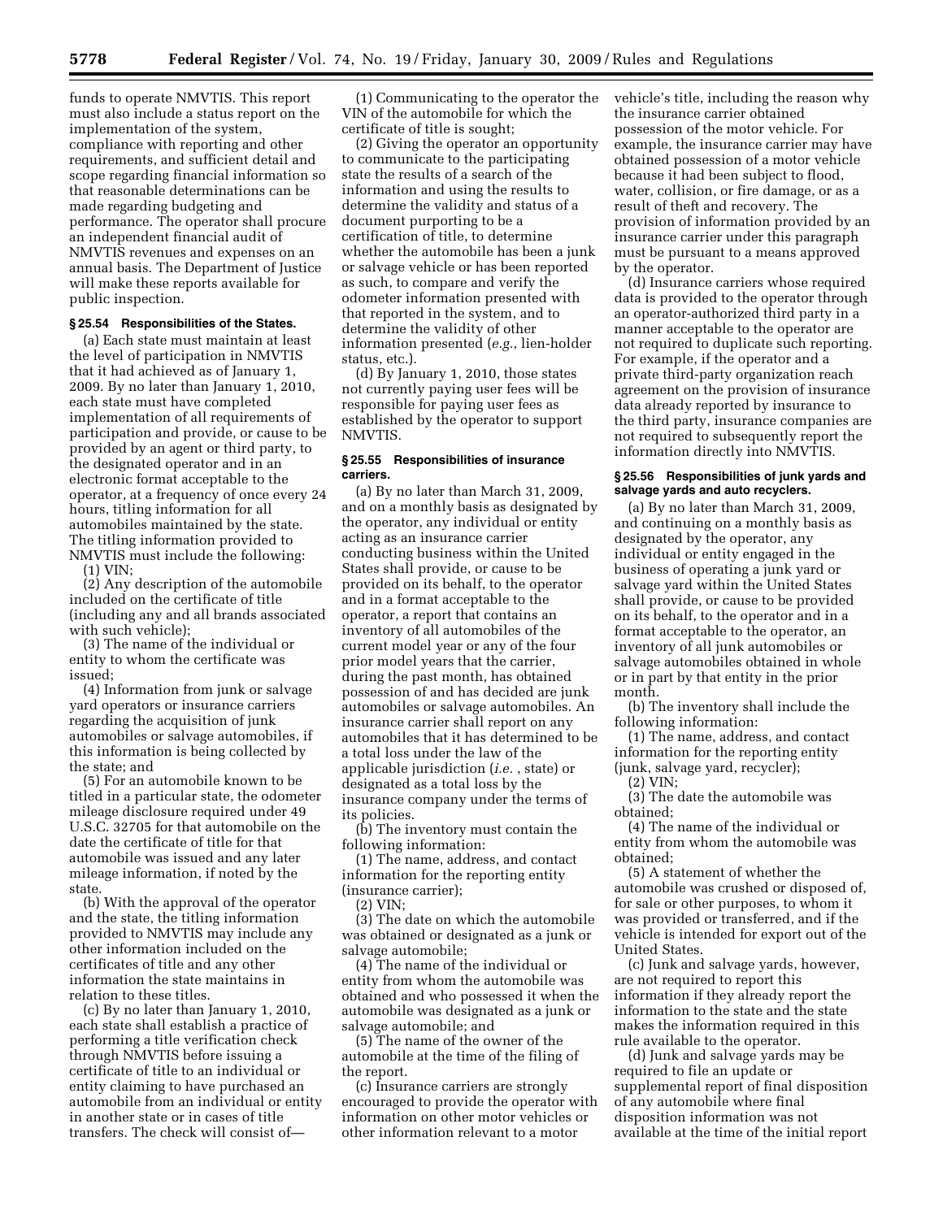funds to operate NMVTIS. This report must also include a status report on the implementation of the system, compliance with reporting and other requirements, and sufficient detail and scope regarding financial information so that reasonable determinations can be made regarding budgeting and performance. The operator shall procure an independent financial audit of NMVTIS revenues and expenses on an annual basis. The Department of Justice will make these reports available for public inspection.

**§ 25.54 Responsibilities of the States.**

(a) Each state must maintain at least the level of participation in NMVTIS that it had achieved as of January 1, 2009. By no later than January 1, 2010, each state must have completed implementation of all requirements of participation and provide, or cause to be provided by an agent or third party, to the designated operator and in an electronic format acceptable to the operator, at a frequency of once every 24 hours, titling information for all automobiles maintained by the state. The titling information provided to NMVTIS must include the following:

(1) VIN;

(2) Any description of the automobile included on the certificate of title (including any and all brands associated with such vehicle);

(3) The name of the individual or entity to whom the certificate was issued;

(4) Information from junk or salvage yard operators or insurance carriers regarding the acquisition of junk automobiles or salvage automobiles, if this information is being collected by the state; and

(5) For an automobile known to be titled in a particular state, the odometer mileage disclosure required under 49 U.S.C. 32705 for that automobile on the date the certificate of title for that automobile was issued and any later mileage information, if noted by the state.

(b) With the approval of the operator and the state, the titling information provided to NMVTIS may include any other information included on the certificates of title and any other information the state maintains in relation to these titles.

(c) By no later than January 1, 2010, each state shall establish a practice of performing a title verification check through NMVTIS before issuing a certificate of title to an individual or entity claiming to have purchased an automobile from an individual or entity in another state or in cases of title transfers. The check will consist of—

(1) Communicating to the operator the VIN of the automobile for which the certificate of title is sought;

(2) Giving the operator an opportunity to communicate to the participating state the results of a search of the information and using the results to determine the validity and status of a document purporting to be a certification of title, to determine whether the automobile has been a junk or salvage vehicle or has been reported as such, to compare and verify the odometer information presented with that reported in the system, and to determine the validity of other information presented (*e.g.*, lien-holder status, etc.).

(d) By January 1, 2010, those states not currently paying user fees will be responsible for paying user fees as established by the operator to support NMVTIS.

**§ 25.55 Responsibilities of insurance carriers.**

(a) By no later than March 31, 2009, and on a monthly basis as designated by the operator, any individual or entity acting as an insurance carrier conducting business within the United States shall provide, or cause to be provided on its behalf, to the operator and in a format acceptable to the operator, a report that contains an inventory of all automobiles of the current model year or any of the four prior model years that the carrier, during the past month, has obtained possession of and has decided are junk automobiles or salvage automobiles. An insurance carrier shall report on any automobiles that it has determined to be a total loss under the law of the applicable jurisdiction (*i.e.* , state) or designated as a total loss by the insurance company under the terms of its policies.

(b) The inventory must contain the following information:

(1) The name, address, and contact information for the reporting entity (insurance carrier);

(2) VIN;

(3) The date on which the automobile was obtained or designated as a junk or salvage automobile;

(4) The name of the individual or entity from whom the automobile was obtained and who possessed it when the automobile was designated as a junk or salvage automobile; and

(5) The name of the owner of the automobile at the time of the filing of the report.

(c) Insurance carriers are strongly encouraged to provide the operator with information on other motor vehicles or other information relevant to a motor vehicle's title, including the reason why the insurance carrier obtained possession of the motor vehicle. For example, the insurance carrier may have obtained possession of a motor vehicle because it had been subject to flood, water, collision, or fire damage, or as a result of theft and recovery. The provision of information provided by an insurance carrier under this paragraph must be pursuant to a means approved by the operator.

(d) Insurance carriers whose required data is provided to the operator through an operator-authorized third party in a manner acceptable to the operator are not required to duplicate such reporting. For example, if the operator and a private third-party organization reach agreement on the provision of insurance data already reported by insurance to the third party, insurance companies are not required to subsequently report the information directly into NMVTIS.

**§ 25.56 Responsibilities of junk yards and salvage yards and auto recyclers.**

(a) By no later than March 31, 2009, and continuing on a monthly basis as designated by the operator, any individual or entity engaged in the business of operating a junk yard or salvage yard within the United States shall provide, or cause to be provided on its behalf, to the operator and in a format acceptable to the operator, an inventory of all junk automobiles or salvage automobiles obtained in whole or in part by that entity in the prior month.

(b) The inventory shall include the following information:

(1) The name, address, and contact information for the reporting entity (junk, salvage yard, recycler);

(2) VIN;

(3) The date the automobile was obtained;

(4) The name of the individual or entity from whom the automobile was obtained;

(5) A statement of whether the automobile was crushed or disposed of, for sale or other purposes, to whom it was provided or transferred, and if the vehicle is intended for export out of the United States.

(c) Junk and salvage yards, however, are not required to report this information if they already report the information to the state and the state makes the information required in this rule available to the operator.

(d) Junk and salvage yards may be required to file an update or supplemental report of final disposition of any automobile where final disposition information was not available at the time of the initial report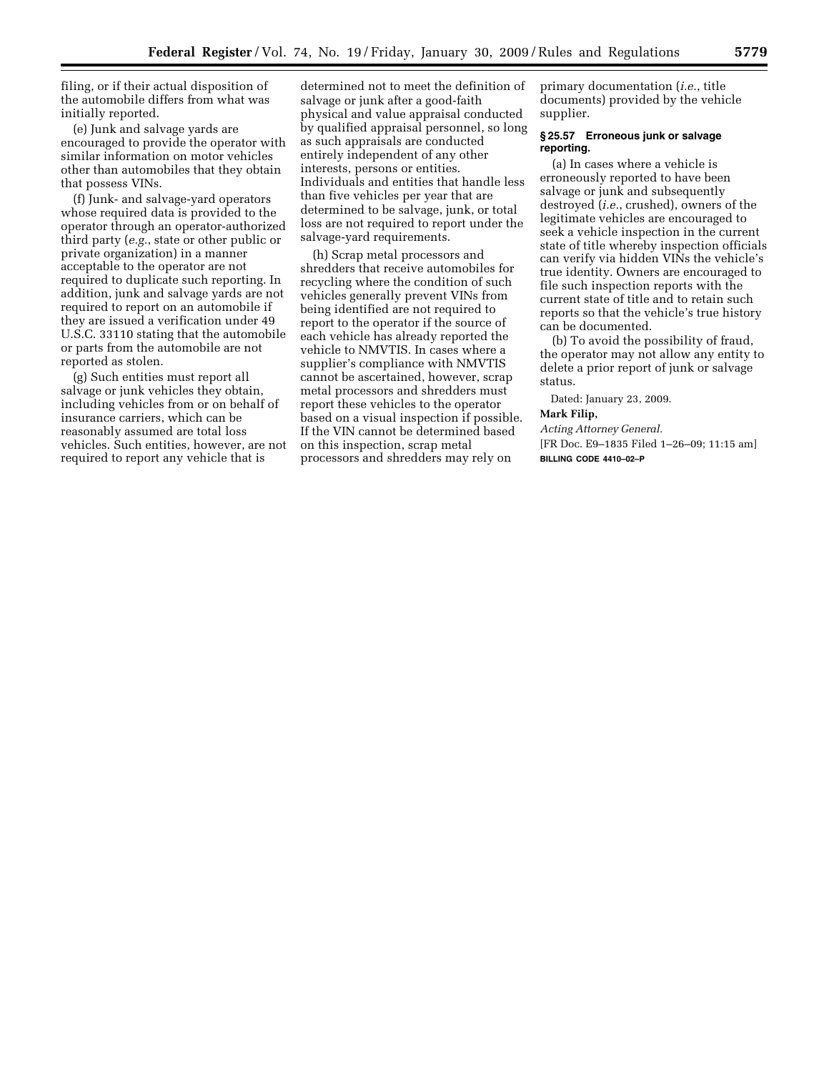filing, or if their actual disposition of the automobile differs from what was initially reported.

(e) Junk and salvage yards are encouraged to provide the operator with similar information on motor vehicles other than automobiles that they obtain that possess VINs.

(f) Junk- and salvage-yard operators whose required data is provided to the operator through an operator-authorized third party (*e.g.*, state or other public or private organization) in a manner acceptable to the operator are not required to duplicate such reporting. In addition, junk and salvage yards are not required to report on an automobile if they are issued a verification under 49 U.S.C. 33110 stating that the automobile or parts from the automobile are not reported as stolen.

(g) Such entities must report all salvage or junk vehicles they obtain, including vehicles from or on behalf of insurance carriers, which can be reasonably assumed are total loss vehicles. Such entities, however, are not required to report any vehicle that is determined not to meet the definition of salvage or junk after a good-faith physical and value appraisal conducted by qualified appraisal personnel, so long as such appraisals are conducted entirely independent of any other interests, persons or entities. Individuals and entities that handle less than five vehicles per year that are determined to be salvage, junk, or total loss are not required to report under the salvage-yard requirements.

(h) Scrap metal processors and shredders that receive automobiles for recycling where the condition of such vehicles generally prevent VINs from being identified are not required to report to the operator if the source of each vehicle has already reported the vehicle to NMVTIS. In cases where a supplier's compliance with NMVTIS cannot be ascertained, however, scrap metal processors and shredders must report these vehicles to the operator based on a visual inspection if possible. If the VIN cannot be determined based on this inspection, scrap metal processors and shredders may rely on primary documentation (*i.e.*, title documents) provided by the vehicle supplier.

**§ 25.57 Erroneous junk or salvage reporting.**

(a) In cases where a vehicle is erroneously reported to have been salvage or junk and subsequently destroyed (*i.e.*, crushed), owners of the legitimate vehicles are encouraged to seek a vehicle inspection in the current state of title whereby inspection officials can verify via hidden VINs the vehicle's true identity. Owners are encouraged to file such inspection reports with the current state of title and to retain such reports so that the vehicle's true history can be documented.

(b) To avoid the possibility of fraud, the operator may not allow any entity to delete a prior report of junk or salvage status.

Dated: January 23, 2009.

**Mark Filip,**

*Acting Attorney General.*

[FR Doc. E9–1835 Filed 1–26–09; 11:15 am]

**BILLING CODE 4410–02–P**